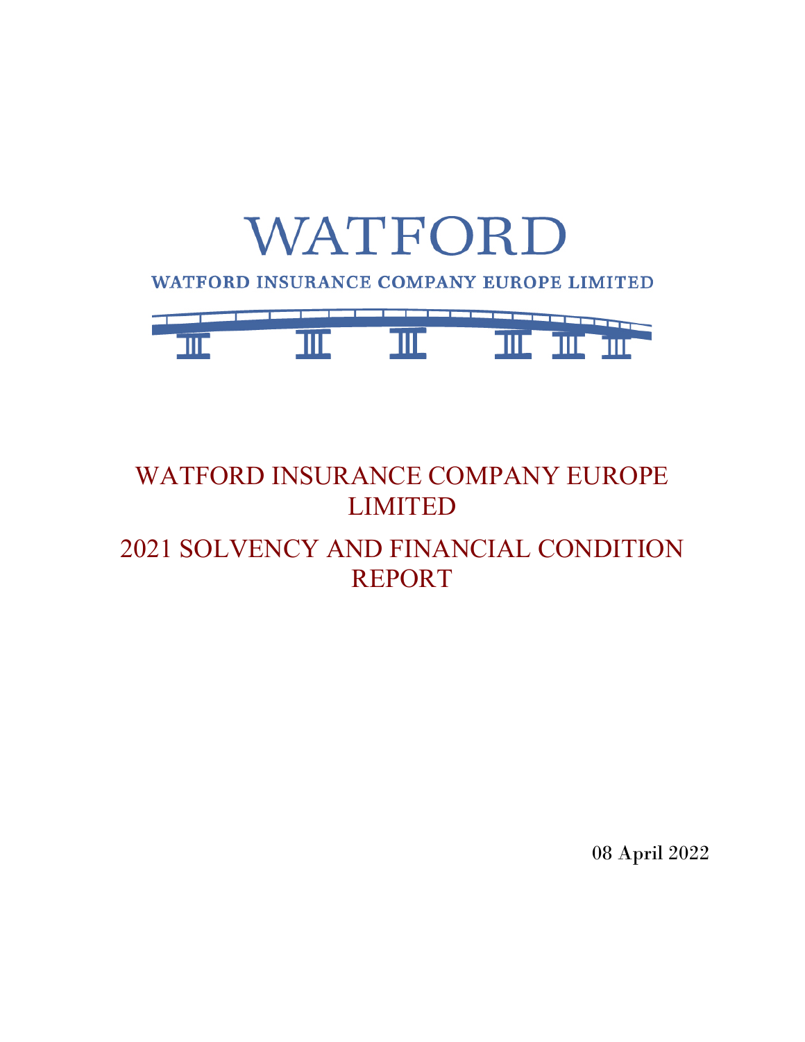WATFORD

WATFORD INSURANCE COMPANY EUROPE LIMITED

# WATFORD INSURANCE COMPANY EUROPE LIMITED

# 2021 SOLVENCY AND FINANCIAL CONDITION REPORT

08 April 2022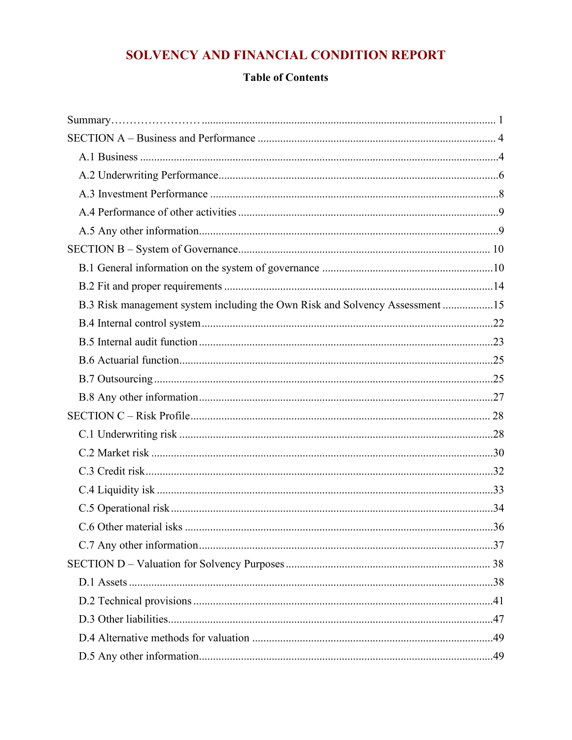# SOLVENCY AND FINANCIAL CONDITION REPORT

**Table of Contents**

Summary…………………… .......................................................................................................... 1

SECTION A – Business and Performance ..................................................................................... 4

A.1 Business ..............................................................................................................................4

A.2 Underwriting Performance...................................................................................................6

A.3 Investment Performance ......................................................................................................8

A.4 Performance of other activities ............................................................................................9

A.5 Any other information..........................................................................................................9

SECTION B – System of Governance.......................................................................................... 10

B.1 General information on the system of governance .............................................................10

B.2 Fit and proper requirements ...............................................................................................14

B.3 Risk management system including the Own Risk and Solvency Assessment ..................15

B.4 Internal control system .......................................................................................................22

B.5 Internal audit function ........................................................................................................23

B.6 Actuarial function................................................................................................................25

B.7 Outsourcing ........................................................................................................................25

B.8 Any other information ........................................................................................................27

SECTION C – Risk Profile........................................................................................................... 28

C.1 Underwriting risk ...............................................................................................................28

C.2 Market risk .........................................................................................................................30

C.3 Credit risk...........................................................................................................................32

C.4 Liquidity isk .......................................................................................................................33

C.5 Operational risk ..................................................................................................................34

C.6 Other material isks .............................................................................................................36

C.7 Any other information ........................................................................................................37

SECTION D – Valuation for Solvency Purposes ......................................................................... 38

D.1 Assets .................................................................................................................................38

D.2 Technical provisions ..........................................................................................................41

D.3 Other liabilities...................................................................................................................47

D.4 Alternative methods for valuation .....................................................................................49

D.5 Any other information.......................................................................................................49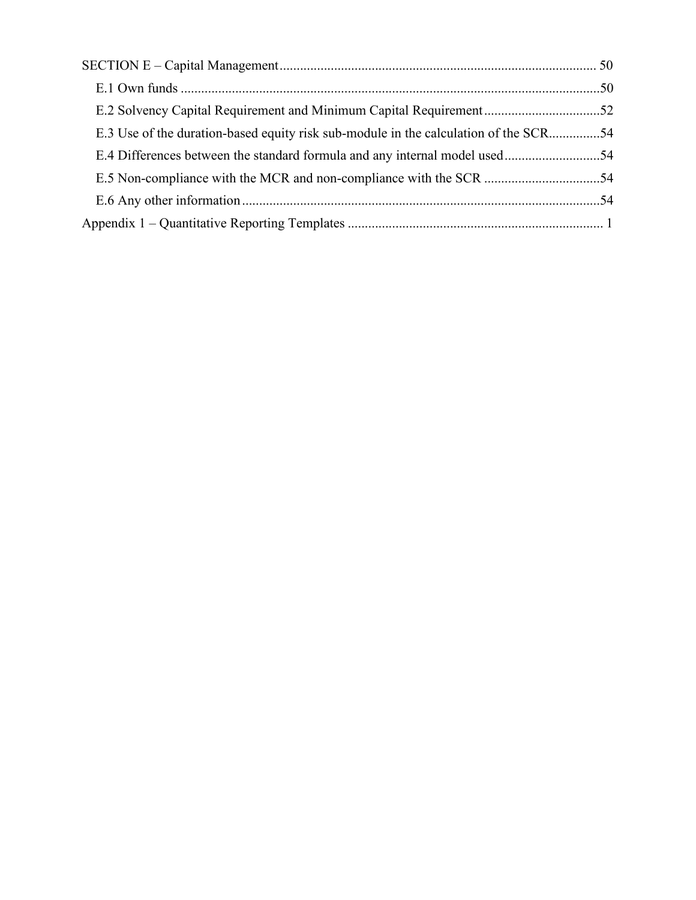SECTION E – Capital Management ........................................................................................... 50

- E.1 Own funds .........................................................................................................................50
- E.2 Solvency Capital Requirement and Minimum Capital Requirement ..................................52
- E.3 Use of the duration-based equity risk sub-module in the calculation of the SCR...............54
- E.4 Differences between the standard formula and any internal model used ............................54
- E.5 Non-compliance with the MCR and non-compliance with the SCR ..................................54
- E.6 Any other information ........................................................................................................54

Appendix 1 – Quantitative Reporting Templates .......................................................................... 1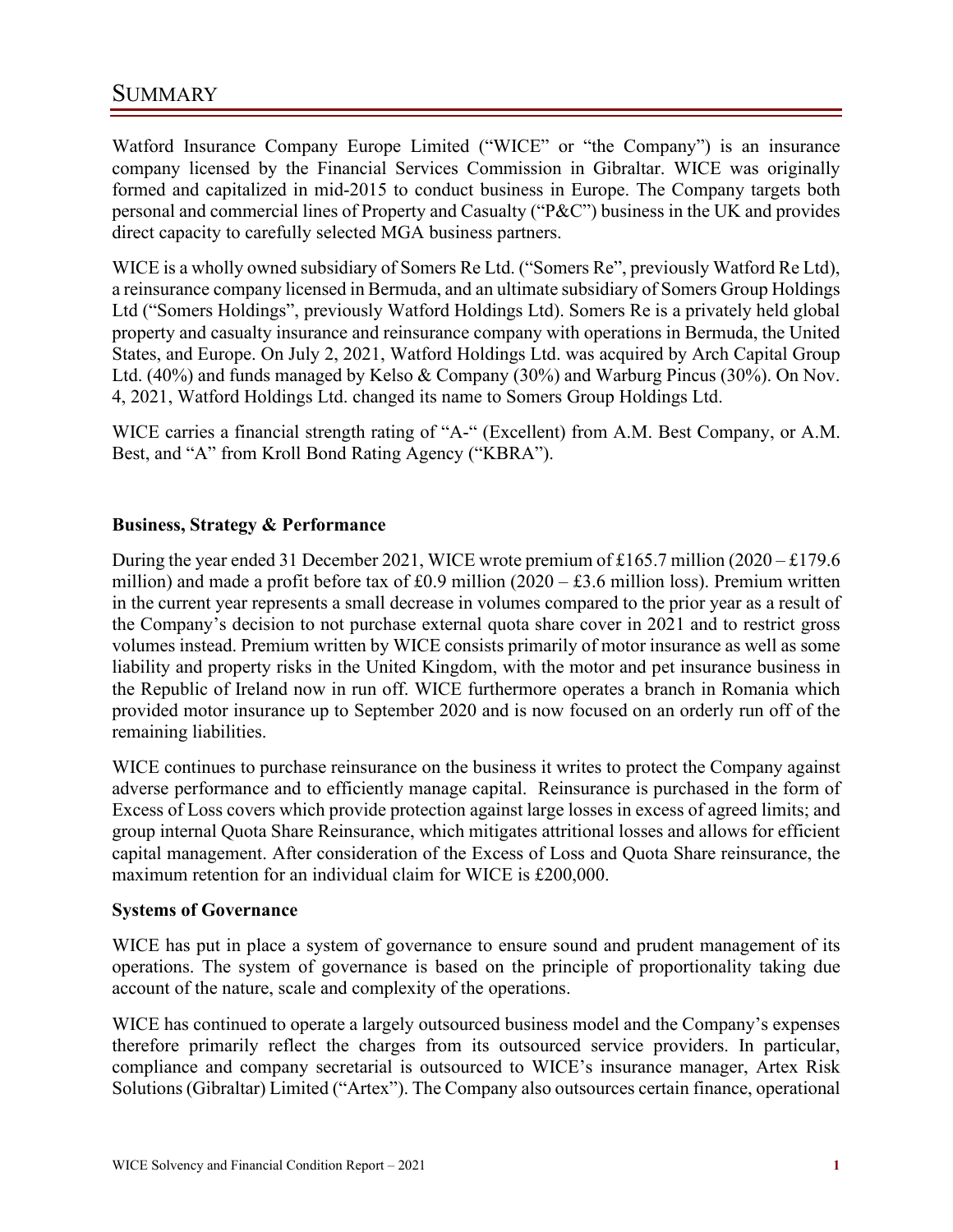# SUMMARY

Watford Insurance Company Europe Limited ("WICE" or "the Company") is an insurance company licensed by the Financial Services Commission in Gibraltar. WICE was originally formed and capitalized in mid-2015 to conduct business in Europe. The Company targets both personal and commercial lines of Property and Casualty ("P&C") business in the UK and provides direct capacity to carefully selected MGA business partners.

WICE is a wholly owned subsidiary of Somers Re Ltd. ("Somers Re", previously Watford Re Ltd), a reinsurance company licensed in Bermuda, and an ultimate subsidiary of Somers Group Holdings Ltd ("Somers Holdings", previously Watford Holdings Ltd). Somers Re is a privately held global property and casualty insurance and reinsurance company with operations in Bermuda, the United States, and Europe. On July 2, 2021, Watford Holdings Ltd. was acquired by Arch Capital Group Ltd. (40%) and funds managed by Kelso & Company (30%) and Warburg Pincus (30%). On Nov. 4, 2021, Watford Holdings Ltd. changed its name to Somers Group Holdings Ltd.

WICE carries a financial strength rating of "A-" (Excellent) from A.M. Best Company, or A.M. Best, and "A" from Kroll Bond Rating Agency ("KBRA").

**Business, Strategy & Performance**

During the year ended 31 December 2021, WICE wrote premium of £165.7 million (2020 – £179.6 million) and made a profit before tax of £0.9 million (2020 – £3.6 million loss). Premium written in the current year represents a small decrease in volumes compared to the prior year as a result of the Company's decision to not purchase external quota share cover in 2021 and to restrict gross volumes instead. Premium written by WICE consists primarily of motor insurance as well as some liability and property risks in the United Kingdom, with the motor and pet insurance business in the Republic of Ireland now in run off. WICE furthermore operates a branch in Romania which provided motor insurance up to September 2020 and is now focused on an orderly run off of the remaining liabilities.

WICE continues to purchase reinsurance on the business it writes to protect the Company against adverse performance and to efficiently manage capital. Reinsurance is purchased in the form of Excess of Loss covers which provide protection against large losses in excess of agreed limits; and group internal Quota Share Reinsurance, which mitigates attritional losses and allows for efficient capital management. After consideration of the Excess of Loss and Quota Share reinsurance, the maximum retention for an individual claim for WICE is £200,000.

**Systems of Governance**

WICE has put in place a system of governance to ensure sound and prudent management of its operations. The system of governance is based on the principle of proportionality taking due account of the nature, scale and complexity of the operations.

WICE has continued to operate a largely outsourced business model and the Company's expenses therefore primarily reflect the charges from its outsourced service providers. In particular, compliance and company secretarial is outsourced to WICE's insurance manager, Artex Risk Solutions (Gibraltar) Limited ("Artex"). The Company also outsources certain finance, operational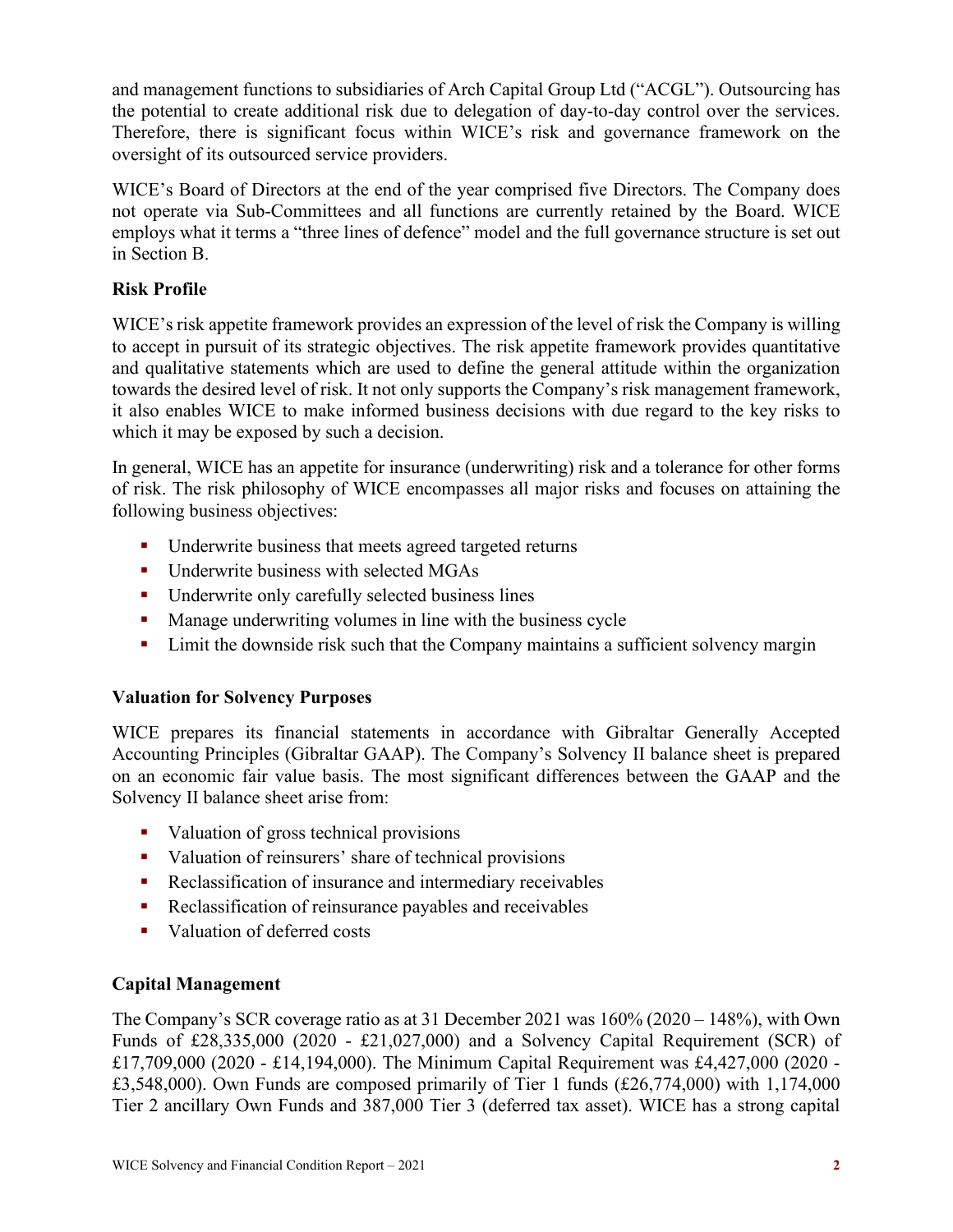and management functions to subsidiaries of Arch Capital Group Ltd ("ACGL"). Outsourcing has the potential to create additional risk due to delegation of day-to-day control over the services. Therefore, there is significant focus within WICE's risk and governance framework on the oversight of its outsourced service providers.

WICE's Board of Directors at the end of the year comprised five Directors. The Company does not operate via Sub-Committees and all functions are currently retained by the Board. WICE employs what it terms a "three lines of defence" model and the full governance structure is set out in Section B.

**Risk Profile**

WICE's risk appetite framework provides an expression of the level of risk the Company is willing to accept in pursuit of its strategic objectives. The risk appetite framework provides quantitative and qualitative statements which are used to define the general attitude within the organization towards the desired level of risk. It not only supports the Company's risk management framework, it also enables WICE to make informed business decisions with due regard to the key risks to which it may be exposed by such a decision.

In general, WICE has an appetite for insurance (underwriting) risk and a tolerance for other forms of risk. The risk philosophy of WICE encompasses all major risks and focuses on attaining the following business objectives:

- Underwrite business that meets agreed targeted returns
- Underwrite business with selected MGAs
- Underwrite only carefully selected business lines
- Manage underwriting volumes in line with the business cycle
- Limit the downside risk such that the Company maintains a sufficient solvency margin

**Valuation for Solvency Purposes**

WICE prepares its financial statements in accordance with Gibraltar Generally Accepted Accounting Principles (Gibraltar GAAP). The Company's Solvency II balance sheet is prepared on an economic fair value basis. The most significant differences between the GAAP and the Solvency II balance sheet arise from:

- Valuation of gross technical provisions
- Valuation of reinsurers' share of technical provisions
- Reclassification of insurance and intermediary receivables
- Reclassification of reinsurance payables and receivables
- Valuation of deferred costs

**Capital Management**

The Company's SCR coverage ratio as at 31 December 2021 was 160% (2020 – 148%), with Own Funds of £28,335,000 (2020 - £21,027,000) and a Solvency Capital Requirement (SCR) of £17,709,000 (2020 - £14,194,000). The Minimum Capital Requirement was £4,427,000 (2020 - £3,548,000). Own Funds are composed primarily of Tier 1 funds (£26,774,000) with 1,174,000 Tier 2 ancillary Own Funds and 387,000 Tier 3 (deferred tax asset). WICE has a strong capital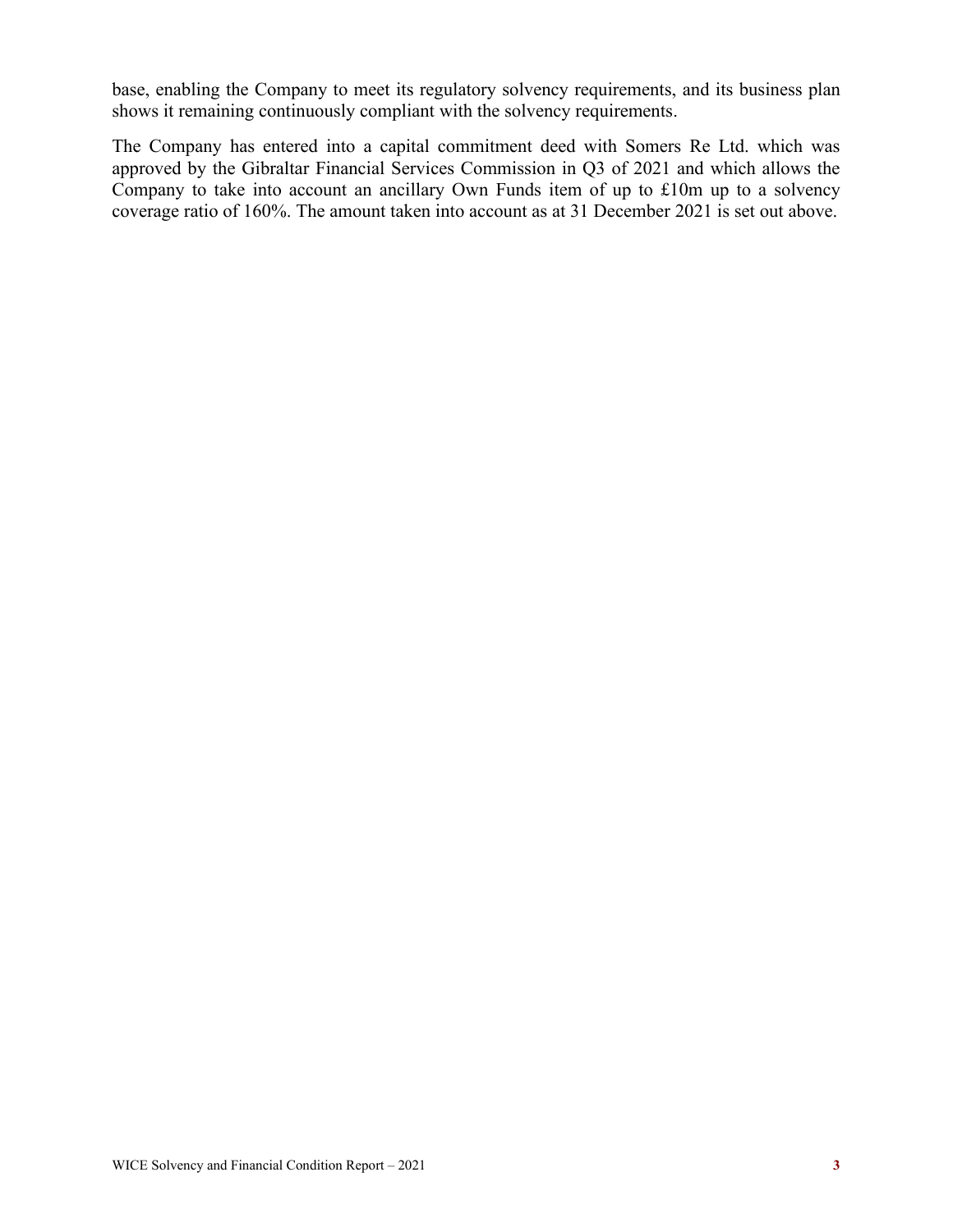base, enabling the Company to meet its regulatory solvency requirements, and its business plan shows it remaining continuously compliant with the solvency requirements.

The Company has entered into a capital commitment deed with Somers Re Ltd. which was approved by the Gibraltar Financial Services Commission in Q3 of 2021 and which allows the Company to take into account an ancillary Own Funds item of up to £10m up to a solvency coverage ratio of 160%. The amount taken into account as at 31 December 2021 is set out above.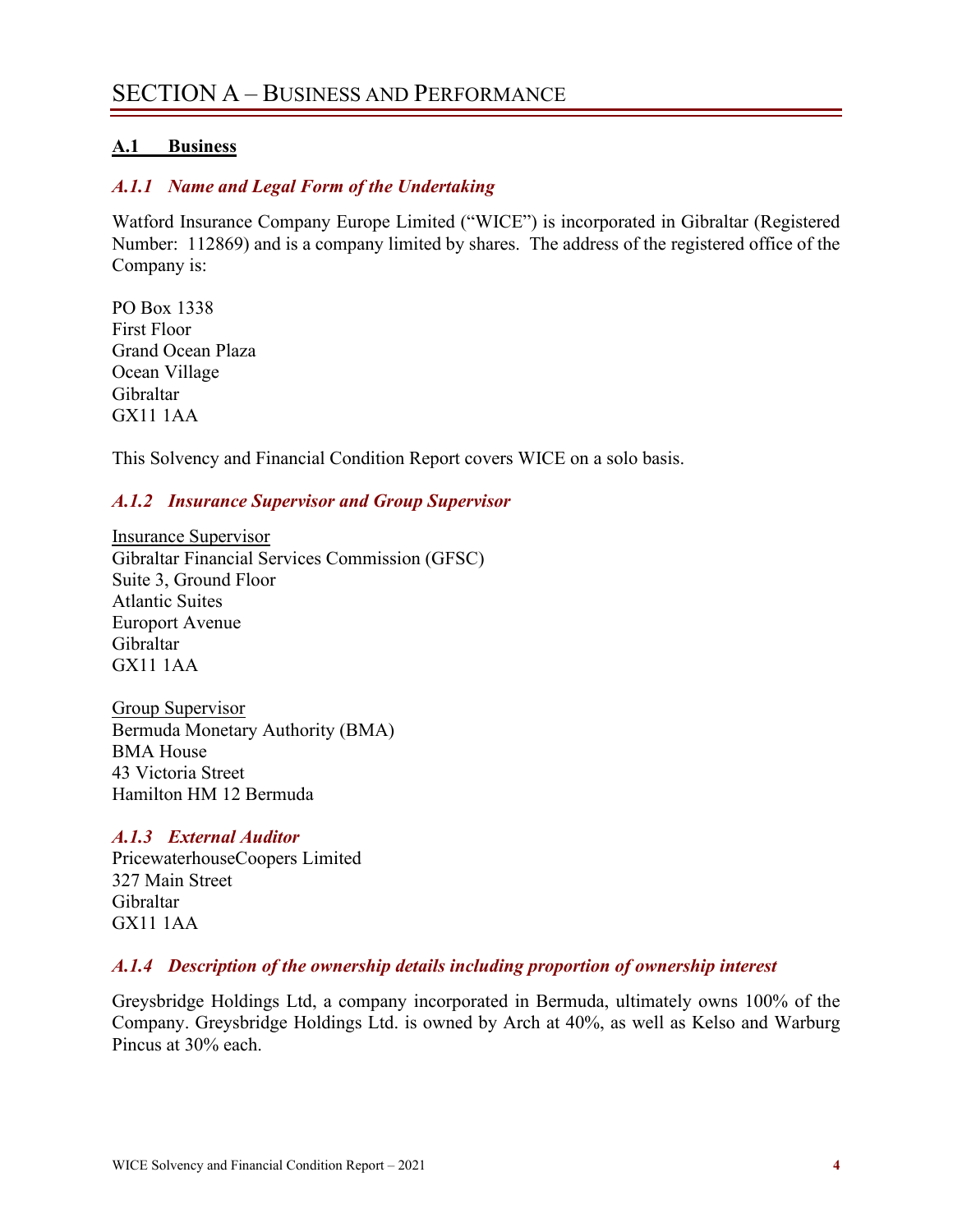# SECTION A – BUSINESS AND PERFORMANCE

## A.1 Business

### *A.1.1 Name and Legal Form of the Undertaking*

Watford Insurance Company Europe Limited ("WICE") is incorporated in Gibraltar (Registered Number: 112869) and is a company limited by shares. The address of the registered office of the Company is:

PO Box 1338
First Floor
Grand Ocean Plaza
Ocean Village
Gibraltar
GX11 1AA

This Solvency and Financial Condition Report covers WICE on a solo basis.

### *A.1.2 Insurance Supervisor and Group Supervisor*

Insurance Supervisor
Gibraltar Financial Services Commission (GFSC)
Suite 3, Ground Floor
Atlantic Suites
Europort Avenue
Gibraltar
GX11 1AA

Group Supervisor
Bermuda Monetary Authority (BMA)
BMA House
43 Victoria Street
Hamilton HM 12 Bermuda

### *A.1.3 External Auditor*

PricewaterhouseCoopers Limited
327 Main Street
Gibraltar
GX11 1AA

### *A.1.4 Description of the ownership details including proportion of ownership interest*

Greysbridge Holdings Ltd, a company incorporated in Bermuda, ultimately owns 100% of the Company. Greysbridge Holdings Ltd. is owned by Arch at 40%, as well as Kelso and Warburg Pincus at 30% each.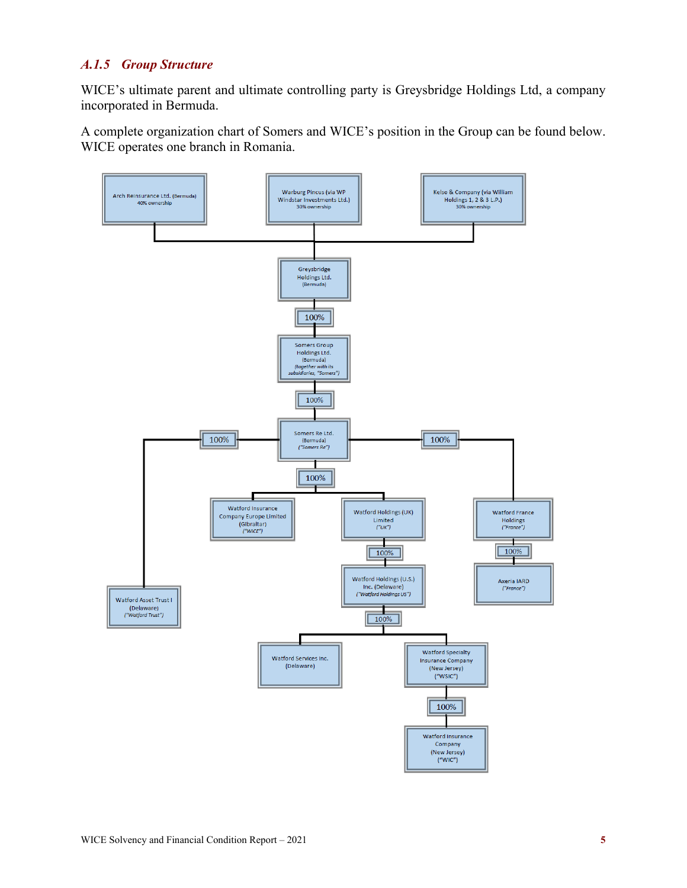### *A.1.5 Group Structure*

WICE's ultimate parent and ultimate controlling party is Greysbridge Holdings Ltd, a company incorporated in Bermuda.

A complete organization chart of Somers and WICE's position in the Group can be found below. WICE operates one branch in Romania.

Arch Reinsurance Ltd. (Bermuda)
40% ownership

Warburg Pincus (via WP Windstar Investments Ltd.)
30% ownership

Kelso & Company (via William Holdings 1, 2 & 3 L.P.)
30% ownership

Greysbridge Holdings Ltd. (Bermuda)

100%

Somers Group Holdings Ltd. (Bermuda) (together with its subsidiaries, "Somers")

100%

Somers Re Ltd. (Bermuda) ("Somers Re")

100%

100%

100%

Watford Insurance Company Europe Limited (Gibraltar) ("WICE")

Watford Holdings (UK) Limited ("UK")

Watford France Holdings ("France")

100%

100%

Axeria IARD ("France")

Watford Holdings (U.S.) Inc. (Delaware) ("Watford Holdings US")

Watford Asset Trust I (Delaware) ("Watford Trust")

100%

Watford Services Inc. (Delaware)

Watford Specialty Insurance Company (New Jersey) ("WSIC")

100%

Watford Insurance Company (New Jersey) ("WIC")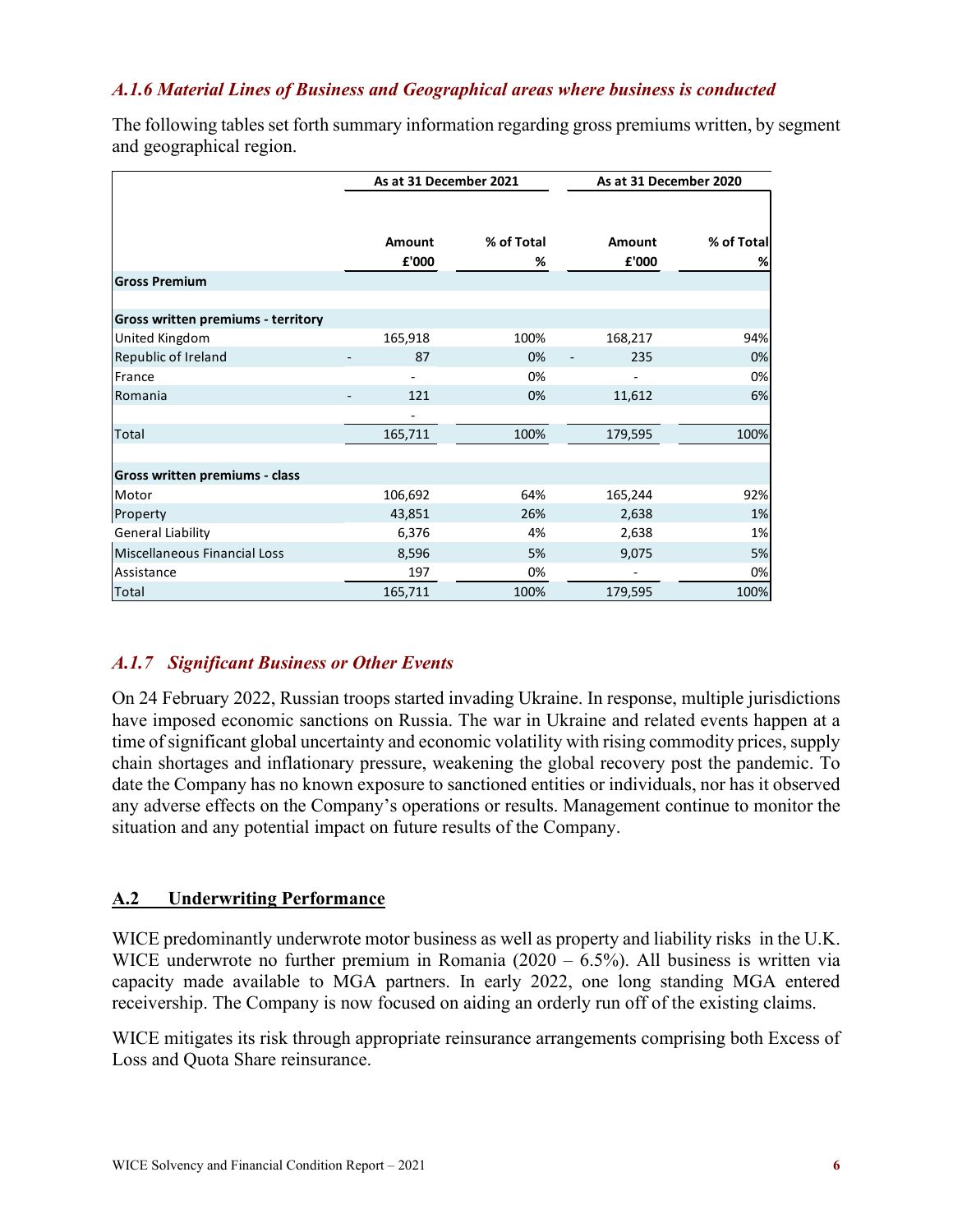### *A.1.6 Material Lines of Business and Geographical areas where business is conducted*

The following tables set forth summary information regarding gross premiums written, by segment and geographical region.

| | As at 31 December 2021 | | As at 31 December 2020 | |
|---|---|---|---|---|
| | **Amount £'000** | **% of Total %** | **Amount £'000** | **% of Total %** |
| **Gross Premium** | | | | |
| **Gross written premiums - territory** | | | | |
| United Kingdom | 165,918 | 100% | 168,217 | 94% |
| Republic of Ireland | - 87 | 0% | - 235 | 0% |
| France | - | 0% | - | 0% |
| Romania | - 121 | 0% | 11,612 | 6% |
| | - | | | |
| Total | 165,711 | 100% | 179,595 | 100% |
| **Gross written premiums - class** | | | | |
| Motor | 106,692 | 64% | 165,244 | 92% |
| Property | 43,851 | 26% | 2,638 | 1% |
| General Liability | 6,376 | 4% | 2,638 | 1% |
| Miscellaneous Financial Loss | 8,596 | 5% | 9,075 | 5% |
| Assistance | 197 | 0% | - | 0% |
| Total | 165,711 | 100% | 179,595 | 100% |

### *A.1.7 Significant Business or Other Events*

On 24 February 2022, Russian troops started invading Ukraine. In response, multiple jurisdictions have imposed economic sanctions on Russia. The war in Ukraine and related events happen at a time of significant global uncertainty and economic volatility with rising commodity prices, supply chain shortages and inflationary pressure, weakening the global recovery post the pandemic. To date the Company has no known exposure to sanctioned entities or individuals, nor has it observed any adverse effects on the Company's operations or results. Management continue to monitor the situation and any potential impact on future results of the Company.

## A.2 Underwriting Performance

WICE predominantly underwrote motor business as well as property and liability risks in the U.K. WICE underwrote no further premium in Romania (2020 – 6.5%). All business is written via capacity made available to MGA partners. In early 2022, one long standing MGA entered receivership. The Company is now focused on aiding an orderly run off of the existing claims.

WICE mitigates its risk through appropriate reinsurance arrangements comprising both Excess of Loss and Quota Share reinsurance.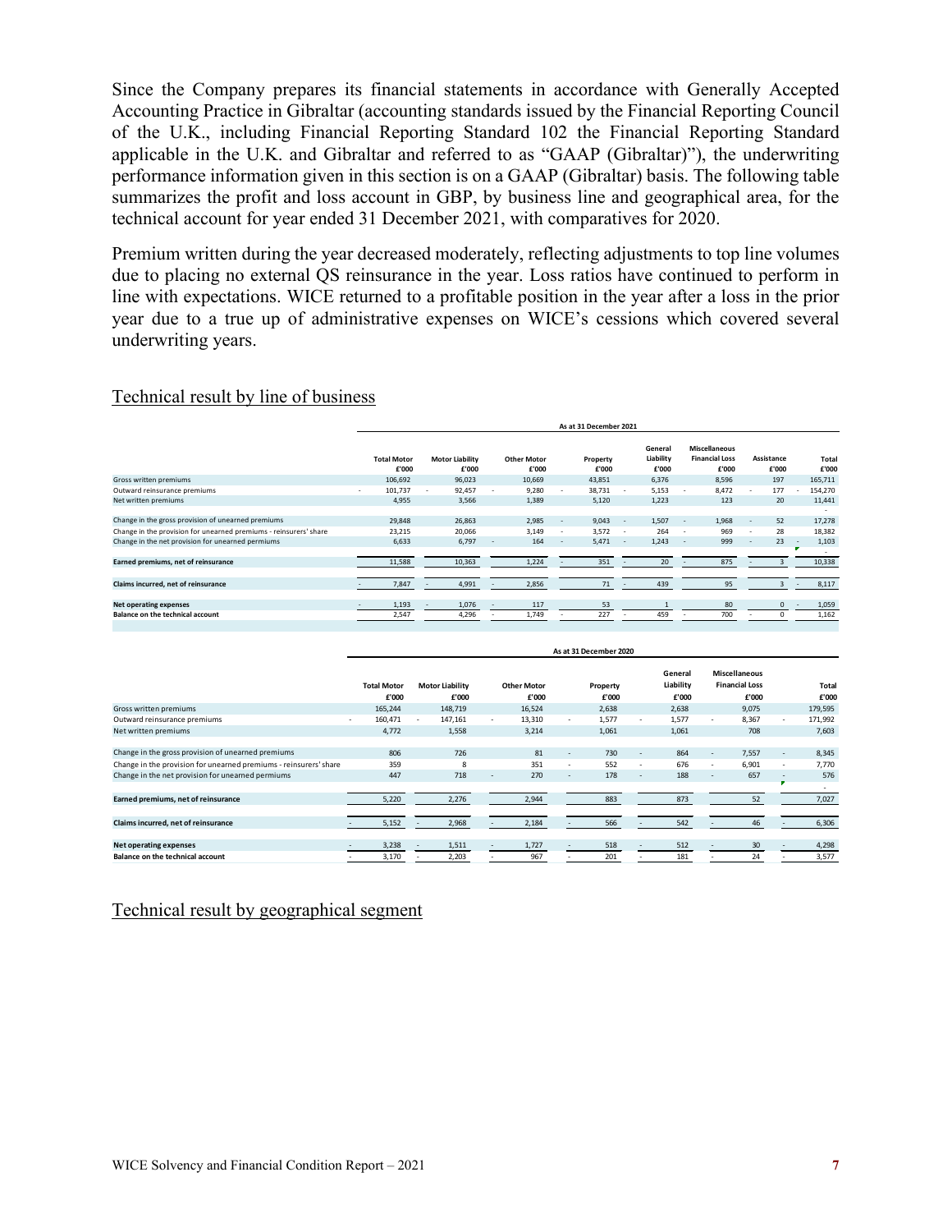Since the Company prepares its financial statements in accordance with Generally Accepted Accounting Practice in Gibraltar (accounting standards issued by the Financial Reporting Council of the U.K., including Financial Reporting Standard 102 the Financial Reporting Standard applicable in the U.K. and Gibraltar and referred to as "GAAP (Gibraltar)"), the underwriting performance information given in this section is on a GAAP (Gibraltar) basis. The following table summarizes the profit and loss account in GBP, by business line and geographical area, for the technical account for year ended 31 December 2021, with comparatives for 2020.

Premium written during the year decreased moderately, reflecting adjustments to top line volumes due to placing no external QS reinsurance in the year. Loss ratios have continued to perform in line with expectations. WICE returned to a profitable position in the year after a loss in the prior year due to a true up of administrative expenses on WICE's cessions which covered several underwriting years.

## Technical result by line of business

| As at 31 December 2021 | Total Motor £'000 | Motor Liability £'000 | Other Motor £'000 | Property £'000 | General Liability £'000 | Miscellaneous Financial Loss £'000 | Assistance £'000 | Total £'000 |
|---|---|---|---|---|---|---|---|---|
| Gross written premiums | 106,692 | 96,023 | 10,669 | 43,851 | 6,376 | 8,596 | 197 | 165,711 |
| Outward reinsurance premiums | - 101,737 | - 92,457 | - 9,280 | - 38,731 | - 5,153 | - 8,472 | - 177 | - 154,270 |
| Net written premiums | 4,955 | 3,566 | 1,389 | 5,120 | 1,223 | 123 | 20 | 11,441 |
| Change in the gross provision of unearned premiums | 29,848 | 26,863 | 2,985 | - 9,043 | - 1,507 | - 1,968 | - 52 | 17,278 |
| Change in the provision for unearned premiums - reinsurers' share | 23,215 | 20,066 | 3,149 | - 3,572 | - 264 | - 969 | - 28 | 18,382 |
| Change in the net provision for unearned permiums | 6,633 | 6,797 | - 164 | - 5,471 | - 1,243 | - 999 | - 23 | - 1,103 |
| **Earned premiums, net of reinsurance** | 11,588 | 10,363 | 1,224 | - 351 | - 20 | - 875 | - 3 | 10,338 |
| **Claims incurred, net of reinsurance** | - 7,847 | - 4,991 | - 2,856 | 71 | - 439 | 95 | 3 | - 8,117 |
| **Net operating expenses** | - 1,193 | - 1,076 | - 117 | 53 | 1 | 80 | 0 | - 1,059 |
| **Balance on the technical account** | 2,547 | 4,296 | - 1,749 | - 227 | - 459 | - 700 | - 0 | 1,162 |

| As at 31 December 2020 | Total Motor £'000 | Motor Liability £'000 | Other Motor £'000 | Property £'000 | General Liability £'000 | Miscellaneous Financial Loss £'000 | Total £'000 |
|---|---|---|---|---|---|---|---|
| Gross written premiums | 165,244 | 148,719 | 16,524 | 2,638 | 2,638 | 9,075 | 179,595 |
| Outward reinsurance premiums | - 160,471 | - 147,161 | - 13,310 | - 1,577 | - 1,577 | - 8,367 | - 171,992 |
| Net written premiums | 4,772 | 1,558 | 3,214 | 1,061 | 1,061 | 708 | 7,603 |
| Change in the gross provision of unearned premiums | 806 | 726 | 81 | - 730 | - 864 | - 7,557 | - 8,345 |
| Change in the provision for unearned premiums - reinsurers' share | 359 | 8 | 351 | - 552 | - 676 | - 6,901 | - 7,770 |
| Change in the net provision for unearned permiums | 447 | 718 | - 270 | - 178 | - 188 | - 657 | - 576 |
| **Earned premiums, net of reinsurance** | 5,220 | 2,276 | 2,944 | 883 | 873 | 52 | 7,027 |
| **Claims incurred, net of reinsurance** | - 5,152 | - 2,968 | - 2,184 | - 566 | - 542 | - 46 | - 6,306 |
| **Net operating expenses** | - 3,238 | - 1,511 | - 1,727 | - 518 | - 512 | - 30 | - 4,298 |
| **Balance on the technical account** | - 3,170 | - 2,203 | - 967 | - 201 | - 181 | - 24 | - 3,577 |

## Technical result by geographical segment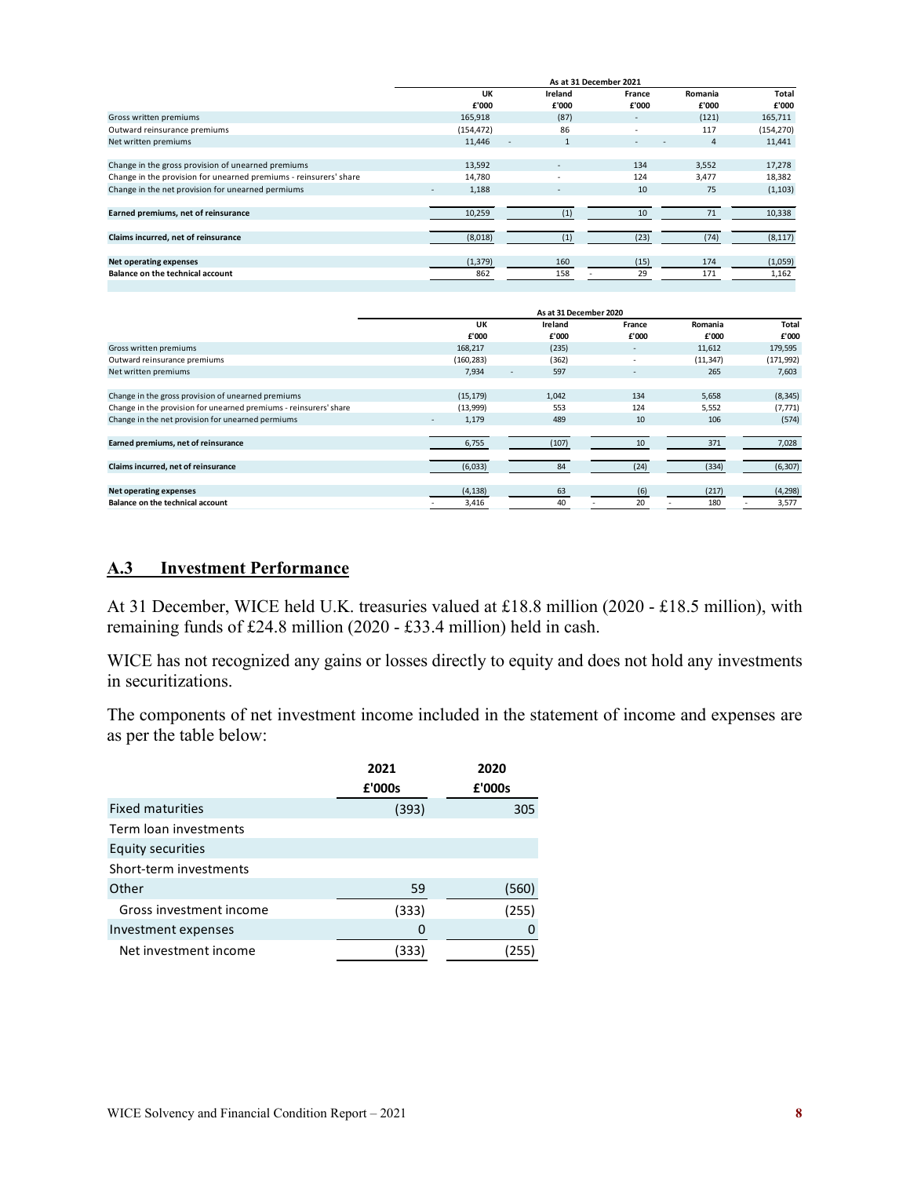| | As at 31 December 2021 | | | | |
|---|---|---|---|---|---|
| | UK | Ireland | France | Romania | Total |
| | £'000 | £'000 | £'000 | £'000 | £'000 |
| Gross written premiums | 165,918 | (87) | - | (121) | 165,711 |
| Outward reinsurance premiums | (154,472) | 86 | - | 117 | (154,270) |
| Net written premiums | 11,446 | 1 | - | 4 | 11,441 |
| | | | | | |
| Change in the gross provision of unearned premiums | 13,592 | - | 134 | 3,552 | 17,278 |
| Change in the provision for unearned premiums - reinsurers' share | 14,780 | - | 124 | 3,477 | 18,382 |
| Change in the net provision for unearned permiums | 1,188 | - | 10 | 75 | (1,103) |
| | | | | | |
| **Earned premiums, net of reinsurance** | 10,259 | (1) | 10 | 71 | 10,338 |
| | | | | | |
| **Claims incurred, net of reinsurance** | (8,018) | (1) | (23) | (74) | (8,117) |
| | | | | | |
| **Net operating expenses** | (1,379) | 160 | (15) | 174 | (1,059) |
| **Balance on the technical account** | 862 | 158 | 29 | 171 | 1,162 |

| | As at 31 December 2020 | | | | |
|---|---|---|---|---|---|
| | UK | Ireland | France | Romania | Total |
| | £'000 | £'000 | £'000 | £'000 | £'000 |
| Gross written premiums | 168,217 | (235) | - | 11,612 | 179,595 |
| Outward reinsurance premiums | (160,283) | (362) | - | (11,347) | (171,992) |
| Net written premiums | 7,934 | 597 | - | 265 | 7,603 |
| | | | | | |
| Change in the gross provision of unearned premiums | (15,179) | 1,042 | 134 | 5,658 | (8,345) |
| Change in the provision for unearned premiums - reinsurers' share | (13,999) | 553 | 124 | 5,552 | (7,771) |
| Change in the net provision for unearned permiums | 1,179 | 489 | 10 | 106 | (574) |
| | | | | | |
| **Earned premiums, net of reinsurance** | 6,755 | (107) | 10 | 371 | 7,028 |
| | | | | | |
| **Claims incurred, net of reinsurance** | (6,033) | 84 | (24) | (334) | (6,307) |
| | | | | | |
| **Net operating expenses** | (4,138) | 63 | (6) | (217) | (4,298) |
| **Balance on the technical account** | 3,416 | 40 | 20 | 180 | 3,577 |

## A.3 Investment Performance

At 31 December, WICE held U.K. treasuries valued at £18.8 million (2020 - £18.5 million), with remaining funds of £24.8 million (2020 - £33.4 million) held in cash.

WICE has not recognized any gains or losses directly to equity and does not hold any investments in securitizations.

The components of net investment income included in the statement of income and expenses are as per the table below:

| | 2021 | 2020 |
|---|---|---|
| | £'000s | £'000s |
| Fixed maturities | (393) | 305 |
| Term loan investments | | |
| Equity securities | | |
| Short-term investments | | |
| Other | 59 | (560) |
| Gross investment income | (333) | (255) |
| Investment expenses | 0 | 0 |
| Net investment income | (333) | (255) |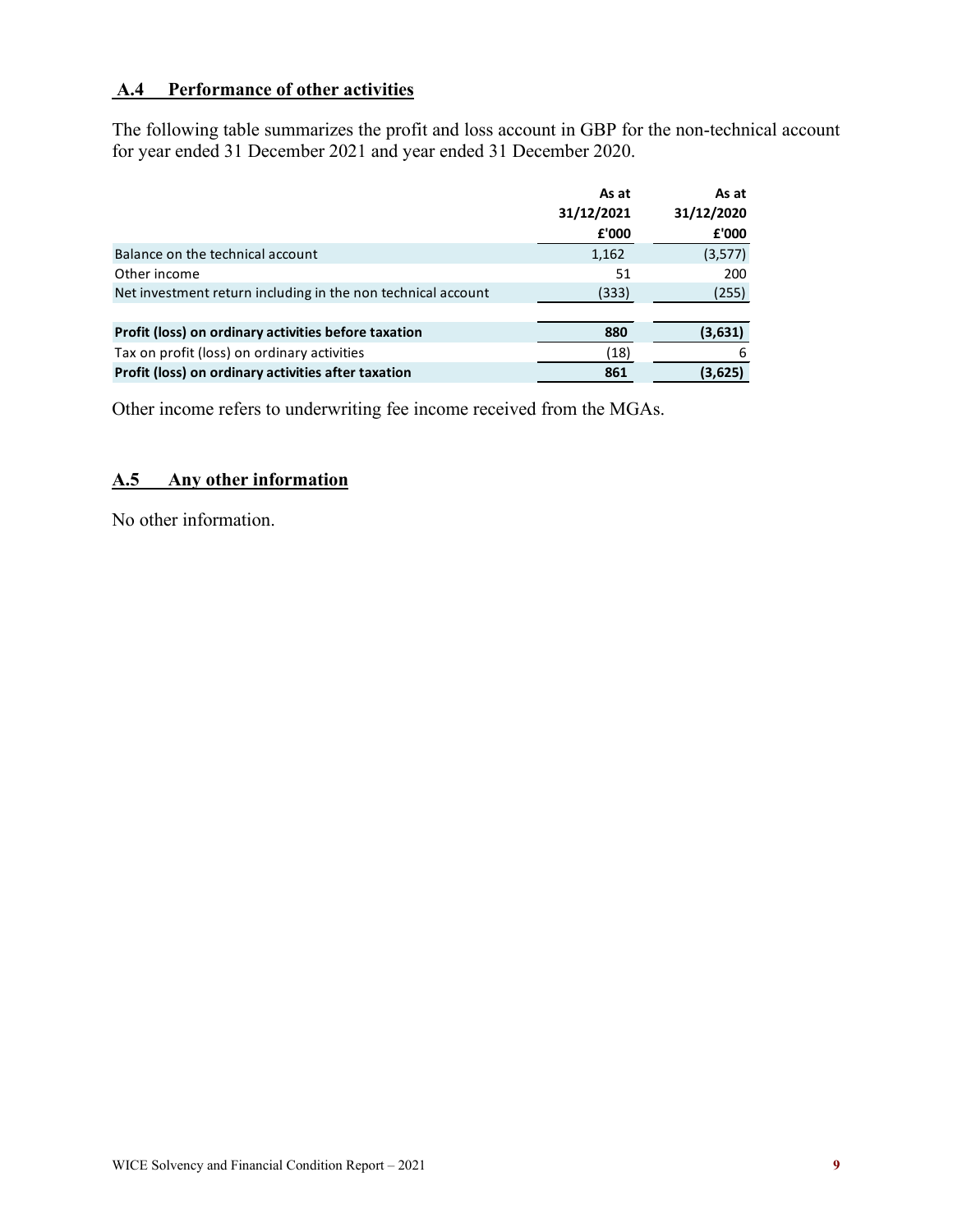## A.4 Performance of other activities

The following table summarizes the profit and loss account in GBP for the non-technical account for year ended 31 December 2021 and year ended 31 December 2020.

| | As at 31/12/2021 £'000 | As at 31/12/2020 £'000 |
|---|---|---|
| Balance on the technical account | 1,162 | (3,577) |
| Other income | 51 | 200 |
| Net investment return including in the non technical account | (333) | (255) |
| **Profit (loss) on ordinary activities before taxation** | **880** | **(3,631)** |
| Tax on profit (loss) on ordinary activities | (18) | 6 |
| **Profit (loss) on ordinary activities after taxation** | **861** | **(3,625)** |

Other income refers to underwriting fee income received from the MGAs.

## A.5 Any other information

No other information.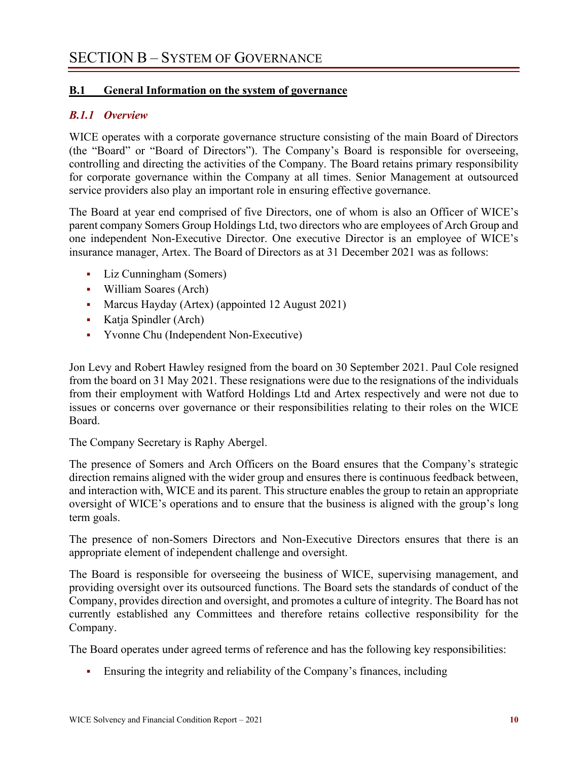# SECTION B – SYSTEM OF GOVERNANCE

## B.1 General Information on the system of governance

### *B.1.1 Overview*

WICE operates with a corporate governance structure consisting of the main Board of Directors (the "Board" or "Board of Directors"). The Company's Board is responsible for overseeing, controlling and directing the activities of the Company. The Board retains primary responsibility for corporate governance within the Company at all times. Senior Management at outsourced service providers also play an important role in ensuring effective governance.

The Board at year end comprised of five Directors, one of whom is also an Officer of WICE's parent company Somers Group Holdings Ltd, two directors who are employees of Arch Group and one independent Non-Executive Director. One executive Director is an employee of WICE's insurance manager, Artex. The Board of Directors as at 31 December 2021 was as follows:

- Liz Cunningham (Somers)
- William Soares (Arch)
- Marcus Hayday (Artex) (appointed 12 August 2021)
- Katja Spindler (Arch)
- Yvonne Chu (Independent Non-Executive)

Jon Levy and Robert Hawley resigned from the board on 30 September 2021. Paul Cole resigned from the board on 31 May 2021. These resignations were due to the resignations of the individuals from their employment with Watford Holdings Ltd and Artex respectively and were not due to issues or concerns over governance or their responsibilities relating to their roles on the WICE Board.

The Company Secretary is Raphy Abergel.

The presence of Somers and Arch Officers on the Board ensures that the Company's strategic direction remains aligned with the wider group and ensures there is continuous feedback between, and interaction with, WICE and its parent. This structure enables the group to retain an appropriate oversight of WICE's operations and to ensure that the business is aligned with the group's long term goals.

The presence of non-Somers Directors and Non-Executive Directors ensures that there is an appropriate element of independent challenge and oversight.

The Board is responsible for overseeing the business of WICE, supervising management, and providing oversight over its outsourced functions. The Board sets the standards of conduct of the Company, provides direction and oversight, and promotes a culture of integrity. The Board has not currently established any Committees and therefore retains collective responsibility for the Company.

The Board operates under agreed terms of reference and has the following key responsibilities:

- Ensuring the integrity and reliability of the Company's finances, including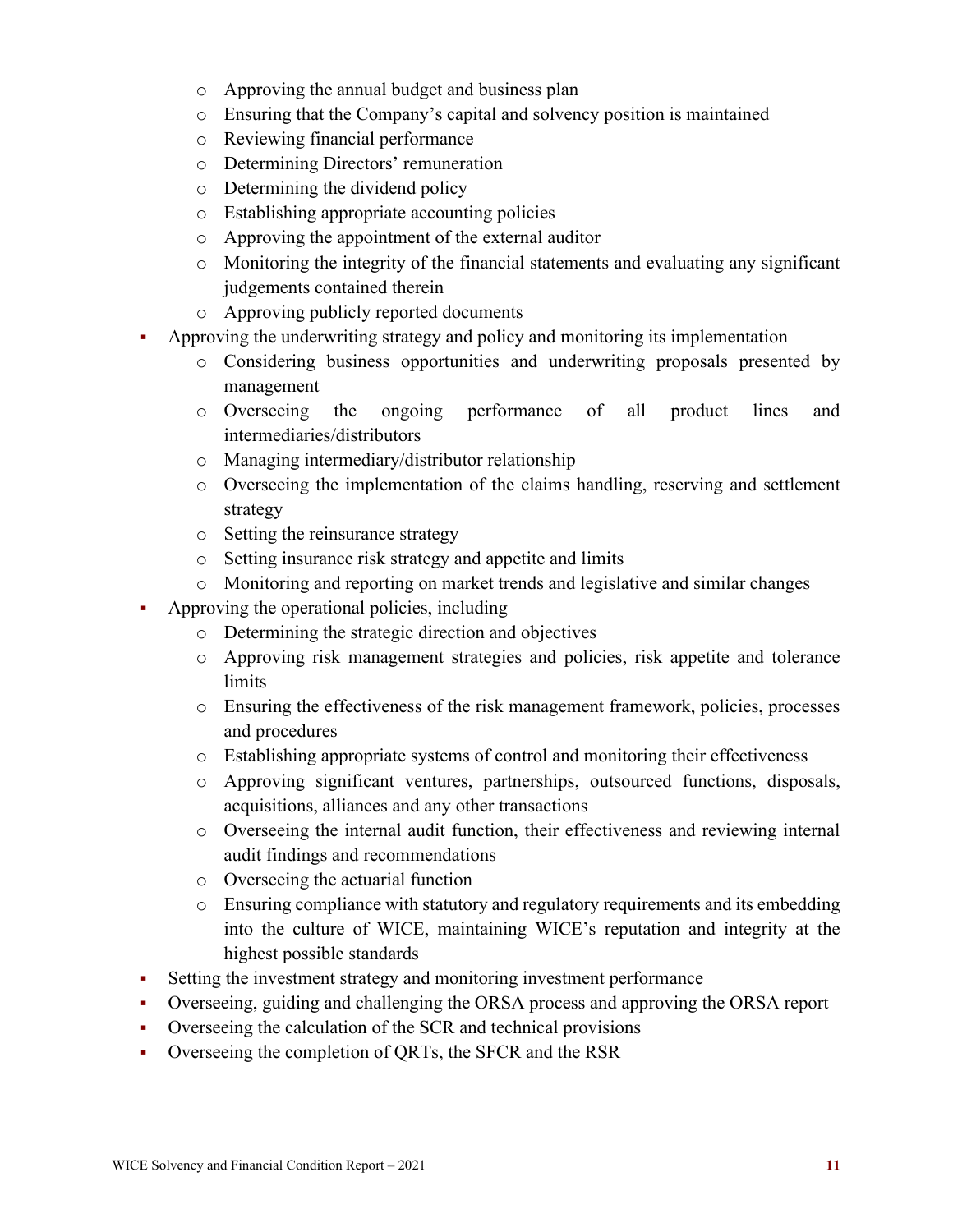- Approving the annual budget and business plan
    - Ensuring that the Company's capital and solvency position is maintained
    - Reviewing financial performance
    - Determining Directors' remuneration
    - Determining the dividend policy
    - Establishing appropriate accounting policies
    - Approving the appointment of the external auditor
    - Monitoring the integrity of the financial statements and evaluating any significant judgements contained therein
    - Approving publicly reported documents
- Approving the underwriting strategy and policy and monitoring its implementation
    - Considering business opportunities and underwriting proposals presented by management
    - Overseeing the ongoing performance of all product lines and intermediaries/distributors
    - Managing intermediary/distributor relationship
    - Overseeing the implementation of the claims handling, reserving and settlement strategy
    - Setting the reinsurance strategy
    - Setting insurance risk strategy and appetite and limits
    - Monitoring and reporting on market trends and legislative and similar changes
- Approving the operational policies, including
    - Determining the strategic direction and objectives
    - Approving risk management strategies and policies, risk appetite and tolerance limits
    - Ensuring the effectiveness of the risk management framework, policies, processes and procedures
    - Establishing appropriate systems of control and monitoring their effectiveness
    - Approving significant ventures, partnerships, outsourced functions, disposals, acquisitions, alliances and any other transactions
    - Overseeing the internal audit function, their effectiveness and reviewing internal audit findings and recommendations
    - Overseeing the actuarial function
    - Ensuring compliance with statutory and regulatory requirements and its embedding into the culture of WICE, maintaining WICE's reputation and integrity at the highest possible standards
- Setting the investment strategy and monitoring investment performance
- Overseeing, guiding and challenging the ORSA process and approving the ORSA report
- Overseeing the calculation of the SCR and technical provisions
- Overseeing the completion of QRTs, the SFCR and the RSR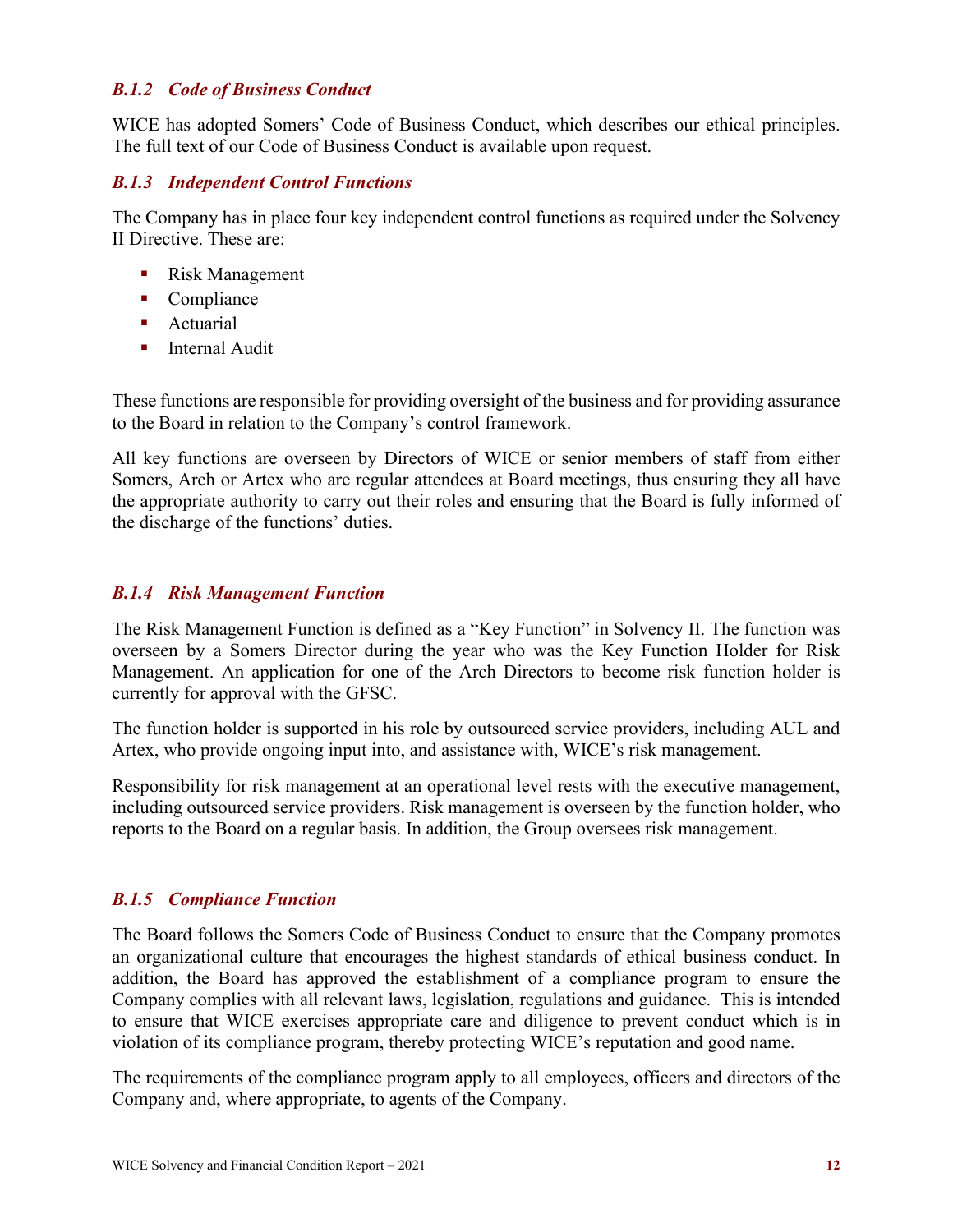### *B.1.2 Code of Business Conduct*

WICE has adopted Somers' Code of Business Conduct, which describes our ethical principles. The full text of our Code of Business Conduct is available upon request.

### *B.1.3 Independent Control Functions*

The Company has in place four key independent control functions as required under the Solvency II Directive. These are:

- Risk Management
- Compliance
- Actuarial
- Internal Audit

These functions are responsible for providing oversight of the business and for providing assurance to the Board in relation to the Company's control framework.

All key functions are overseen by Directors of WICE or senior members of staff from either Somers, Arch or Artex who are regular attendees at Board meetings, thus ensuring they all have the appropriate authority to carry out their roles and ensuring that the Board is fully informed of the discharge of the functions' duties.

### *B.1.4 Risk Management Function*

The Risk Management Function is defined as a "Key Function" in Solvency II. The function was overseen by a Somers Director during the year who was the Key Function Holder for Risk Management. An application for one of the Arch Directors to become risk function holder is currently for approval with the GFSC.

The function holder is supported in his role by outsourced service providers, including AUL and Artex, who provide ongoing input into, and assistance with, WICE's risk management.

Responsibility for risk management at an operational level rests with the executive management, including outsourced service providers. Risk management is overseen by the function holder, who reports to the Board on a regular basis. In addition, the Group oversees risk management.

### *B.1.5 Compliance Function*

The Board follows the Somers Code of Business Conduct to ensure that the Company promotes an organizational culture that encourages the highest standards of ethical business conduct. In addition, the Board has approved the establishment of a compliance program to ensure the Company complies with all relevant laws, legislation, regulations and guidance. This is intended to ensure that WICE exercises appropriate care and diligence to prevent conduct which is in violation of its compliance program, thereby protecting WICE's reputation and good name.

The requirements of the compliance program apply to all employees, officers and directors of the Company and, where appropriate, to agents of the Company.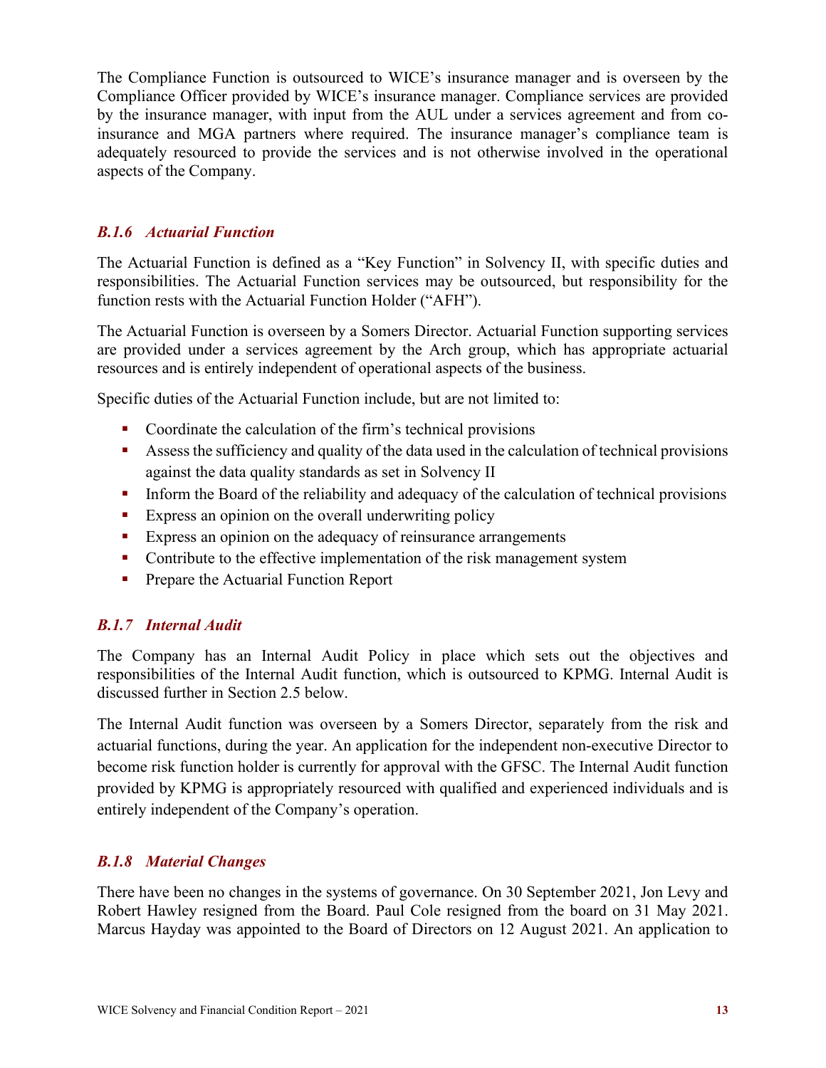The Compliance Function is outsourced to WICE's insurance manager and is overseen by the Compliance Officer provided by WICE's insurance manager. Compliance services are provided by the insurance manager, with input from the AUL under a services agreement and from co-insurance and MGA partners where required. The insurance manager's compliance team is adequately resourced to provide the services and is not otherwise involved in the operational aspects of the Company.

### *B.1.6 Actuarial Function*

The Actuarial Function is defined as a "Key Function" in Solvency II, with specific duties and responsibilities. The Actuarial Function services may be outsourced, but responsibility for the function rests with the Actuarial Function Holder ("AFH").

The Actuarial Function is overseen by a Somers Director. Actuarial Function supporting services are provided under a services agreement by the Arch group, which has appropriate actuarial resources and is entirely independent of operational aspects of the business.

Specific duties of the Actuarial Function include, but are not limited to:

- Coordinate the calculation of the firm's technical provisions
- Assess the sufficiency and quality of the data used in the calculation of technical provisions against the data quality standards as set in Solvency II
- Inform the Board of the reliability and adequacy of the calculation of technical provisions
- Express an opinion on the overall underwriting policy
- Express an opinion on the adequacy of reinsurance arrangements
- Contribute to the effective implementation of the risk management system
- Prepare the Actuarial Function Report

### *B.1.7 Internal Audit*

The Company has an Internal Audit Policy in place which sets out the objectives and responsibilities of the Internal Audit function, which is outsourced to KPMG. Internal Audit is discussed further in Section 2.5 below.

The Internal Audit function was overseen by a Somers Director, separately from the risk and actuarial functions, during the year. An application for the independent non-executive Director to become risk function holder is currently for approval with the GFSC. The Internal Audit function provided by KPMG is appropriately resourced with qualified and experienced individuals and is entirely independent of the Company's operation.

### *B.1.8 Material Changes*

There have been no changes in the systems of governance. On 30 September 2021, Jon Levy and Robert Hawley resigned from the Board. Paul Cole resigned from the board on 31 May 2021. Marcus Hayday was appointed to the Board of Directors on 12 August 2021. An application to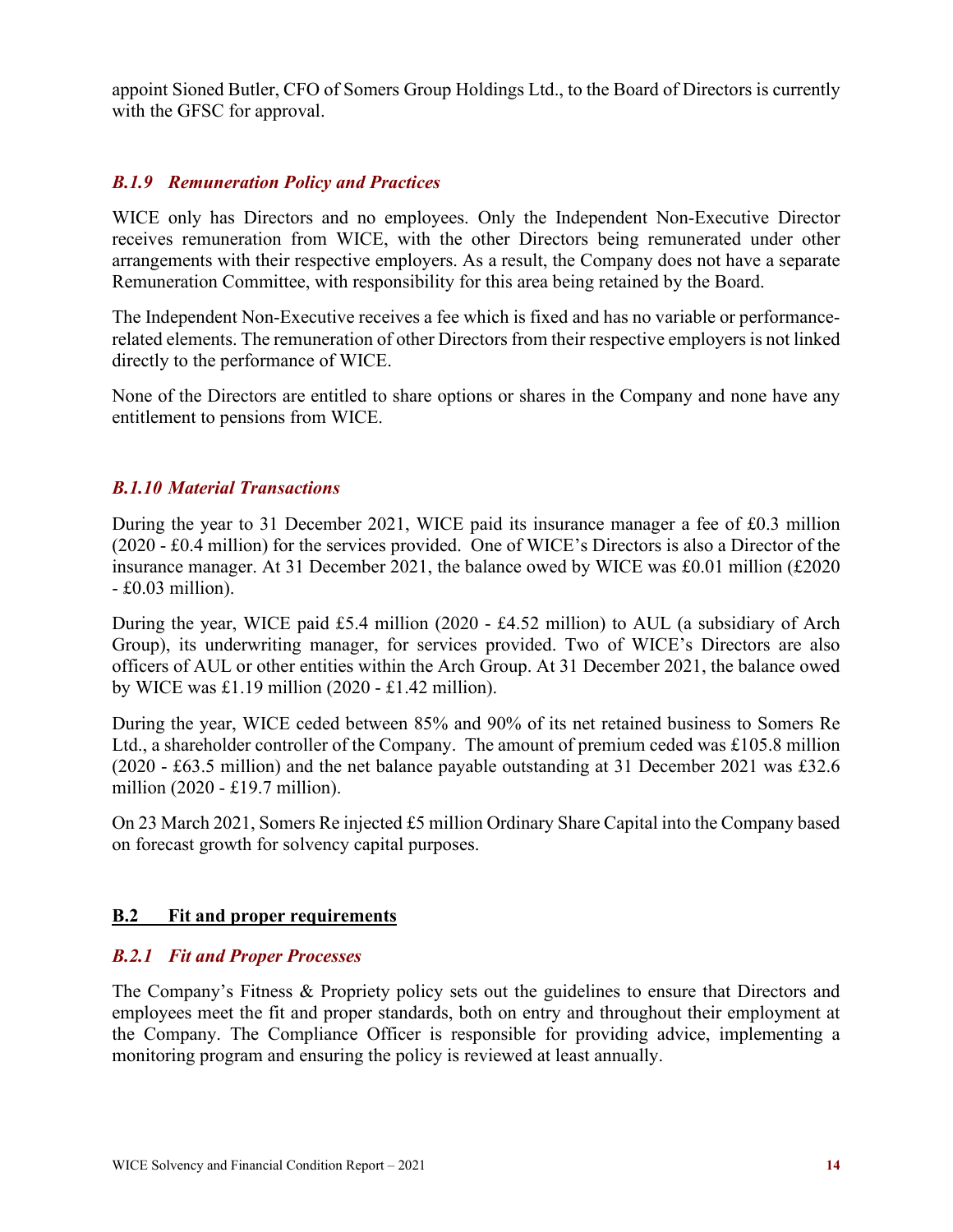appoint Sioned Butler, CFO of Somers Group Holdings Ltd., to the Board of Directors is currently with the GFSC for approval.

### *B.1.9 Remuneration Policy and Practices*

WICE only has Directors and no employees. Only the Independent Non-Executive Director receives remuneration from WICE, with the other Directors being remunerated under other arrangements with their respective employers. As a result, the Company does not have a separate Remuneration Committee, with responsibility for this area being retained by the Board.

The Independent Non-Executive receives a fee which is fixed and has no variable or performance-related elements. The remuneration of other Directors from their respective employers is not linked directly to the performance of WICE.

None of the Directors are entitled to share options or shares in the Company and none have any entitlement to pensions from WICE.

### *B.1.10 Material Transactions*

During the year to 31 December 2021, WICE paid its insurance manager a fee of £0.3 million (2020 - £0.4 million) for the services provided. One of WICE's Directors is also a Director of the insurance manager. At 31 December 2021, the balance owed by WICE was £0.01 million (£2020 - £0.03 million).

During the year, WICE paid £5.4 million (2020 - £4.52 million) to AUL (a subsidiary of Arch Group), its underwriting manager, for services provided. Two of WICE's Directors are also officers of AUL or other entities within the Arch Group. At 31 December 2021, the balance owed by WICE was £1.19 million (2020 - £1.42 million).

During the year, WICE ceded between 85% and 90% of its net retained business to Somers Re Ltd., a shareholder controller of the Company. The amount of premium ceded was £105.8 million (2020 - £63.5 million) and the net balance payable outstanding at 31 December 2021 was £32.6 million (2020 - £19.7 million).

On 23 March 2021, Somers Re injected £5 million Ordinary Share Capital into the Company based on forecast growth for solvency capital purposes.

## B.2 Fit and proper requirements

### *B.2.1 Fit and Proper Processes*

The Company's Fitness & Propriety policy sets out the guidelines to ensure that Directors and employees meet the fit and proper standards, both on entry and throughout their employment at the Company. The Compliance Officer is responsible for providing advice, implementing a monitoring program and ensuring the policy is reviewed at least annually.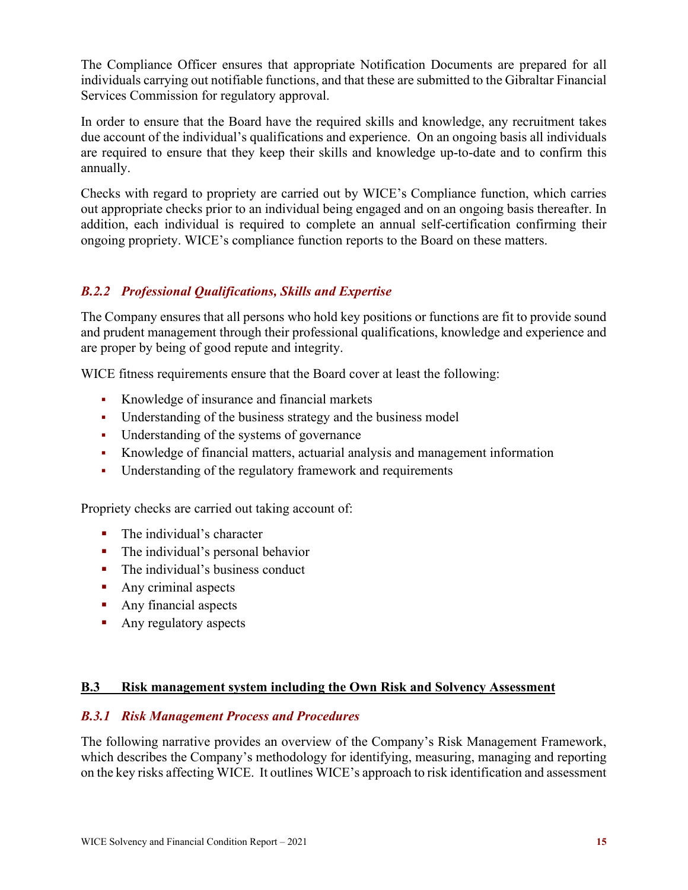The Compliance Officer ensures that appropriate Notification Documents are prepared for all individuals carrying out notifiable functions, and that these are submitted to the Gibraltar Financial Services Commission for regulatory approval.

In order to ensure that the Board have the required skills and knowledge, any recruitment takes due account of the individual's qualifications and experience. On an ongoing basis all individuals are required to ensure that they keep their skills and knowledge up-to-date and to confirm this annually.

Checks with regard to propriety are carried out by WICE's Compliance function, which carries out appropriate checks prior to an individual being engaged and on an ongoing basis thereafter. In addition, each individual is required to complete an annual self-certification confirming their ongoing propriety. WICE's compliance function reports to the Board on these matters.

### *B.2.2 Professional Qualifications, Skills and Expertise*

The Company ensures that all persons who hold key positions or functions are fit to provide sound and prudent management through their professional qualifications, knowledge and experience and are proper by being of good repute and integrity.

WICE fitness requirements ensure that the Board cover at least the following:

- Knowledge of insurance and financial markets
- Understanding of the business strategy and the business model
- Understanding of the systems of governance
- Knowledge of financial matters, actuarial analysis and management information
- Understanding of the regulatory framework and requirements

Propriety checks are carried out taking account of:

- The individual's character
- The individual's personal behavior
- The individual's business conduct
- Any criminal aspects
- Any financial aspects
- Any regulatory aspects

## B.3 Risk management system including the Own Risk and Solvency Assessment

### *B.3.1 Risk Management Process and Procedures*

The following narrative provides an overview of the Company's Risk Management Framework, which describes the Company's methodology for identifying, measuring, managing and reporting on the key risks affecting WICE. It outlines WICE's approach to risk identification and assessment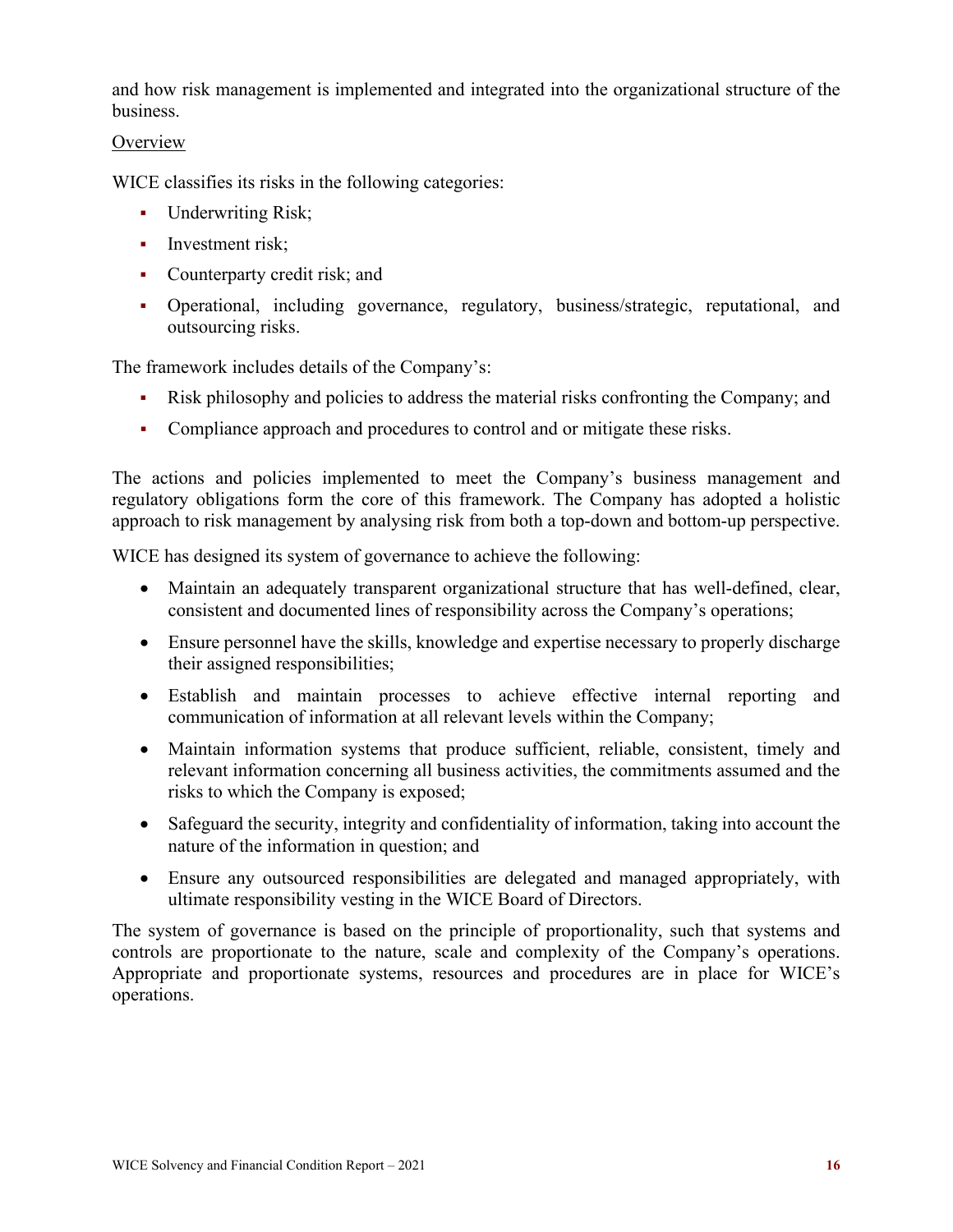and how risk management is implemented and integrated into the organizational structure of the business.

Overview

WICE classifies its risks in the following categories:

- Underwriting Risk;
- Investment risk;
- Counterparty credit risk; and
- Operational, including governance, regulatory, business/strategic, reputational, and outsourcing risks.

The framework includes details of the Company's:

- Risk philosophy and policies to address the material risks confronting the Company; and
- Compliance approach and procedures to control and or mitigate these risks.

The actions and policies implemented to meet the Company's business management and regulatory obligations form the core of this framework. The Company has adopted a holistic approach to risk management by analysing risk from both a top-down and bottom-up perspective.

WICE has designed its system of governance to achieve the following:

- Maintain an adequately transparent organizational structure that has well-defined, clear, consistent and documented lines of responsibility across the Company's operations;
- Ensure personnel have the skills, knowledge and expertise necessary to properly discharge their assigned responsibilities;
- Establish and maintain processes to achieve effective internal reporting and communication of information at all relevant levels within the Company;
- Maintain information systems that produce sufficient, reliable, consistent, timely and relevant information concerning all business activities, the commitments assumed and the risks to which the Company is exposed;
- Safeguard the security, integrity and confidentiality of information, taking into account the nature of the information in question; and
- Ensure any outsourced responsibilities are delegated and managed appropriately, with ultimate responsibility vesting in the WICE Board of Directors.

The system of governance is based on the principle of proportionality, such that systems and controls are proportionate to the nature, scale and complexity of the Company's operations. Appropriate and proportionate systems, resources and procedures are in place for WICE's operations.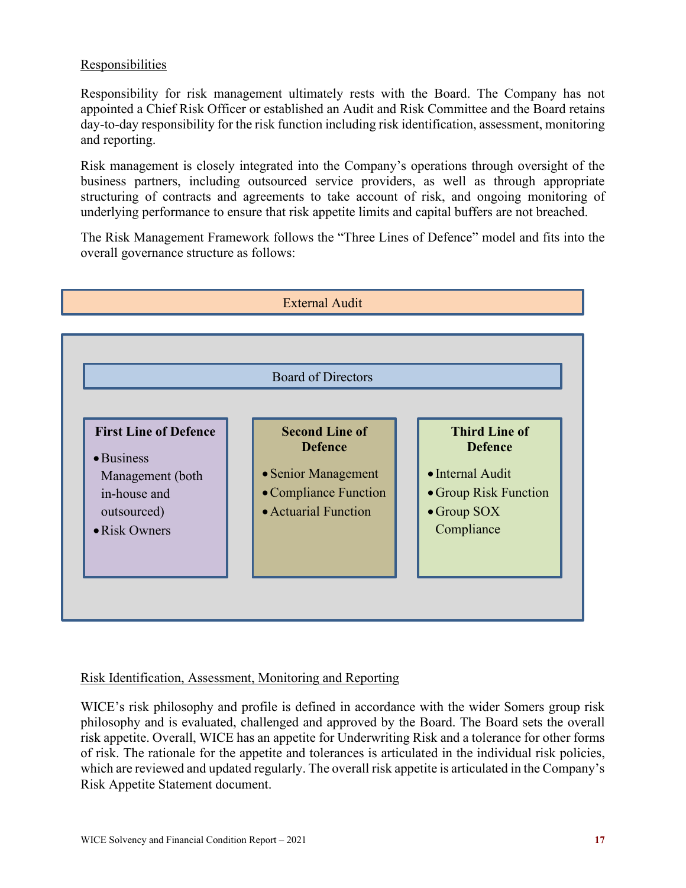Responsibilities

Responsibility for risk management ultimately rests with the Board. The Company has not appointed a Chief Risk Officer or established an Audit and Risk Committee and the Board retains day-to-day responsibility for the risk function including risk identification, assessment, monitoring and reporting.

Risk management is closely integrated into the Company's operations through oversight of the business partners, including outsourced service providers, as well as through appropriate structuring of contracts and agreements to take account of risk, and ongoing monitoring of underlying performance to ensure that risk appetite limits and capital buffers are not breached.

The Risk Management Framework follows the "Three Lines of Defence" model and fits into the overall governance structure as follows:

External Audit

Board of Directors

**First Line of Defence**
- Business Management (both in-house and outsourced)
- Risk Owners

**Second Line of Defence**
- Senior Management
- Compliance Function
- Actuarial Function

**Third Line of Defence**
- Internal Audit
- Group Risk Function
- Group SOX Compliance

Risk Identification, Assessment, Monitoring and Reporting

WICE's risk philosophy and profile is defined in accordance with the wider Somers group risk philosophy and is evaluated, challenged and approved by the Board. The Board sets the overall risk appetite. Overall, WICE has an appetite for Underwriting Risk and a tolerance for other forms of risk. The rationale for the appetite and tolerances is articulated in the individual risk policies, which are reviewed and updated regularly. The overall risk appetite is articulated in the Company's Risk Appetite Statement document.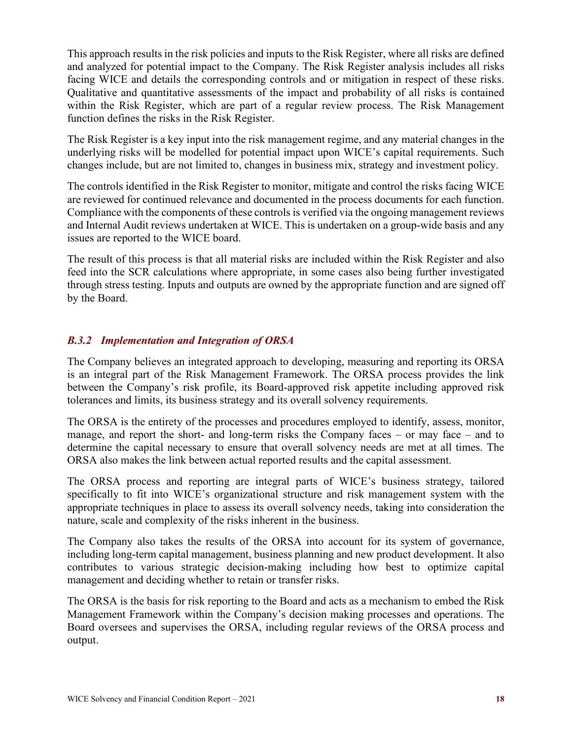This approach results in the risk policies and inputs to the Risk Register, where all risks are defined and analyzed for potential impact to the Company. The Risk Register analysis includes all risks facing WICE and details the corresponding controls and or mitigation in respect of these risks. Qualitative and quantitative assessments of the impact and probability of all risks is contained within the Risk Register, which are part of a regular review process. The Risk Management function defines the risks in the Risk Register.

The Risk Register is a key input into the risk management regime, and any material changes in the underlying risks will be modelled for potential impact upon WICE's capital requirements. Such changes include, but are not limited to, changes in business mix, strategy and investment policy.

The controls identified in the Risk Register to monitor, mitigate and control the risks facing WICE are reviewed for continued relevance and documented in the process documents for each function. Compliance with the components of these controls is verified via the ongoing management reviews and Internal Audit reviews undertaken at WICE. This is undertaken on a group-wide basis and any issues are reported to the WICE board.

The result of this process is that all material risks are included within the Risk Register and also feed into the SCR calculations where appropriate, in some cases also being further investigated through stress testing. Inputs and outputs are owned by the appropriate function and are signed off by the Board.

### *B.3.2 Implementation and Integration of ORSA*

The Company believes an integrated approach to developing, measuring and reporting its ORSA is an integral part of the Risk Management Framework. The ORSA process provides the link between the Company's risk profile, its Board-approved risk appetite including approved risk tolerances and limits, its business strategy and its overall solvency requirements.

The ORSA is the entirety of the processes and procedures employed to identify, assess, monitor, manage, and report the short- and long-term risks the Company faces – or may face – and to determine the capital necessary to ensure that overall solvency needs are met at all times. The ORSA also makes the link between actual reported results and the capital assessment.

The ORSA process and reporting are integral parts of WICE's business strategy, tailored specifically to fit into WICE's organizational structure and risk management system with the appropriate techniques in place to assess its overall solvency needs, taking into consideration the nature, scale and complexity of the risks inherent in the business.

The Company also takes the results of the ORSA into account for its system of governance, including long-term capital management, business planning and new product development. It also contributes to various strategic decision-making including how best to optimize capital management and deciding whether to retain or transfer risks.

The ORSA is the basis for risk reporting to the Board and acts as a mechanism to embed the Risk Management Framework within the Company's decision making processes and operations. The Board oversees and supervises the ORSA, including regular reviews of the ORSA process and output.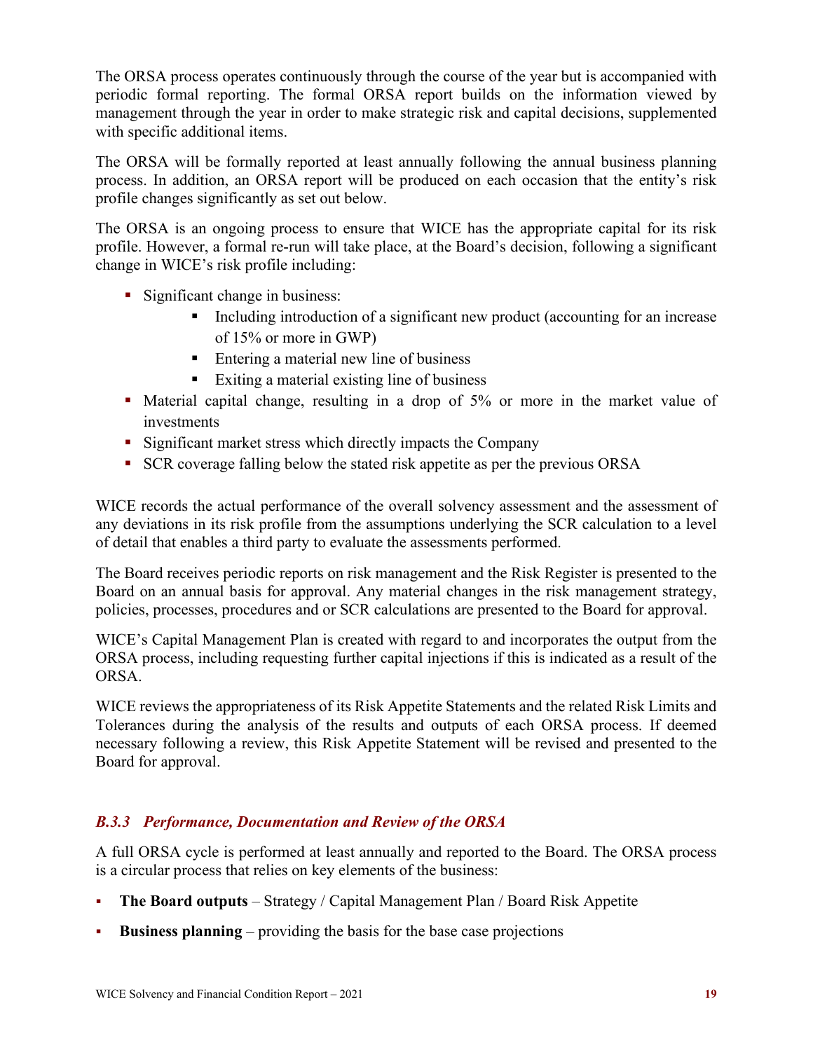The ORSA process operates continuously through the course of the year but is accompanied with periodic formal reporting. The formal ORSA report builds on the information viewed by management through the year in order to make strategic risk and capital decisions, supplemented with specific additional items.

The ORSA will be formally reported at least annually following the annual business planning process. In addition, an ORSA report will be produced on each occasion that the entity's risk profile changes significantly as set out below.

The ORSA is an ongoing process to ensure that WICE has the appropriate capital for its risk profile. However, a formal re-run will take place, at the Board's decision, following a significant change in WICE's risk profile including:

- Significant change in business:
  - Including introduction of a significant new product (accounting for an increase of 15% or more in GWP)
  - Entering a material new line of business
  - Exiting a material existing line of business
- Material capital change, resulting in a drop of 5% or more in the market value of investments
- Significant market stress which directly impacts the Company
- SCR coverage falling below the stated risk appetite as per the previous ORSA

WICE records the actual performance of the overall solvency assessment and the assessment of any deviations in its risk profile from the assumptions underlying the SCR calculation to a level of detail that enables a third party to evaluate the assessments performed.

The Board receives periodic reports on risk management and the Risk Register is presented to the Board on an annual basis for approval. Any material changes in the risk management strategy, policies, processes, procedures and or SCR calculations are presented to the Board for approval.

WICE's Capital Management Plan is created with regard to and incorporates the output from the ORSA process, including requesting further capital injections if this is indicated as a result of the ORSA.

WICE reviews the appropriateness of its Risk Appetite Statements and the related Risk Limits and Tolerances during the analysis of the results and outputs of each ORSA process. If deemed necessary following a review, this Risk Appetite Statement will be revised and presented to the Board for approval.

### *B.3.3 Performance, Documentation and Review of the ORSA*

A full ORSA cycle is performed at least annually and reported to the Board. The ORSA process is a circular process that relies on key elements of the business:

- **The Board outputs** – Strategy / Capital Management Plan / Board Risk Appetite
- **Business planning** – providing the basis for the base case projections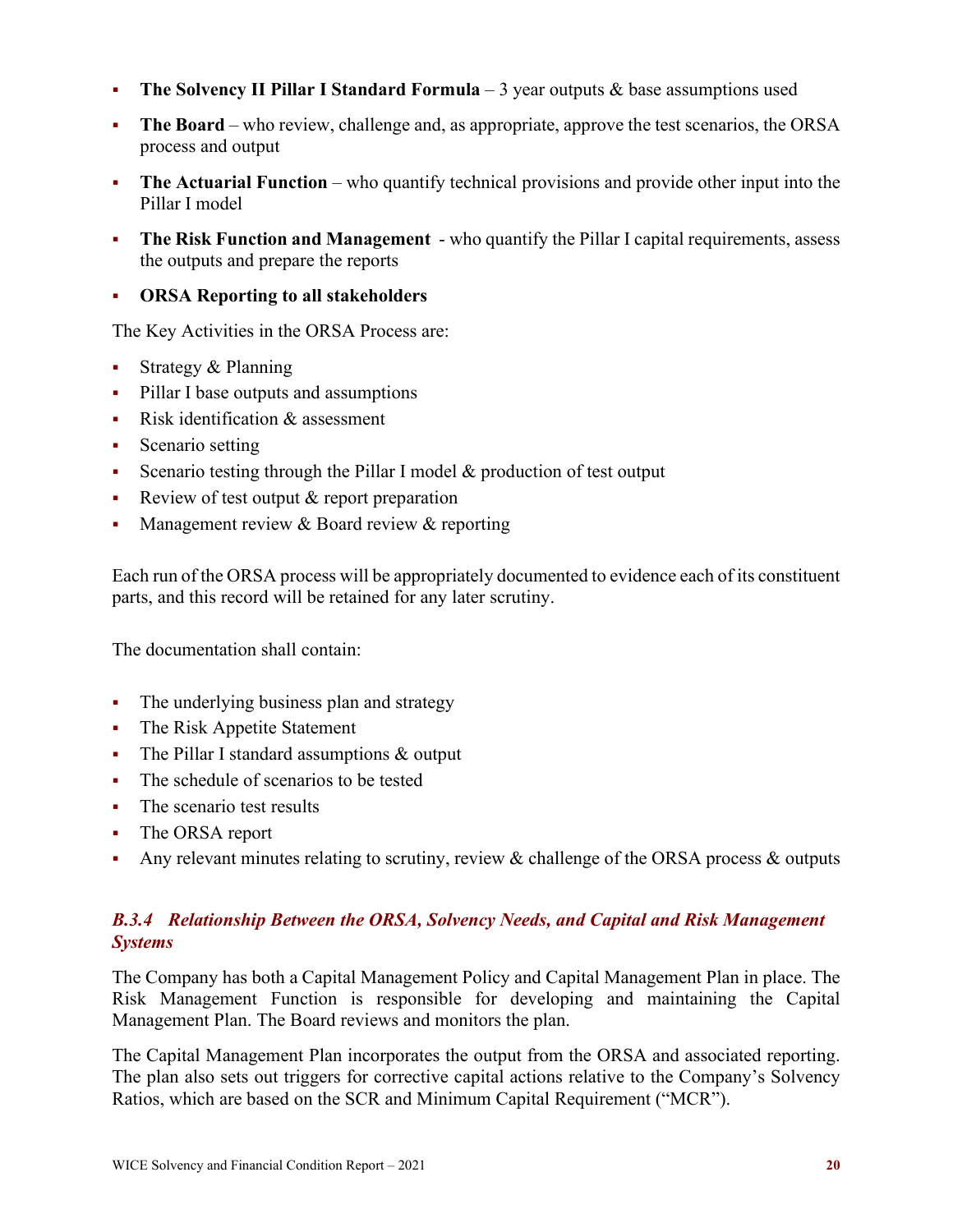- **The Solvency II Pillar I Standard Formula** – 3 year outputs & base assumptions used
- **The Board** – who review, challenge and, as appropriate, approve the test scenarios, the ORSA process and output
- **The Actuarial Function** – who quantify technical provisions and provide other input into the Pillar I model
- **The Risk Function and Management** - who quantify the Pillar I capital requirements, assess the outputs and prepare the reports
- **ORSA Reporting to all stakeholders**

The Key Activities in the ORSA Process are:

- Strategy & Planning
- Pillar I base outputs and assumptions
- Risk identification & assessment
- Scenario setting
- Scenario testing through the Pillar I model & production of test output
- Review of test output & report preparation
- Management review & Board review & reporting

Each run of the ORSA process will be appropriately documented to evidence each of its constituent parts, and this record will be retained for any later scrutiny.

The documentation shall contain:

- The underlying business plan and strategy
- The Risk Appetite Statement
- The Pillar I standard assumptions & output
- The schedule of scenarios to be tested
- The scenario test results
- The ORSA report
- Any relevant minutes relating to scrutiny, review & challenge of the ORSA process & outputs

### *B.3.4 Relationship Between the ORSA, Solvency Needs, and Capital and Risk Management Systems*

The Company has both a Capital Management Policy and Capital Management Plan in place. The Risk Management Function is responsible for developing and maintaining the Capital Management Plan. The Board reviews and monitors the plan.

The Capital Management Plan incorporates the output from the ORSA and associated reporting. The plan also sets out triggers for corrective capital actions relative to the Company's Solvency Ratios, which are based on the SCR and Minimum Capital Requirement ("MCR").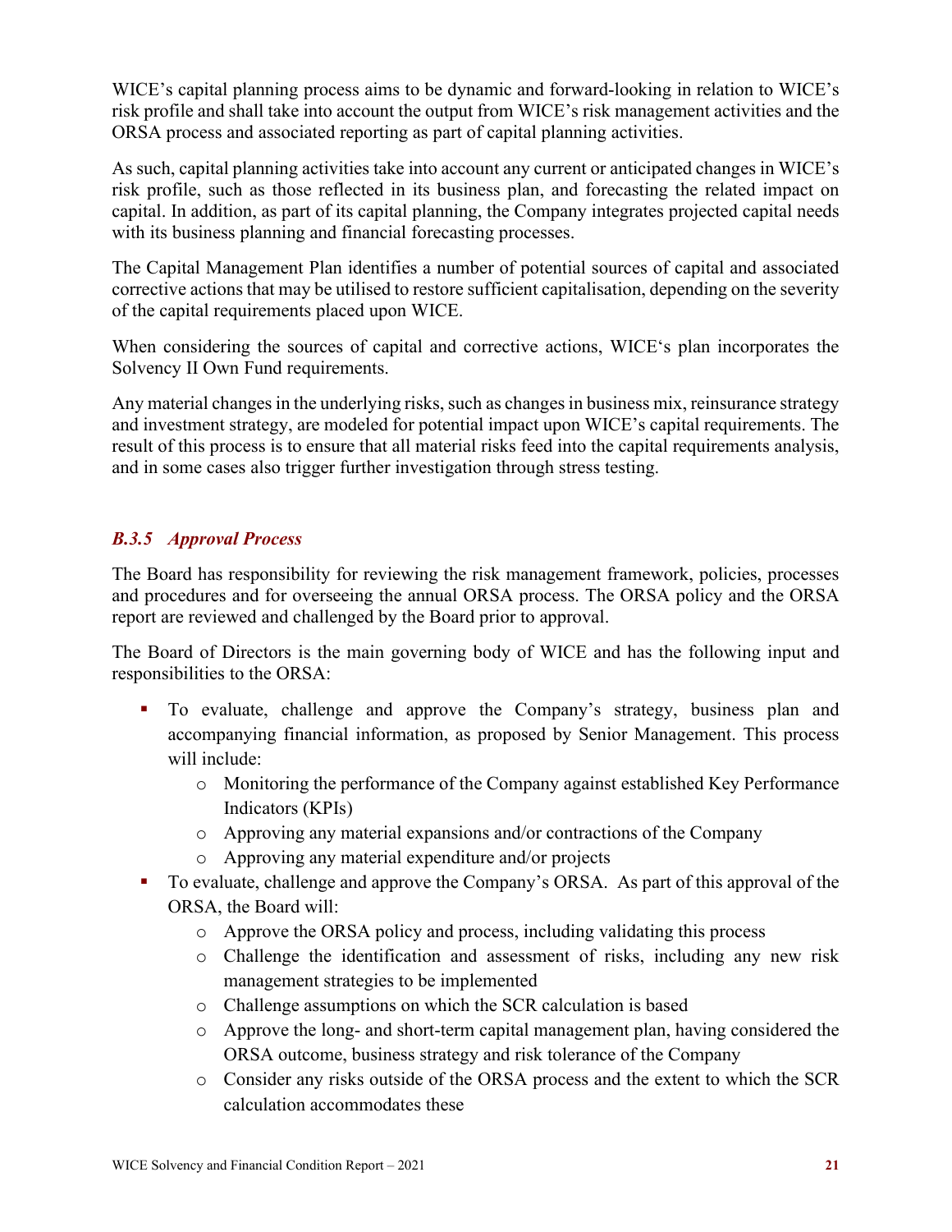WICE's capital planning process aims to be dynamic and forward-looking in relation to WICE's risk profile and shall take into account the output from WICE's risk management activities and the ORSA process and associated reporting as part of capital planning activities.

As such, capital planning activities take into account any current or anticipated changes in WICE's risk profile, such as those reflected in its business plan, and forecasting the related impact on capital. In addition, as part of its capital planning, the Company integrates projected capital needs with its business planning and financial forecasting processes.

The Capital Management Plan identifies a number of potential sources of capital and associated corrective actions that may be utilised to restore sufficient capitalisation, depending on the severity of the capital requirements placed upon WICE.

When considering the sources of capital and corrective actions, WICE's plan incorporates the Solvency II Own Fund requirements.

Any material changes in the underlying risks, such as changes in business mix, reinsurance strategy and investment strategy, are modeled for potential impact upon WICE's capital requirements. The result of this process is to ensure that all material risks feed into the capital requirements analysis, and in some cases also trigger further investigation through stress testing.

### *B.3.5 Approval Process*

The Board has responsibility for reviewing the risk management framework, policies, processes and procedures and for overseeing the annual ORSA process. The ORSA policy and the ORSA report are reviewed and challenged by the Board prior to approval.

The Board of Directors is the main governing body of WICE and has the following input and responsibilities to the ORSA:

- To evaluate, challenge and approve the Company's strategy, business plan and accompanying financial information, as proposed by Senior Management. This process will include:
  - Monitoring the performance of the Company against established Key Performance Indicators (KPIs)
  - Approving any material expansions and/or contractions of the Company
  - Approving any material expenditure and/or projects
- To evaluate, challenge and approve the Company's ORSA. As part of this approval of the ORSA, the Board will:
  - Approve the ORSA policy and process, including validating this process
  - Challenge the identification and assessment of risks, including any new risk management strategies to be implemented
  - Challenge assumptions on which the SCR calculation is based
  - Approve the long- and short-term capital management plan, having considered the ORSA outcome, business strategy and risk tolerance of the Company
  - Consider any risks outside of the ORSA process and the extent to which the SCR calculation accommodates these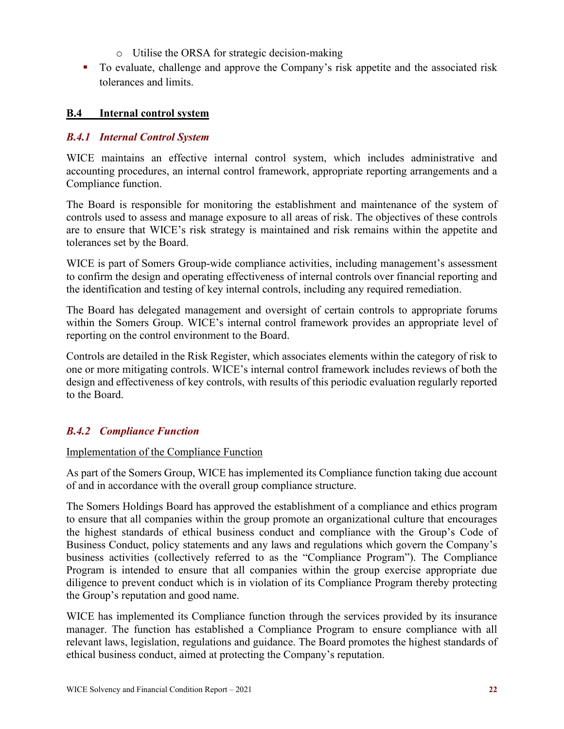- Utilise the ORSA for strategic decision-making
- To evaluate, challenge and approve the Company's risk appetite and the associated risk tolerances and limits.

## B.4 Internal control system

### *B.4.1 Internal Control System*

WICE maintains an effective internal control system, which includes administrative and accounting procedures, an internal control framework, appropriate reporting arrangements and a Compliance function.

The Board is responsible for monitoring the establishment and maintenance of the system of controls used to assess and manage exposure to all areas of risk. The objectives of these controls are to ensure that WICE's risk strategy is maintained and risk remains within the appetite and tolerances set by the Board.

WICE is part of Somers Group-wide compliance activities, including management's assessment to confirm the design and operating effectiveness of internal controls over financial reporting and the identification and testing of key internal controls, including any required remediation.

The Board has delegated management and oversight of certain controls to appropriate forums within the Somers Group. WICE's internal control framework provides an appropriate level of reporting on the control environment to the Board.

Controls are detailed in the Risk Register, which associates elements within the category of risk to one or more mitigating controls. WICE's internal control framework includes reviews of both the design and effectiveness of key controls, with results of this periodic evaluation regularly reported to the Board.

### *B.4.2 Compliance Function*

Implementation of the Compliance Function

As part of the Somers Group, WICE has implemented its Compliance function taking due account of and in accordance with the overall group compliance structure.

The Somers Holdings Board has approved the establishment of a compliance and ethics program to ensure that all companies within the group promote an organizational culture that encourages the highest standards of ethical business conduct and compliance with the Group's Code of Business Conduct, policy statements and any laws and regulations which govern the Company's business activities (collectively referred to as the "Compliance Program"). The Compliance Program is intended to ensure that all companies within the group exercise appropriate due diligence to prevent conduct which is in violation of its Compliance Program thereby protecting the Group's reputation and good name.

WICE has implemented its Compliance function through the services provided by its insurance manager. The function has established a Compliance Program to ensure compliance with all relevant laws, legislation, regulations and guidance. The Board promotes the highest standards of ethical business conduct, aimed at protecting the Company's reputation.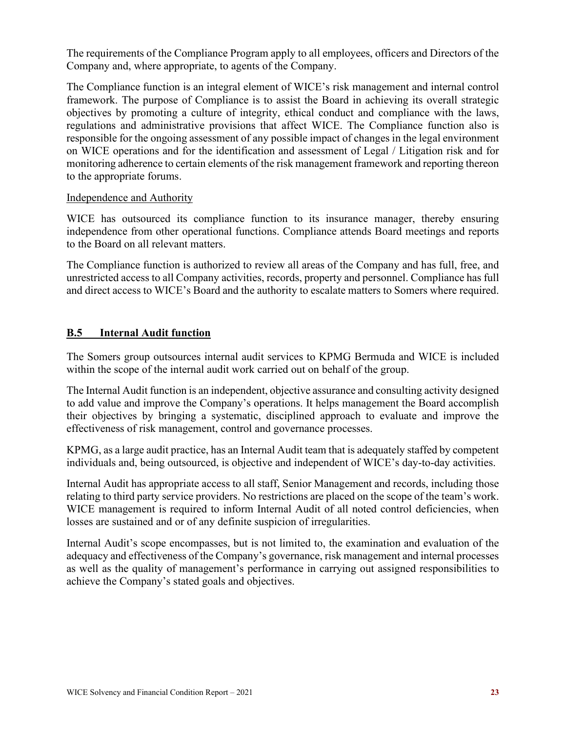The requirements of the Compliance Program apply to all employees, officers and Directors of the Company and, where appropriate, to agents of the Company.

The Compliance function is an integral element of WICE's risk management and internal control framework. The purpose of Compliance is to assist the Board in achieving its overall strategic objectives by promoting a culture of integrity, ethical conduct and compliance with the laws, regulations and administrative provisions that affect WICE. The Compliance function also is responsible for the ongoing assessment of any possible impact of changes in the legal environment on WICE operations and for the identification and assessment of Legal / Litigation risk and for monitoring adherence to certain elements of the risk management framework and reporting thereon to the appropriate forums.

Independence and Authority

WICE has outsourced its compliance function to its insurance manager, thereby ensuring independence from other operational functions. Compliance attends Board meetings and reports to the Board on all relevant matters.

The Compliance function is authorized to review all areas of the Company and has full, free, and unrestricted access to all Company activities, records, property and personnel. Compliance has full and direct access to WICE's Board and the authority to escalate matters to Somers where required.

## B.5 Internal Audit function

The Somers group outsources internal audit services to KPMG Bermuda and WICE is included within the scope of the internal audit work carried out on behalf of the group.

The Internal Audit function is an independent, objective assurance and consulting activity designed to add value and improve the Company's operations. It helps management the Board accomplish their objectives by bringing a systematic, disciplined approach to evaluate and improve the effectiveness of risk management, control and governance processes.

KPMG, as a large audit practice, has an Internal Audit team that is adequately staffed by competent individuals and, being outsourced, is objective and independent of WICE's day-to-day activities.

Internal Audit has appropriate access to all staff, Senior Management and records, including those relating to third party service providers. No restrictions are placed on the scope of the team's work. WICE management is required to inform Internal Audit of all noted control deficiencies, when losses are sustained and or of any definite suspicion of irregularities.

Internal Audit's scope encompasses, but is not limited to, the examination and evaluation of the adequacy and effectiveness of the Company's governance, risk management and internal processes as well as the quality of management's performance in carrying out assigned responsibilities to achieve the Company's stated goals and objectives.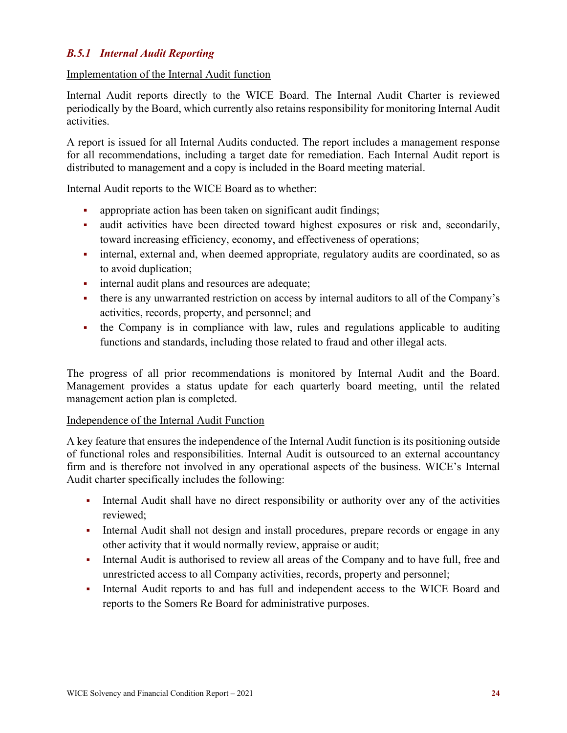### *B.5.1 Internal Audit Reporting*

Implementation of the Internal Audit function

Internal Audit reports directly to the WICE Board. The Internal Audit Charter is reviewed periodically by the Board, which currently also retains responsibility for monitoring Internal Audit activities.

A report is issued for all Internal Audits conducted. The report includes a management response for all recommendations, including a target date for remediation. Each Internal Audit report is distributed to management and a copy is included in the Board meeting material.

Internal Audit reports to the WICE Board as to whether:

- appropriate action has been taken on significant audit findings;
- audit activities have been directed toward highest exposures or risk and, secondarily, toward increasing efficiency, economy, and effectiveness of operations;
- internal, external and, when deemed appropriate, regulatory audits are coordinated, so as to avoid duplication;
- internal audit plans and resources are adequate;
- there is any unwarranted restriction on access by internal auditors to all of the Company's activities, records, property, and personnel; and
- the Company is in compliance with law, rules and regulations applicable to auditing functions and standards, including those related to fraud and other illegal acts.

The progress of all prior recommendations is monitored by Internal Audit and the Board. Management provides a status update for each quarterly board meeting, until the related management action plan is completed.

Independence of the Internal Audit Function

A key feature that ensures the independence of the Internal Audit function is its positioning outside of functional roles and responsibilities. Internal Audit is outsourced to an external accountancy firm and is therefore not involved in any operational aspects of the business. WICE's Internal Audit charter specifically includes the following:

- Internal Audit shall have no direct responsibility or authority over any of the activities reviewed;
- Internal Audit shall not design and install procedures, prepare records or engage in any other activity that it would normally review, appraise or audit;
- Internal Audit is authorised to review all areas of the Company and to have full, free and unrestricted access to all Company activities, records, property and personnel;
- Internal Audit reports to and has full and independent access to the WICE Board and reports to the Somers Re Board for administrative purposes.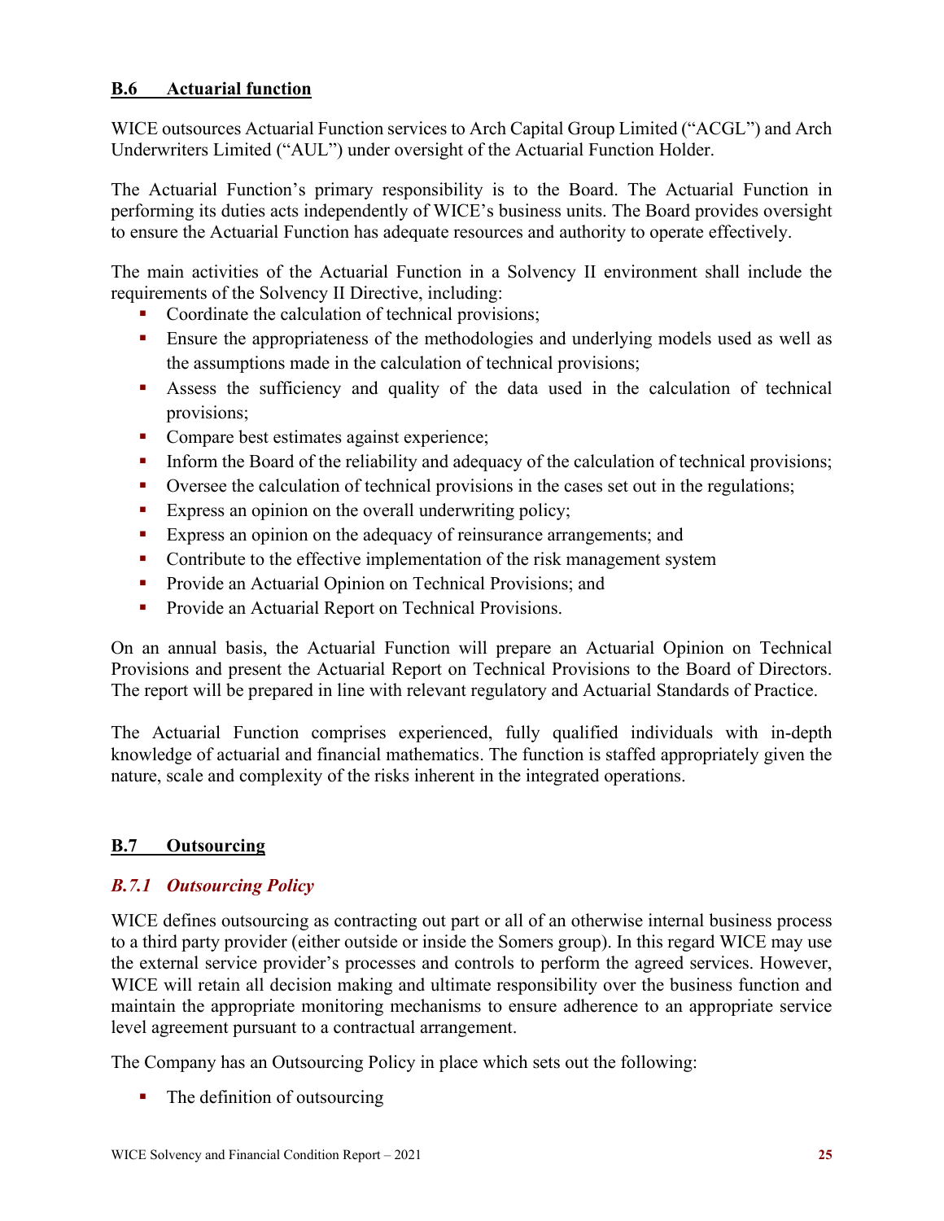## B.6 Actuarial function

WICE outsources Actuarial Function services to Arch Capital Group Limited ("ACGL") and Arch Underwriters Limited ("AUL") under oversight of the Actuarial Function Holder.

The Actuarial Function's primary responsibility is to the Board. The Actuarial Function in performing its duties acts independently of WICE's business units. The Board provides oversight to ensure the Actuarial Function has adequate resources and authority to operate effectively.

The main activities of the Actuarial Function in a Solvency II environment shall include the requirements of the Solvency II Directive, including:

- Coordinate the calculation of technical provisions;
- Ensure the appropriateness of the methodologies and underlying models used as well as the assumptions made in the calculation of technical provisions;
- Assess the sufficiency and quality of the data used in the calculation of technical provisions;
- Compare best estimates against experience;
- Inform the Board of the reliability and adequacy of the calculation of technical provisions;
- Oversee the calculation of technical provisions in the cases set out in the regulations;
- Express an opinion on the overall underwriting policy;
- Express an opinion on the adequacy of reinsurance arrangements; and
- Contribute to the effective implementation of the risk management system
- Provide an Actuarial Opinion on Technical Provisions; and
- Provide an Actuarial Report on Technical Provisions.

On an annual basis, the Actuarial Function will prepare an Actuarial Opinion on Technical Provisions and present the Actuarial Report on Technical Provisions to the Board of Directors. The report will be prepared in line with relevant regulatory and Actuarial Standards of Practice.

The Actuarial Function comprises experienced, fully qualified individuals with in-depth knowledge of actuarial and financial mathematics. The function is staffed appropriately given the nature, scale and complexity of the risks inherent in the integrated operations.

## B.7 Outsourcing

### *B.7.1 Outsourcing Policy*

WICE defines outsourcing as contracting out part or all of an otherwise internal business process to a third party provider (either outside or inside the Somers group). In this regard WICE may use the external service provider's processes and controls to perform the agreed services. However, WICE will retain all decision making and ultimate responsibility over the business function and maintain the appropriate monitoring mechanisms to ensure adherence to an appropriate service level agreement pursuant to a contractual arrangement.

The Company has an Outsourcing Policy in place which sets out the following:

- The definition of outsourcing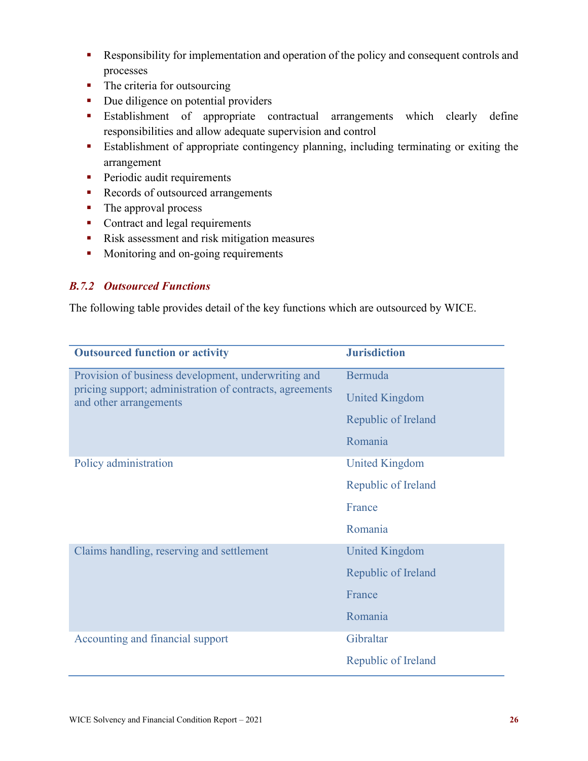- Responsibility for implementation and operation of the policy and consequent controls and processes
- The criteria for outsourcing
- Due diligence on potential providers
- Establishment of appropriate contractual arrangements which clearly define responsibilities and allow adequate supervision and control
- Establishment of appropriate contingency planning, including terminating or exiting the arrangement
- Periodic audit requirements
- Records of outsourced arrangements
- The approval process
- Contract and legal requirements
- Risk assessment and risk mitigation measures
- Monitoring and on-going requirements

### *B.7.2 Outsourced Functions*

The following table provides detail of the key functions which are outsourced by WICE.

| Outsourced function or activity | Jurisdiction |
|---|---|
| Provision of business development, underwriting and pricing support; administration of contracts, agreements and other arrangements | Bermuda |
| | United Kingdom |
| | Republic of Ireland |
| | Romania |
| Policy administration | United Kingdom |
| | Republic of Ireland |
| | France |
| | Romania |
| Claims handling, reserving and settlement | United Kingdom |
| | Republic of Ireland |
| | France |
| | Romania |
| Accounting and financial support | Gibraltar |
| | Republic of Ireland |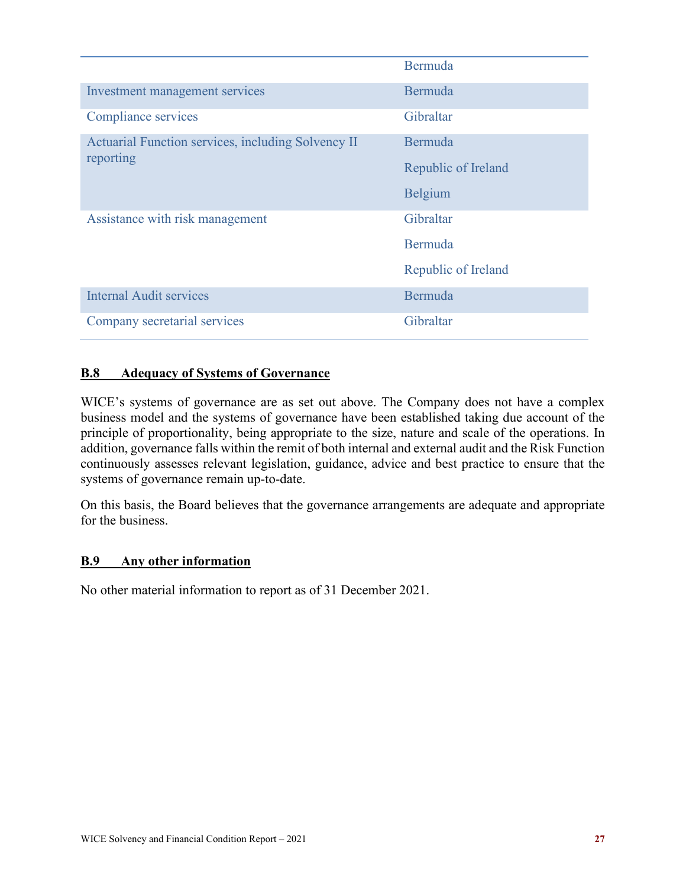| | |
|---|---|
| | Bermuda |
| Investment management services | Bermuda |
| Compliance services | Gibraltar |
| Actuarial Function services, including Solvency II reporting | Bermuda<br>Republic of Ireland<br>Belgium |
| Assistance with risk management | Gibraltar<br>Bermuda<br>Republic of Ireland |
| Internal Audit services | Bermuda |
| Company secretarial services | Gibraltar |

## B.8 Adequacy of Systems of Governance

WICE's systems of governance are as set out above. The Company does not have a complex business model and the systems of governance have been established taking due account of the principle of proportionality, being appropriate to the size, nature and scale of the operations. In addition, governance falls within the remit of both internal and external audit and the Risk Function continuously assesses relevant legislation, guidance, advice and best practice to ensure that the systems of governance remain up-to-date.

On this basis, the Board believes that the governance arrangements are adequate and appropriate for the business.

## B.9 Any other information

No other material information to report as of 31 December 2021.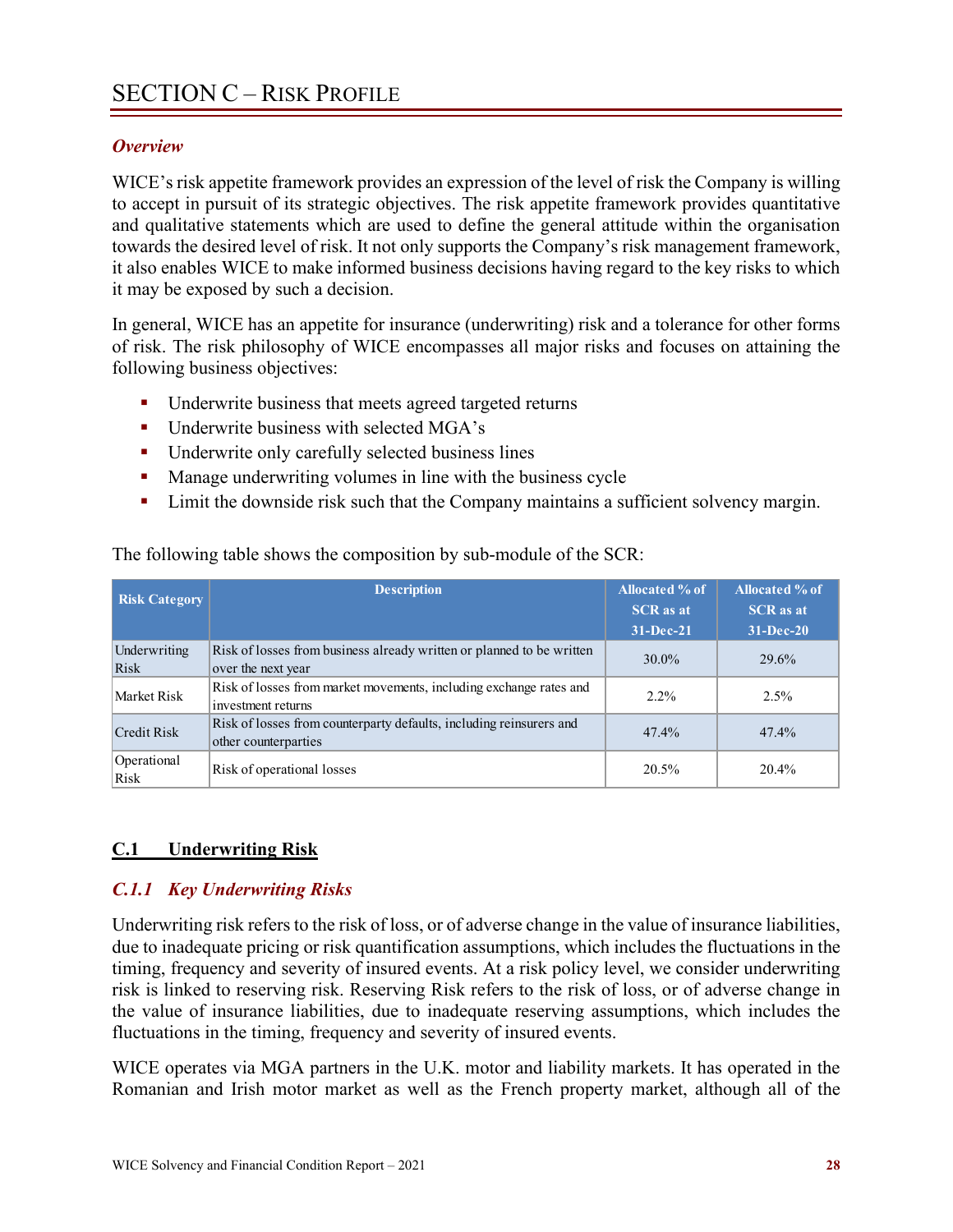# SECTION C – RISK PROFILE

***Overview***

WICE's risk appetite framework provides an expression of the level of risk the Company is willing to accept in pursuit of its strategic objectives. The risk appetite framework provides quantitative and qualitative statements which are used to define the general attitude within the organisation towards the desired level of risk. It not only supports the Company's risk management framework, it also enables WICE to make informed business decisions having regard to the key risks to which it may be exposed by such a decision.

In general, WICE has an appetite for insurance (underwriting) risk and a tolerance for other forms of risk. The risk philosophy of WICE encompasses all major risks and focuses on attaining the following business objectives:

- Underwrite business that meets agreed targeted returns
- Underwrite business with selected MGA's
- Underwrite only carefully selected business lines
- Manage underwriting volumes in line with the business cycle
- Limit the downside risk such that the Company maintains a sufficient solvency margin.

The following table shows the composition by sub-module of the SCR:

| Risk Category | Description | Allocated % of SCR as at 31-Dec-21 | Allocated % of SCR as at 31-Dec-20 |
|---|---|---|---|
| Underwriting Risk | Risk of losses from business already written or planned to be written over the next year | 30.0% | 29.6% |
| Market Risk | Risk of losses from market movements, including exchange rates and investment returns | 2.2% | 2.5% |
| Credit Risk | Risk of losses from counterparty defaults, including reinsurers and other counterparties | 47.4% | 47.4% |
| Operational Risk | Risk of operational losses | 20.5% | 20.4% |

## C.1 Underwriting Risk

### *C.1.1 Key Underwriting Risks*

Underwriting risk refers to the risk of loss, or of adverse change in the value of insurance liabilities, due to inadequate pricing or risk quantification assumptions, which includes the fluctuations in the timing, frequency and severity of insured events. At a risk policy level, we consider underwriting risk is linked to reserving risk. Reserving Risk refers to the risk of loss, or of adverse change in the value of insurance liabilities, due to inadequate reserving assumptions, which includes the fluctuations in the timing, frequency and severity of insured events.

WICE operates via MGA partners in the U.K. motor and liability markets. It has operated in the Romanian and Irish motor market as well as the French property market, although all of the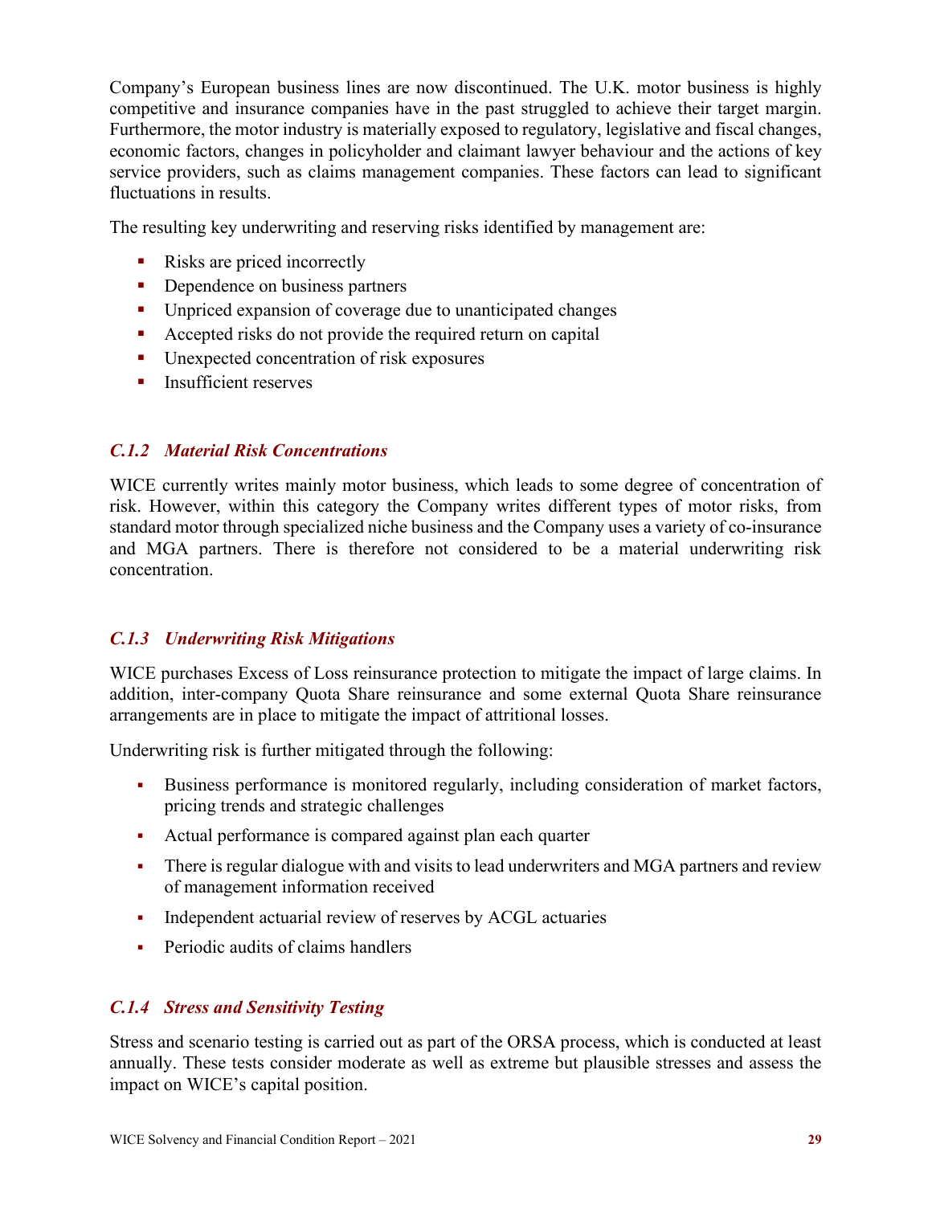Company's European business lines are now discontinued. The U.K. motor business is highly competitive and insurance companies have in the past struggled to achieve their target margin. Furthermore, the motor industry is materially exposed to regulatory, legislative and fiscal changes, economic factors, changes in policyholder and claimant lawyer behaviour and the actions of key service providers, such as claims management companies. These factors can lead to significant fluctuations in results.

The resulting key underwriting and reserving risks identified by management are:

- Risks are priced incorrectly
- Dependence on business partners
- Unpriced expansion of coverage due to unanticipated changes
- Accepted risks do not provide the required return on capital
- Unexpected concentration of risk exposures
- Insufficient reserves

### *C.1.2 Material Risk Concentrations*

WICE currently writes mainly motor business, which leads to some degree of concentration of risk. However, within this category the Company writes different types of motor risks, from standard motor through specialized niche business and the Company uses a variety of co-insurance and MGA partners. There is therefore not considered to be a material underwriting risk concentration.

### *C.1.3 Underwriting Risk Mitigations*

WICE purchases Excess of Loss reinsurance protection to mitigate the impact of large claims. In addition, inter-company Quota Share reinsurance and some external Quota Share reinsurance arrangements are in place to mitigate the impact of attritional losses.

Underwriting risk is further mitigated through the following:

- Business performance is monitored regularly, including consideration of market factors, pricing trends and strategic challenges
- Actual performance is compared against plan each quarter
- There is regular dialogue with and visits to lead underwriters and MGA partners and review of management information received
- Independent actuarial review of reserves by ACGL actuaries
- Periodic audits of claims handlers

### *C.1.4 Stress and Sensitivity Testing*

Stress and scenario testing is carried out as part of the ORSA process, which is conducted at least annually. These tests consider moderate as well as extreme but plausible stresses and assess the impact on WICE's capital position.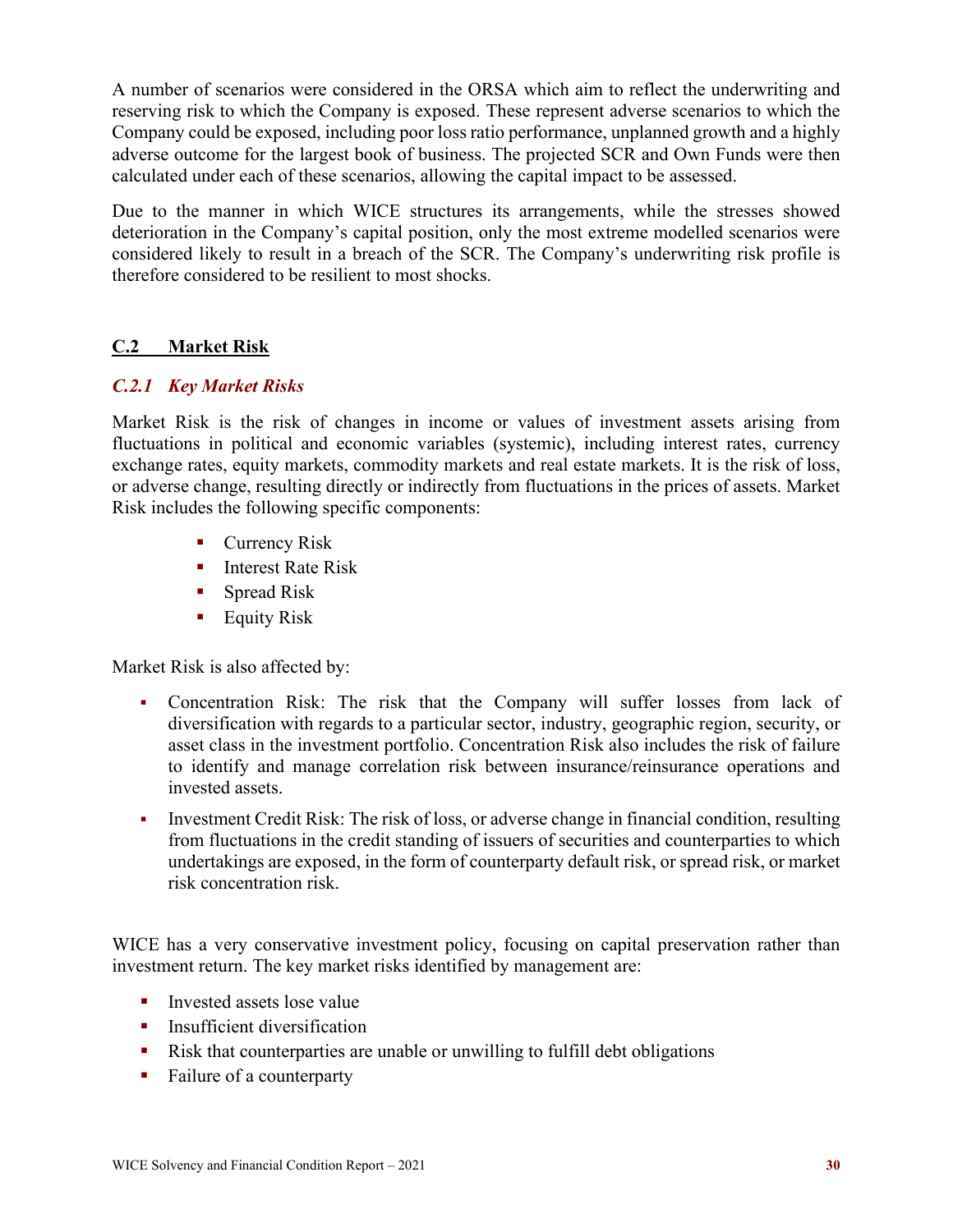A number of scenarios were considered in the ORSA which aim to reflect the underwriting and reserving risk to which the Company is exposed. These represent adverse scenarios to which the Company could be exposed, including poor loss ratio performance, unplanned growth and a highly adverse outcome for the largest book of business. The projected SCR and Own Funds were then calculated under each of these scenarios, allowing the capital impact to be assessed.

Due to the manner in which WICE structures its arrangements, while the stresses showed deterioration in the Company's capital position, only the most extreme modelled scenarios were considered likely to result in a breach of the SCR. The Company's underwriting risk profile is therefore considered to be resilient to most shocks.

## C.2 Market Risk

### *C.2.1 Key Market Risks*

Market Risk is the risk of changes in income or values of investment assets arising from fluctuations in political and economic variables (systemic), including interest rates, currency exchange rates, equity markets, commodity markets and real estate markets. It is the risk of loss, or adverse change, resulting directly or indirectly from fluctuations in the prices of assets. Market Risk includes the following specific components:

- Currency Risk
- Interest Rate Risk
- Spread Risk
- Equity Risk

Market Risk is also affected by:

- Concentration Risk: The risk that the Company will suffer losses from lack of diversification with regards to a particular sector, industry, geographic region, security, or asset class in the investment portfolio. Concentration Risk also includes the risk of failure to identify and manage correlation risk between insurance/reinsurance operations and invested assets.
- Investment Credit Risk: The risk of loss, or adverse change in financial condition, resulting from fluctuations in the credit standing of issuers of securities and counterparties to which undertakings are exposed, in the form of counterparty default risk, or spread risk, or market risk concentration risk.

WICE has a very conservative investment policy, focusing on capital preservation rather than investment return. The key market risks identified by management are:

- Invested assets lose value
- Insufficient diversification
- Risk that counterparties are unable or unwilling to fulfill debt obligations
- Failure of a counterparty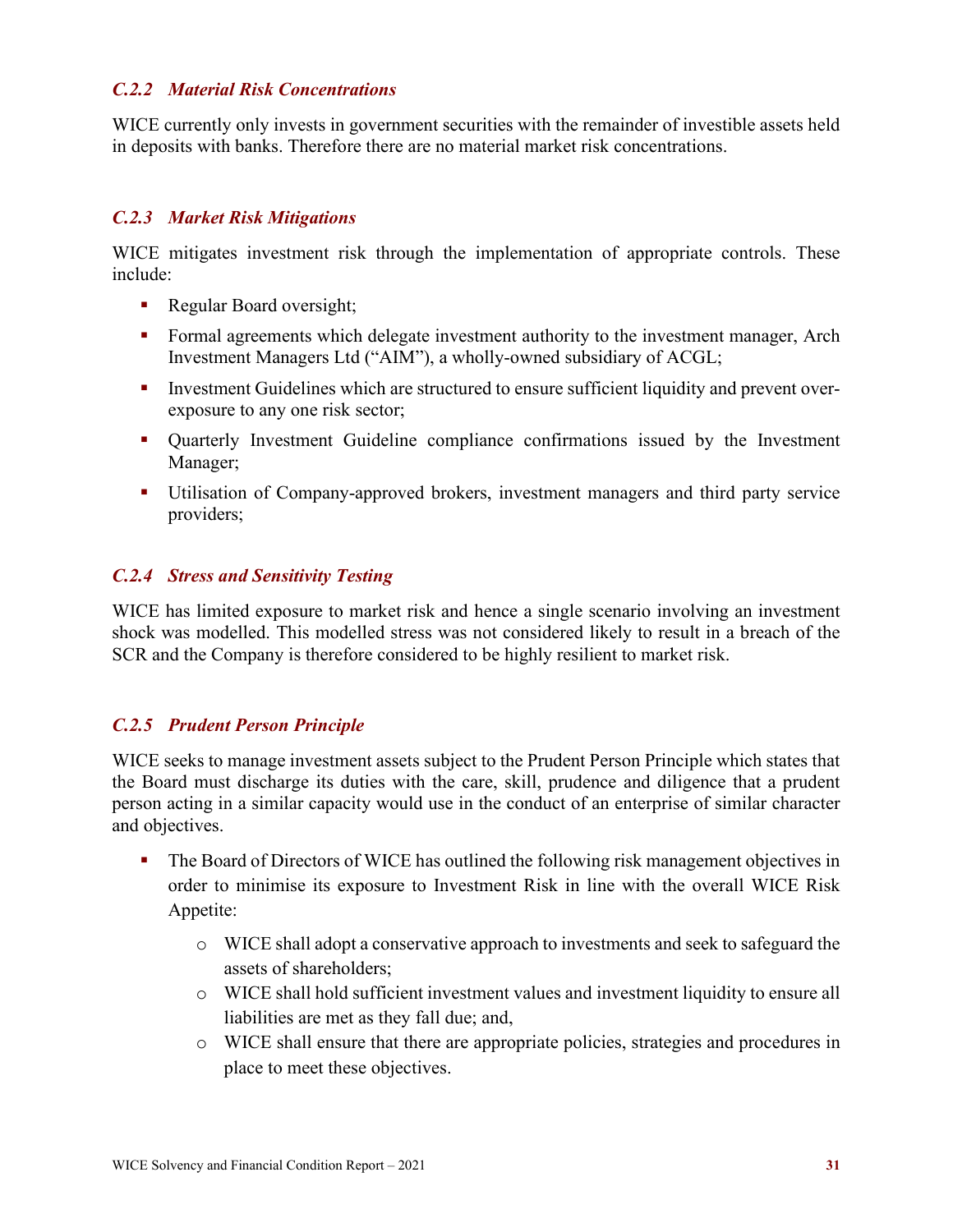### *C.2.2 Material Risk Concentrations*

WICE currently only invests in government securities with the remainder of investible assets held in deposits with banks. Therefore there are no material market risk concentrations.

### *C.2.3 Market Risk Mitigations*

WICE mitigates investment risk through the implementation of appropriate controls. These include:

- Regular Board oversight;
- Formal agreements which delegate investment authority to the investment manager, Arch Investment Managers Ltd ("AIM"), a wholly-owned subsidiary of ACGL;
- Investment Guidelines which are structured to ensure sufficient liquidity and prevent over-exposure to any one risk sector;
- Quarterly Investment Guideline compliance confirmations issued by the Investment Manager;
- Utilisation of Company-approved brokers, investment managers and third party service providers;

### *C.2.4 Stress and Sensitivity Testing*

WICE has limited exposure to market risk and hence a single scenario involving an investment shock was modelled. This modelled stress was not considered likely to result in a breach of the SCR and the Company is therefore considered to be highly resilient to market risk.

### *C.2.5 Prudent Person Principle*

WICE seeks to manage investment assets subject to the Prudent Person Principle which states that the Board must discharge its duties with the care, skill, prudence and diligence that a prudent person acting in a similar capacity would use in the conduct of an enterprise of similar character and objectives.

- The Board of Directors of WICE has outlined the following risk management objectives in order to minimise its exposure to Investment Risk in line with the overall WICE Risk Appetite:
  - WICE shall adopt a conservative approach to investments and seek to safeguard the assets of shareholders;
  - WICE shall hold sufficient investment values and investment liquidity to ensure all liabilities are met as they fall due; and,
  - WICE shall ensure that there are appropriate policies, strategies and procedures in place to meet these objectives.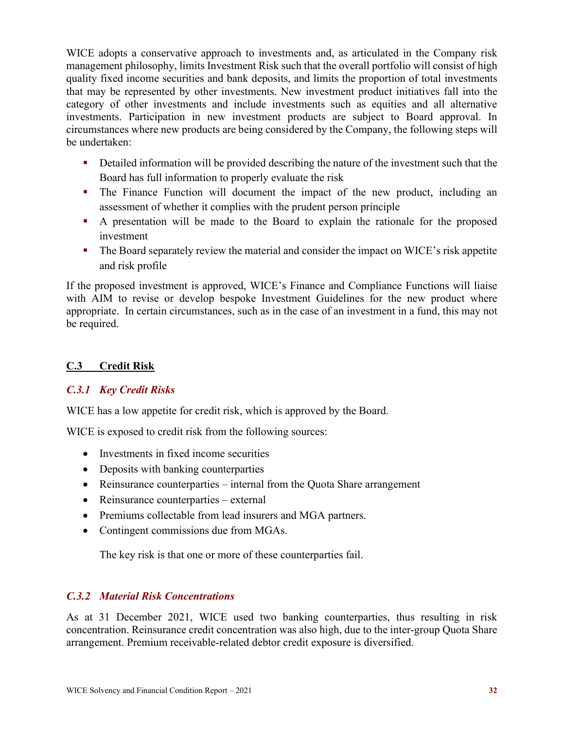WICE adopts a conservative approach to investments and, as articulated in the Company risk management philosophy, limits Investment Risk such that the overall portfolio will consist of high quality fixed income securities and bank deposits, and limits the proportion of total investments that may be represented by other investments. New investment product initiatives fall into the category of other investments and include investments such as equities and all alternative investments. Participation in new investment products are subject to Board approval. In circumstances where new products are being considered by the Company, the following steps will be undertaken:

- Detailed information will be provided describing the nature of the investment such that the Board has full information to properly evaluate the risk
- The Finance Function will document the impact of the new product, including an assessment of whether it complies with the prudent person principle
- A presentation will be made to the Board to explain the rationale for the proposed investment
- The Board separately review the material and consider the impact on WICE's risk appetite and risk profile

If the proposed investment is approved, WICE's Finance and Compliance Functions will liaise with AIM to revise or develop bespoke Investment Guidelines for the new product where appropriate. In certain circumstances, such as in the case of an investment in a fund, this may not be required.

## C.3 Credit Risk

### *C.3.1 Key Credit Risks*

WICE has a low appetite for credit risk, which is approved by the Board.

WICE is exposed to credit risk from the following sources:

- Investments in fixed income securities
- Deposits with banking counterparties
- Reinsurance counterparties – internal from the Quota Share arrangement
- Reinsurance counterparties – external
- Premiums collectable from lead insurers and MGA partners.
- Contingent commissions due from MGAs.

The key risk is that one or more of these counterparties fail.

### *C.3.2 Material Risk Concentrations*

As at 31 December 2021, WICE used two banking counterparties, thus resulting in risk concentration. Reinsurance credit concentration was also high, due to the inter-group Quota Share arrangement. Premium receivable-related debtor credit exposure is diversified.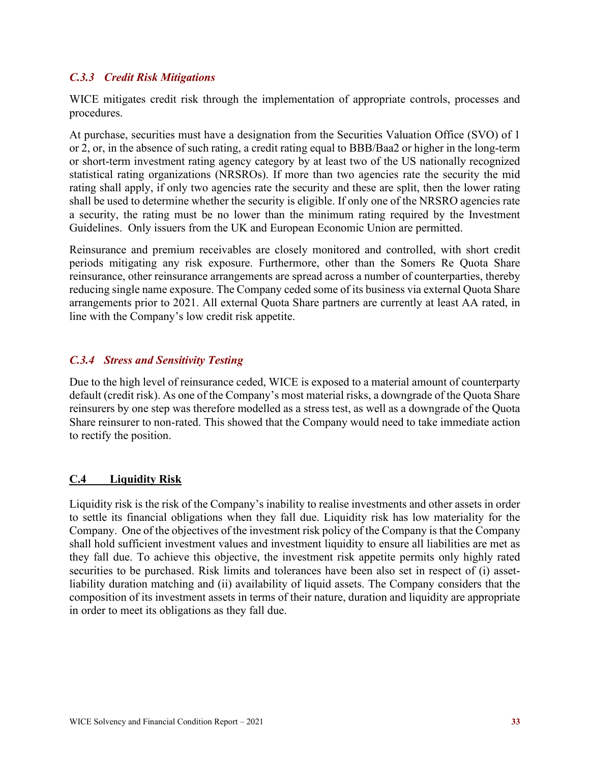### *C.3.3 Credit Risk Mitigations*

WICE mitigates credit risk through the implementation of appropriate controls, processes and procedures.

At purchase, securities must have a designation from the Securities Valuation Office (SVO) of 1 or 2, or, in the absence of such rating, a credit rating equal to BBB/Baa2 or higher in the long-term or short-term investment rating agency category by at least two of the US nationally recognized statistical rating organizations (NRSROs). If more than two agencies rate the security the mid rating shall apply, if only two agencies rate the security and these are split, then the lower rating shall be used to determine whether the security is eligible. If only one of the NRSRO agencies rate a security, the rating must be no lower than the minimum rating required by the Investment Guidelines. Only issuers from the UK and European Economic Union are permitted.

Reinsurance and premium receivables are closely monitored and controlled, with short credit periods mitigating any risk exposure. Furthermore, other than the Somers Re Quota Share reinsurance, other reinsurance arrangements are spread across a number of counterparties, thereby reducing single name exposure. The Company ceded some of its business via external Quota Share arrangements prior to 2021. All external Quota Share partners are currently at least AA rated, in line with the Company's low credit risk appetite.

### *C.3.4 Stress and Sensitivity Testing*

Due to the high level of reinsurance ceded, WICE is exposed to a material amount of counterparty default (credit risk). As one of the Company's most material risks, a downgrade of the Quota Share reinsurers by one step was therefore modelled as a stress test, as well as a downgrade of the Quota Share reinsurer to non-rated. This showed that the Company would need to take immediate action to rectify the position.

## C.4 Liquidity Risk

Liquidity risk is the risk of the Company's inability to realise investments and other assets in order to settle its financial obligations when they fall due. Liquidity risk has low materiality for the Company. One of the objectives of the investment risk policy of the Company is that the Company shall hold sufficient investment values and investment liquidity to ensure all liabilities are met as they fall due. To achieve this objective, the investment risk appetite permits only highly rated securities to be purchased. Risk limits and tolerances have been also set in respect of (i) asset-liability duration matching and (ii) availability of liquid assets. The Company considers that the composition of its investment assets in terms of their nature, duration and liquidity are appropriate in order to meet its obligations as they fall due.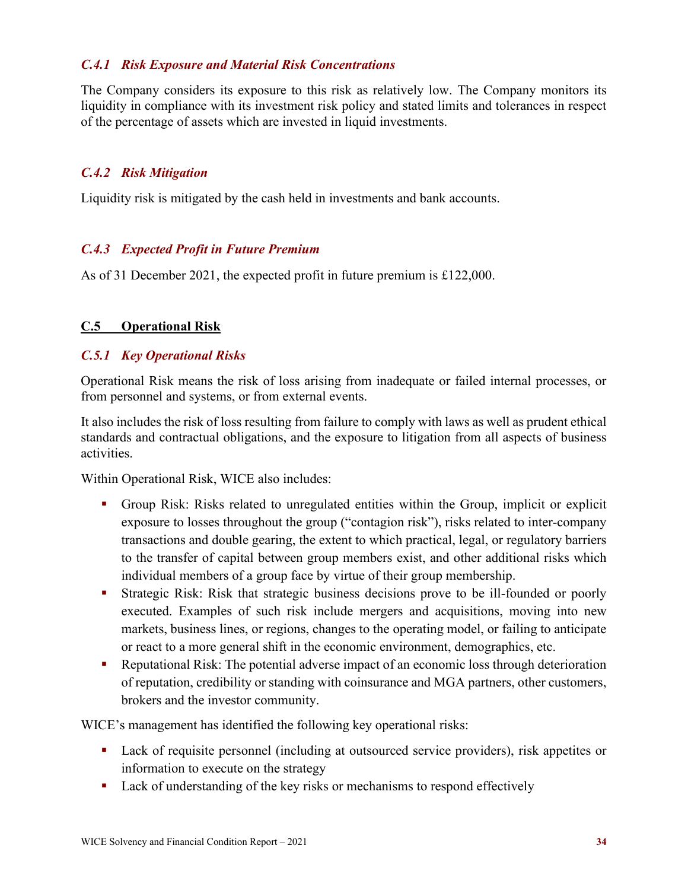### *C.4.1 Risk Exposure and Material Risk Concentrations*

The Company considers its exposure to this risk as relatively low. The Company monitors its liquidity in compliance with its investment risk policy and stated limits and tolerances in respect of the percentage of assets which are invested in liquid investments.

### *C.4.2 Risk Mitigation*

Liquidity risk is mitigated by the cash held in investments and bank accounts.

### *C.4.3 Expected Profit in Future Premium*

As of 31 December 2021, the expected profit in future premium is £122,000.

## C.5 Operational Risk

### *C.5.1 Key Operational Risks*

Operational Risk means the risk of loss arising from inadequate or failed internal processes, or from personnel and systems, or from external events.

It also includes the risk of loss resulting from failure to comply with laws as well as prudent ethical standards and contractual obligations, and the exposure to litigation from all aspects of business activities.

Within Operational Risk, WICE also includes:

- Group Risk: Risks related to unregulated entities within the Group, implicit or explicit exposure to losses throughout the group ("contagion risk"), risks related to inter-company transactions and double gearing, the extent to which practical, legal, or regulatory barriers to the transfer of capital between group members exist, and other additional risks which individual members of a group face by virtue of their group membership.
- Strategic Risk: Risk that strategic business decisions prove to be ill-founded or poorly executed. Examples of such risk include mergers and acquisitions, moving into new markets, business lines, or regions, changes to the operating model, or failing to anticipate or react to a more general shift in the economic environment, demographics, etc.
- Reputational Risk: The potential adverse impact of an economic loss through deterioration of reputation, credibility or standing with coinsurance and MGA partners, other customers, brokers and the investor community.

WICE's management has identified the following key operational risks:

- Lack of requisite personnel (including at outsourced service providers), risk appetites or information to execute on the strategy
- Lack of understanding of the key risks or mechanisms to respond effectively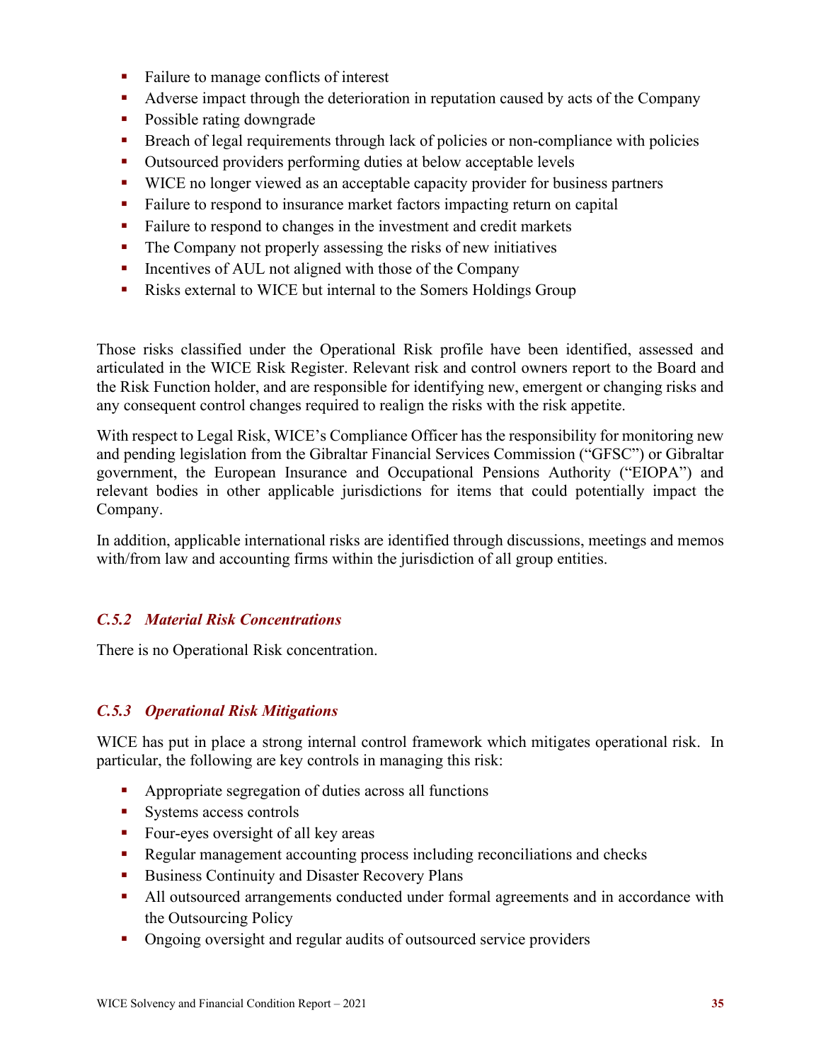- Failure to manage conflicts of interest
- Adverse impact through the deterioration in reputation caused by acts of the Company
- Possible rating downgrade
- Breach of legal requirements through lack of policies or non-compliance with policies
- Outsourced providers performing duties at below acceptable levels
- WICE no longer viewed as an acceptable capacity provider for business partners
- Failure to respond to insurance market factors impacting return on capital
- Failure to respond to changes in the investment and credit markets
- The Company not properly assessing the risks of new initiatives
- Incentives of AUL not aligned with those of the Company
- Risks external to WICE but internal to the Somers Holdings Group

Those risks classified under the Operational Risk profile have been identified, assessed and articulated in the WICE Risk Register. Relevant risk and control owners report to the Board and the Risk Function holder, and are responsible for identifying new, emergent or changing risks and any consequent control changes required to realign the risks with the risk appetite.

With respect to Legal Risk, WICE's Compliance Officer has the responsibility for monitoring new and pending legislation from the Gibraltar Financial Services Commission ("GFSC") or Gibraltar government, the European Insurance and Occupational Pensions Authority ("EIOPA") and relevant bodies in other applicable jurisdictions for items that could potentially impact the Company.

In addition, applicable international risks are identified through discussions, meetings and memos with/from law and accounting firms within the jurisdiction of all group entities.

### *C.5.2 Material Risk Concentrations*

There is no Operational Risk concentration.

### *C.5.3 Operational Risk Mitigations*

WICE has put in place a strong internal control framework which mitigates operational risk. In particular, the following are key controls in managing this risk:

- Appropriate segregation of duties across all functions
- Systems access controls
- Four-eyes oversight of all key areas
- Regular management accounting process including reconciliations and checks
- Business Continuity and Disaster Recovery Plans
- All outsourced arrangements conducted under formal agreements and in accordance with the Outsourcing Policy
- Ongoing oversight and regular audits of outsourced service providers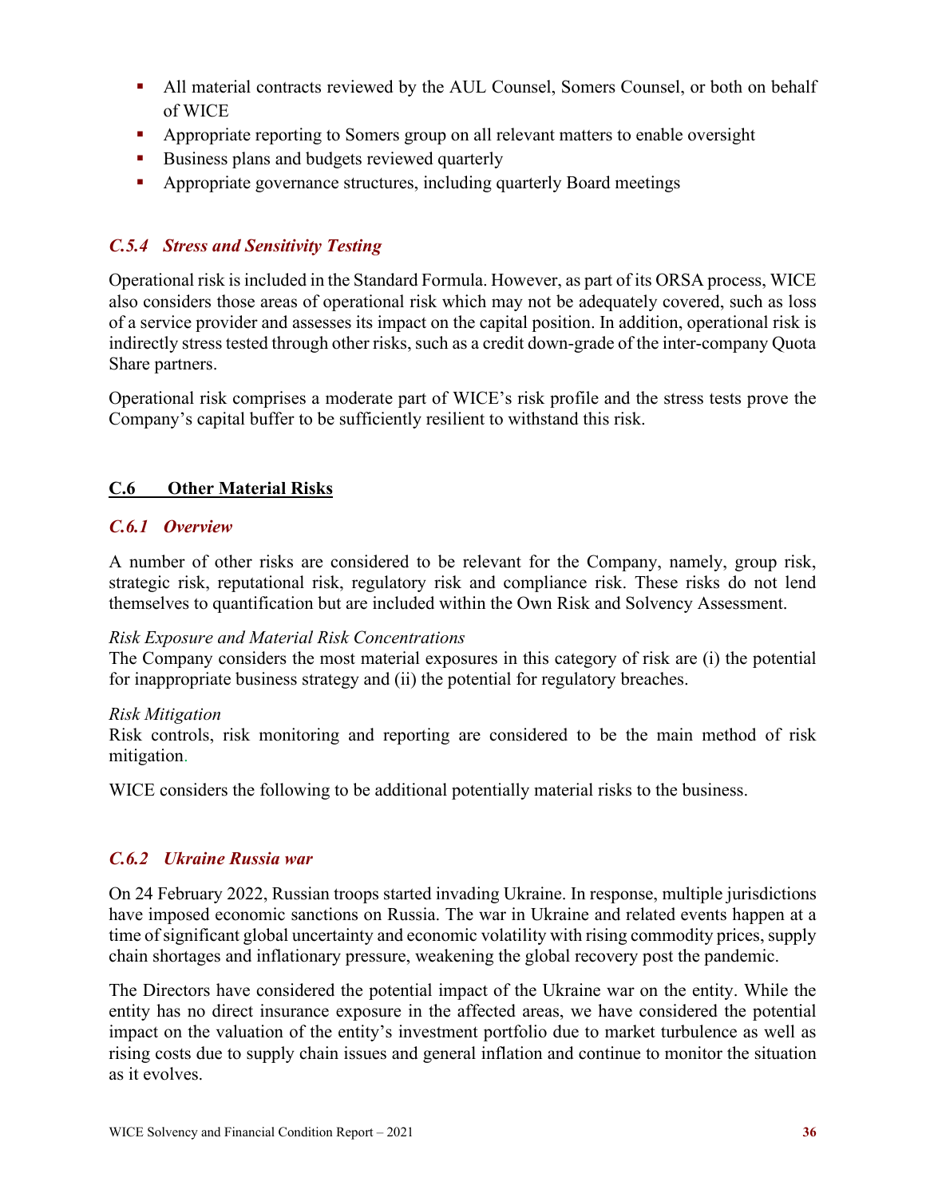- All material contracts reviewed by the AUL Counsel, Somers Counsel, or both on behalf of WICE
- Appropriate reporting to Somers group on all relevant matters to enable oversight
- Business plans and budgets reviewed quarterly
- Appropriate governance structures, including quarterly Board meetings

### *C.5.4 Stress and Sensitivity Testing*

Operational risk is included in the Standard Formula. However, as part of its ORSA process, WICE also considers those areas of operational risk which may not be adequately covered, such as loss of a service provider and assesses its impact on the capital position. In addition, operational risk is indirectly stress tested through other risks, such as a credit down-grade of the inter-company Quota Share partners.

Operational risk comprises a moderate part of WICE's risk profile and the stress tests prove the Company's capital buffer to be sufficiently resilient to withstand this risk.

## C.6 Other Material Risks

### *C.6.1 Overview*

A number of other risks are considered to be relevant for the Company, namely, group risk, strategic risk, reputational risk, regulatory risk and compliance risk. These risks do not lend themselves to quantification but are included within the Own Risk and Solvency Assessment.

*Risk Exposure and Material Risk Concentrations*

The Company considers the most material exposures in this category of risk are (i) the potential for inappropriate business strategy and (ii) the potential for regulatory breaches.

*Risk Mitigation*

Risk controls, risk monitoring and reporting are considered to be the main method of risk mitigation.

WICE considers the following to be additional potentially material risks to the business.

### *C.6.2 Ukraine Russia war*

On 24 February 2022, Russian troops started invading Ukraine. In response, multiple jurisdictions have imposed economic sanctions on Russia. The war in Ukraine and related events happen at a time of significant global uncertainty and economic volatility with rising commodity prices, supply chain shortages and inflationary pressure, weakening the global recovery post the pandemic.

The Directors have considered the potential impact of the Ukraine war on the entity. While the entity has no direct insurance exposure in the affected areas, we have considered the potential impact on the valuation of the entity's investment portfolio due to market turbulence as well as rising costs due to supply chain issues and general inflation and continue to monitor the situation as it evolves.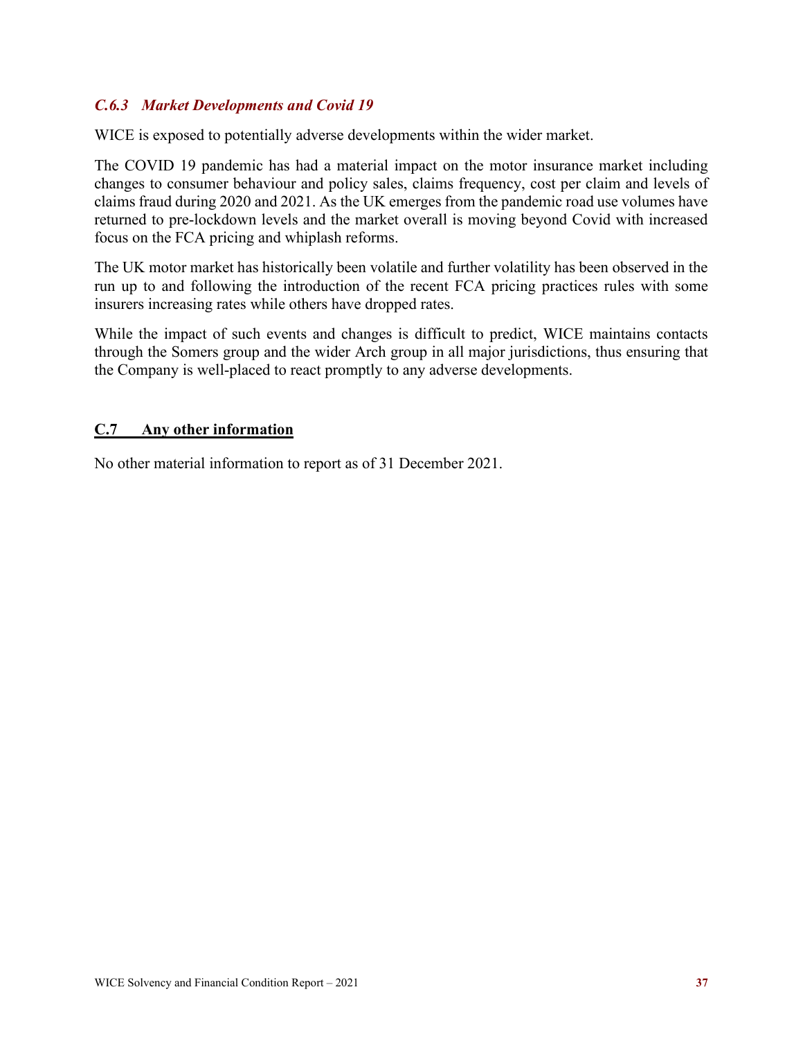### *C.6.3 Market Developments and Covid 19*

WICE is exposed to potentially adverse developments within the wider market.

The COVID 19 pandemic has had a material impact on the motor insurance market including changes to consumer behaviour and policy sales, claims frequency, cost per claim and levels of claims fraud during 2020 and 2021. As the UK emerges from the pandemic road use volumes have returned to pre-lockdown levels and the market overall is moving beyond Covid with increased focus on the FCA pricing and whiplash reforms.

The UK motor market has historically been volatile and further volatility has been observed in the run up to and following the introduction of the recent FCA pricing practices rules with some insurers increasing rates while others have dropped rates.

While the impact of such events and changes is difficult to predict, WICE maintains contacts through the Somers group and the wider Arch group in all major jurisdictions, thus ensuring that the Company is well-placed to react promptly to any adverse developments.

## C.7 Any other information

No other material information to report as of 31 December 2021.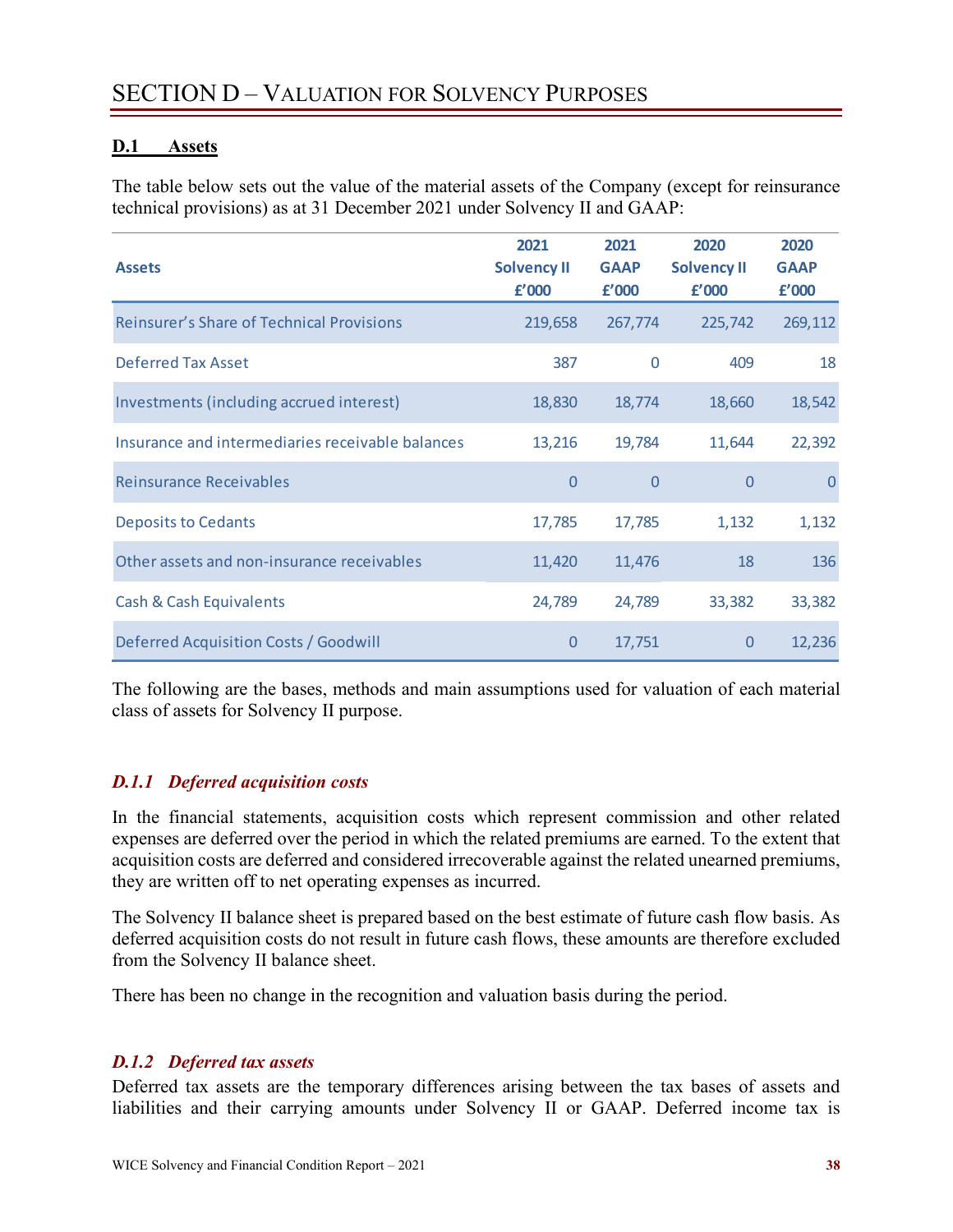# SECTION D – VALUATION FOR SOLVENCY PURPOSES

## D.1 Assets

The table below sets out the value of the material assets of the Company (except for reinsurance technical provisions) as at 31 December 2021 under Solvency II and GAAP:

| Assets | 2021 Solvency II £'000 | 2021 GAAP £'000 | 2020 Solvency II £'000 | 2020 GAAP £'000 |
|---|---|---|---|---|
| Reinsurer's Share of Technical Provisions | 219,658 | 267,774 | 225,742 | 269,112 |
| Deferred Tax Asset | 387 | 0 | 409 | 18 |
| Investments (including accrued interest) | 18,830 | 18,774 | 18,660 | 18,542 |
| Insurance and intermediaries receivable balances | 13,216 | 19,784 | 11,644 | 22,392 |
| Reinsurance Receivables | 0 | 0 | 0 | 0 |
| Deposits to Cedants | 17,785 | 17,785 | 1,132 | 1,132 |
| Other assets and non-insurance receivables | 11,420 | 11,476 | 18 | 136 |
| Cash & Cash Equivalents | 24,789 | 24,789 | 33,382 | 33,382 |
| Deferred Acquisition Costs / Goodwill | 0 | 17,751 | 0 | 12,236 |

The following are the bases, methods and main assumptions used for valuation of each material class of assets for Solvency II purpose.

### *D.1.1 Deferred acquisition costs*

In the financial statements, acquisition costs which represent commission and other related expenses are deferred over the period in which the related premiums are earned. To the extent that acquisition costs are deferred and considered irrecoverable against the related unearned premiums, they are written off to net operating expenses as incurred.

The Solvency II balance sheet is prepared based on the best estimate of future cash flow basis. As deferred acquisition costs do not result in future cash flows, these amounts are therefore excluded from the Solvency II balance sheet.

There has been no change in the recognition and valuation basis during the period.

### *D.1.2 Deferred tax assets*

Deferred tax assets are the temporary differences arising between the tax bases of assets and liabilities and their carrying amounts under Solvency II or GAAP. Deferred income tax is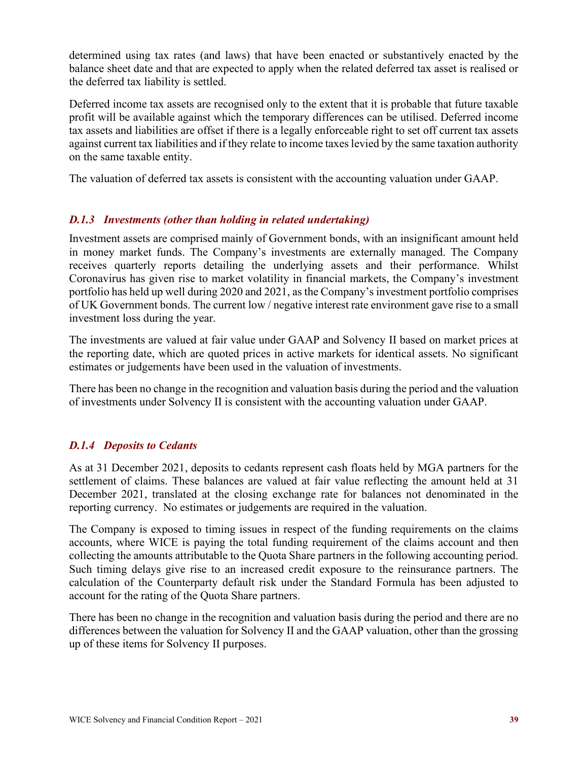determined using tax rates (and laws) that have been enacted or substantively enacted by the balance sheet date and that are expected to apply when the related deferred tax asset is realised or the deferred tax liability is settled.

Deferred income tax assets are recognised only to the extent that it is probable that future taxable profit will be available against which the temporary differences can be utilised. Deferred income tax assets and liabilities are offset if there is a legally enforceable right to set off current tax assets against current tax liabilities and if they relate to income taxes levied by the same taxation authority on the same taxable entity.

The valuation of deferred tax assets is consistent with the accounting valuation under GAAP.

### *D.1.3 Investments (other than holding in related undertaking)*

Investment assets are comprised mainly of Government bonds, with an insignificant amount held in money market funds. The Company's investments are externally managed. The Company receives quarterly reports detailing the underlying assets and their performance. Whilst Coronavirus has given rise to market volatility in financial markets, the Company's investment portfolio has held up well during 2020 and 2021, as the Company's investment portfolio comprises of UK Government bonds. The current low / negative interest rate environment gave rise to a small investment loss during the year.

The investments are valued at fair value under GAAP and Solvency II based on market prices at the reporting date, which are quoted prices in active markets for identical assets. No significant estimates or judgements have been used in the valuation of investments.

There has been no change in the recognition and valuation basis during the period and the valuation of investments under Solvency II is consistent with the accounting valuation under GAAP.

### *D.1.4 Deposits to Cedants*

As at 31 December 2021, deposits to cedants represent cash floats held by MGA partners for the settlement of claims. These balances are valued at fair value reflecting the amount held at 31 December 2021, translated at the closing exchange rate for balances not denominated in the reporting currency. No estimates or judgements are required in the valuation.

The Company is exposed to timing issues in respect of the funding requirements on the claims accounts, where WICE is paying the total funding requirement of the claims account and then collecting the amounts attributable to the Quota Share partners in the following accounting period. Such timing delays give rise to an increased credit exposure to the reinsurance partners. The calculation of the Counterparty default risk under the Standard Formula has been adjusted to account for the rating of the Quota Share partners.

There has been no change in the recognition and valuation basis during the period and there are no differences between the valuation for Solvency II and the GAAP valuation, other than the grossing up of these items for Solvency II purposes.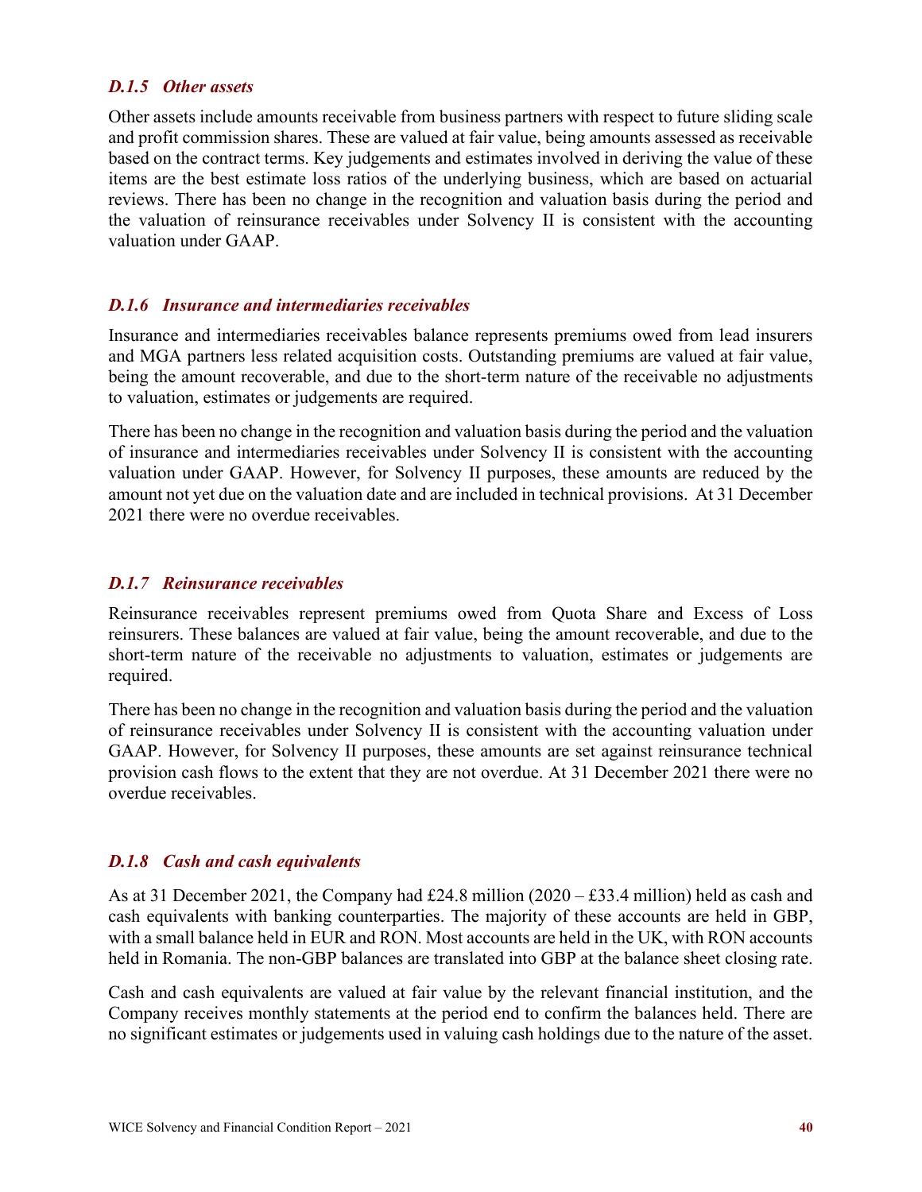### *D.1.5 Other assets*

Other assets include amounts receivable from business partners with respect to future sliding scale and profit commission shares. These are valued at fair value, being amounts assessed as receivable based on the contract terms. Key judgements and estimates involved in deriving the value of these items are the best estimate loss ratios of the underlying business, which are based on actuarial reviews. There has been no change in the recognition and valuation basis during the period and the valuation of reinsurance receivables under Solvency II is consistent with the accounting valuation under GAAP.

### *D.1.6 Insurance and intermediaries receivables*

Insurance and intermediaries receivables balance represents premiums owed from lead insurers and MGA partners less related acquisition costs. Outstanding premiums are valued at fair value, being the amount recoverable, and due to the short-term nature of the receivable no adjustments to valuation, estimates or judgements are required.

There has been no change in the recognition and valuation basis during the period and the valuation of insurance and intermediaries receivables under Solvency II is consistent with the accounting valuation under GAAP. However, for Solvency II purposes, these amounts are reduced by the amount not yet due on the valuation date and are included in technical provisions. At 31 December 2021 there were no overdue receivables.

### *D.1.7 Reinsurance receivables*

Reinsurance receivables represent premiums owed from Quota Share and Excess of Loss reinsurers. These balances are valued at fair value, being the amount recoverable, and due to the short-term nature of the receivable no adjustments to valuation, estimates or judgements are required.

There has been no change in the recognition and valuation basis during the period and the valuation of reinsurance receivables under Solvency II is consistent with the accounting valuation under GAAP. However, for Solvency II purposes, these amounts are set against reinsurance technical provision cash flows to the extent that they are not overdue. At 31 December 2021 there were no overdue receivables.

### *D.1.8 Cash and cash equivalents*

As at 31 December 2021, the Company had £24.8 million (2020 – £33.4 million) held as cash and cash equivalents with banking counterparties. The majority of these accounts are held in GBP, with a small balance held in EUR and RON. Most accounts are held in the UK, with RON accounts held in Romania. The non-GBP balances are translated into GBP at the balance sheet closing rate.

Cash and cash equivalents are valued at fair value by the relevant financial institution, and the Company receives monthly statements at the period end to confirm the balances held. There are no significant estimates or judgements used in valuing cash holdings due to the nature of the asset.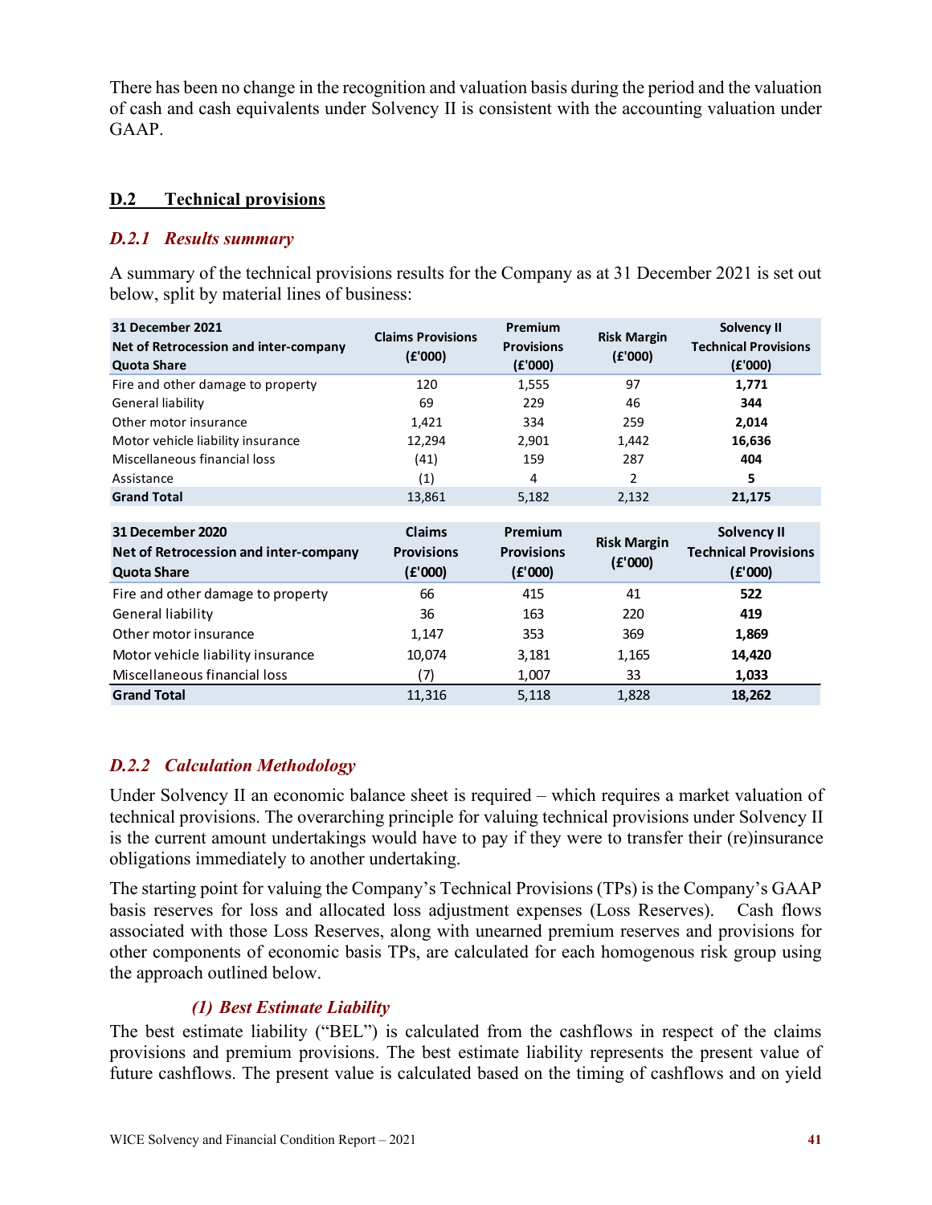There has been no change in the recognition and valuation basis during the period and the valuation of cash and cash equivalents under Solvency II is consistent with the accounting valuation under GAAP.

## D.2 Technical provisions

### *D.2.1 Results summary*

A summary of the technical provisions results for the Company as at 31 December 2021 is set out below, split by material lines of business:

| 31 December 2021 Net of Retrocession and inter-company Quota Share | Claims Provisions (£'000) | Premium Provisions (£'000) | Risk Margin (£'000) | Solvency II Technical Provisions (£'000) |
|---|---|---|---|---|
| Fire and other damage to property | 120 | 1,555 | 97 | **1,771** |
| General liability | 69 | 229 | 46 | **344** |
| Other motor insurance | 1,421 | 334 | 259 | **2,014** |
| Motor vehicle liability insurance | 12,294 | 2,901 | 1,442 | **16,636** |
| Miscellaneous financial loss | (41) | 159 | 287 | **404** |
| Assistance | (1) | 4 | 2 | **5** |
| **Grand Total** | 13,861 | 5,182 | 2,132 | **21,175** |

| 31 December 2020 Net of Retrocession and inter-company Quota Share | Claims Provisions (£'000) | Premium Provisions (£'000) | Risk Margin (£'000) | Solvency II Technical Provisions (£'000) |
|---|---|---|---|---|
| Fire and other damage to property | 66 | 415 | 41 | **522** |
| General liability | 36 | 163 | 220 | **419** |
| Other motor insurance | 1,147 | 353 | 369 | **1,869** |
| Motor vehicle liability insurance | 10,074 | 3,181 | 1,165 | **14,420** |
| Miscellaneous financial loss | (7) | 1,007 | 33 | **1,033** |
| **Grand Total** | 11,316 | 5,118 | 1,828 | **18,262** |

### *D.2.2 Calculation Methodology*

Under Solvency II an economic balance sheet is required – which requires a market valuation of technical provisions. The overarching principle for valuing technical provisions under Solvency II is the current amount undertakings would have to pay if they were to transfer their (re)insurance obligations immediately to another undertaking.

The starting point for valuing the Company's Technical Provisions (TPs) is the Company's GAAP basis reserves for loss and allocated loss adjustment expenses (Loss Reserves). Cash flows associated with those Loss Reserves, along with unearned premium reserves and provisions for other components of economic basis TPs, are calculated for each homogenous risk group using the approach outlined below.

#### *(1) Best Estimate Liability*

The best estimate liability ("BEL") is calculated from the cashflows in respect of the claims provisions and premium provisions. The best estimate liability represents the present value of future cashflows. The present value is calculated based on the timing of cashflows and on yield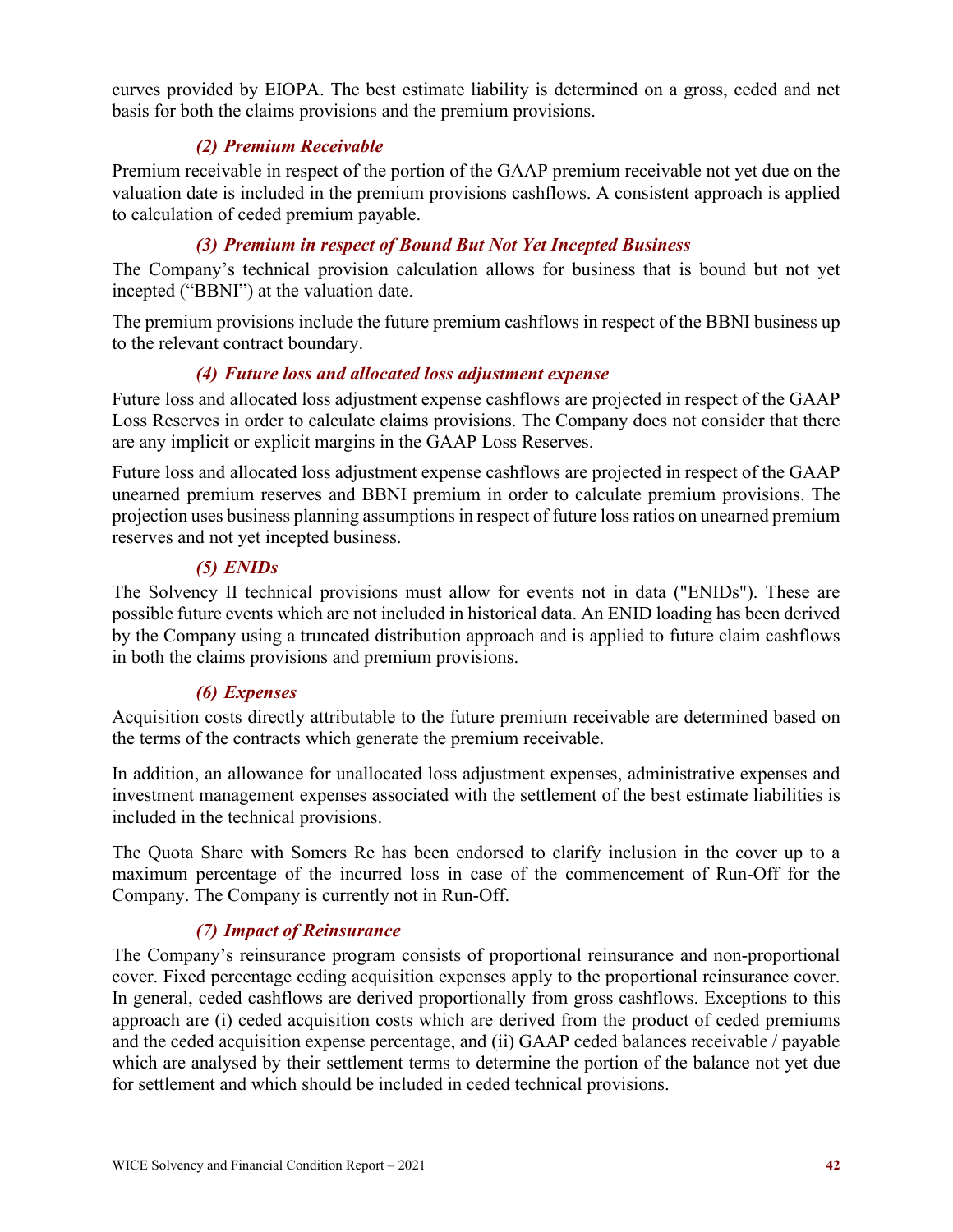curves provided by EIOPA. The best estimate liability is determined on a gross, ceded and net basis for both the claims provisions and the premium provisions.

#### *(2) Premium Receivable*

Premium receivable in respect of the portion of the GAAP premium receivable not yet due on the valuation date is included in the premium provisions cashflows. A consistent approach is applied to calculation of ceded premium payable.

#### *(3) Premium in respect of Bound But Not Yet Incepted Business*

The Company's technical provision calculation allows for business that is bound but not yet incepted ("BBNI") at the valuation date.

The premium provisions include the future premium cashflows in respect of the BBNI business up to the relevant contract boundary.

#### *(4) Future loss and allocated loss adjustment expense*

Future loss and allocated loss adjustment expense cashflows are projected in respect of the GAAP Loss Reserves in order to calculate claims provisions. The Company does not consider that there are any implicit or explicit margins in the GAAP Loss Reserves.

Future loss and allocated loss adjustment expense cashflows are projected in respect of the GAAP unearned premium reserves and BBNI premium in order to calculate premium provisions. The projection uses business planning assumptions in respect of future loss ratios on unearned premium reserves and not yet incepted business.

#### *(5) ENIDs*

The Solvency II technical provisions must allow for events not in data ("ENIDs"). These are possible future events which are not included in historical data. An ENID loading has been derived by the Company using a truncated distribution approach and is applied to future claim cashflows in both the claims provisions and premium provisions.

#### *(6) Expenses*

Acquisition costs directly attributable to the future premium receivable are determined based on the terms of the contracts which generate the premium receivable.

In addition, an allowance for unallocated loss adjustment expenses, administrative expenses and investment management expenses associated with the settlement of the best estimate liabilities is included in the technical provisions.

The Quota Share with Somers Re has been endorsed to clarify inclusion in the cover up to a maximum percentage of the incurred loss in case of the commencement of Run-Off for the Company. The Company is currently not in Run-Off.

#### *(7) Impact of Reinsurance*

The Company's reinsurance program consists of proportional reinsurance and non-proportional cover. Fixed percentage ceding acquisition expenses apply to the proportional reinsurance cover. In general, ceded cashflows are derived proportionally from gross cashflows. Exceptions to this approach are (i) ceded acquisition costs which are derived from the product of ceded premiums and the ceded acquisition expense percentage, and (ii) GAAP ceded balances receivable / payable which are analysed by their settlement terms to determine the portion of the balance not yet due for settlement and which should be included in ceded technical provisions.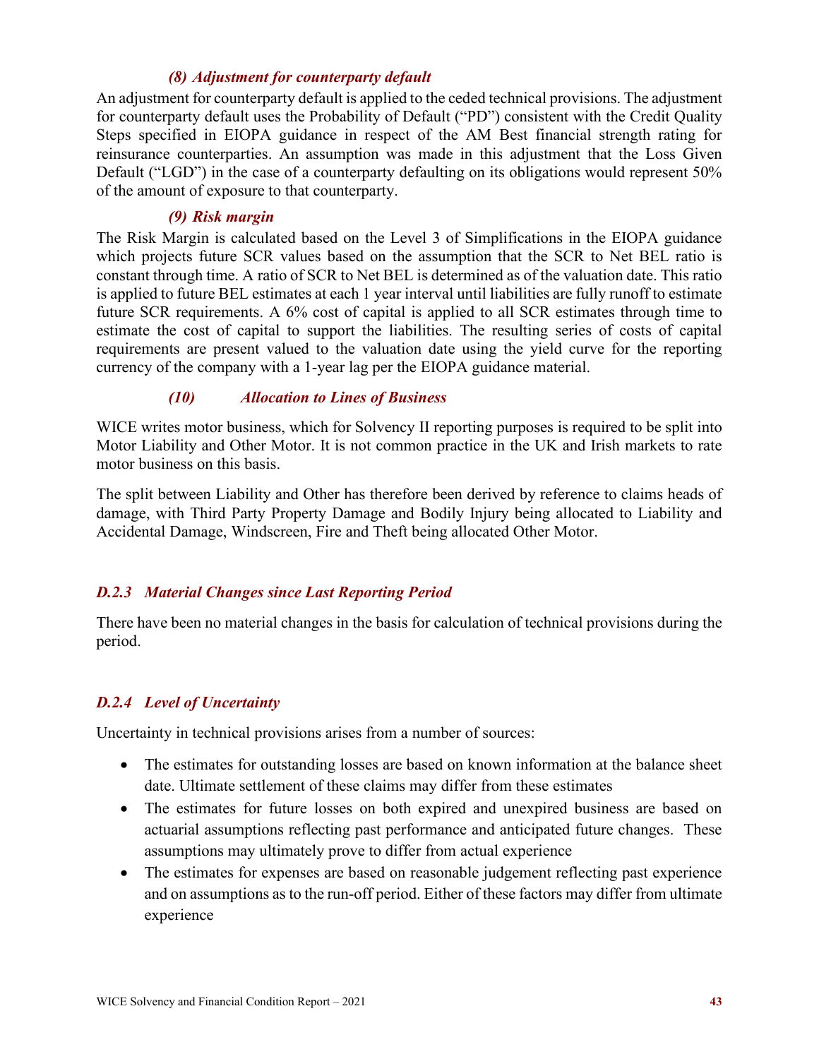#### *(8) Adjustment for counterparty default*

An adjustment for counterparty default is applied to the ceded technical provisions. The adjustment for counterparty default uses the Probability of Default ("PD") consistent with the Credit Quality Steps specified in EIOPA guidance in respect of the AM Best financial strength rating for reinsurance counterparties. An assumption was made in this adjustment that the Loss Given Default ("LGD") in the case of a counterparty defaulting on its obligations would represent 50% of the amount of exposure to that counterparty.

#### *(9) Risk margin*

The Risk Margin is calculated based on the Level 3 of Simplifications in the EIOPA guidance which projects future SCR values based on the assumption that the SCR to Net BEL ratio is constant through time. A ratio of SCR to Net BEL is determined as of the valuation date. This ratio is applied to future BEL estimates at each 1 year interval until liabilities are fully runoff to estimate future SCR requirements. A 6% cost of capital is applied to all SCR estimates through time to estimate the cost of capital to support the liabilities. The resulting series of costs of capital requirements are present valued to the valuation date using the yield curve for the reporting currency of the company with a 1-year lag per the EIOPA guidance material.

#### *(10) Allocation to Lines of Business*

WICE writes motor business, which for Solvency II reporting purposes is required to be split into Motor Liability and Other Motor. It is not common practice in the UK and Irish markets to rate motor business on this basis.

The split between Liability and Other has therefore been derived by reference to claims heads of damage, with Third Party Property Damage and Bodily Injury being allocated to Liability and Accidental Damage, Windscreen, Fire and Theft being allocated Other Motor.

### *D.2.3 Material Changes since Last Reporting Period*

There have been no material changes in the basis for calculation of technical provisions during the period.

### *D.2.4 Level of Uncertainty*

Uncertainty in technical provisions arises from a number of sources:

- The estimates for outstanding losses are based on known information at the balance sheet date. Ultimate settlement of these claims may differ from these estimates
- The estimates for future losses on both expired and unexpired business are based on actuarial assumptions reflecting past performance and anticipated future changes. These assumptions may ultimately prove to differ from actual experience
- The estimates for expenses are based on reasonable judgement reflecting past experience and on assumptions as to the run-off period. Either of these factors may differ from ultimate experience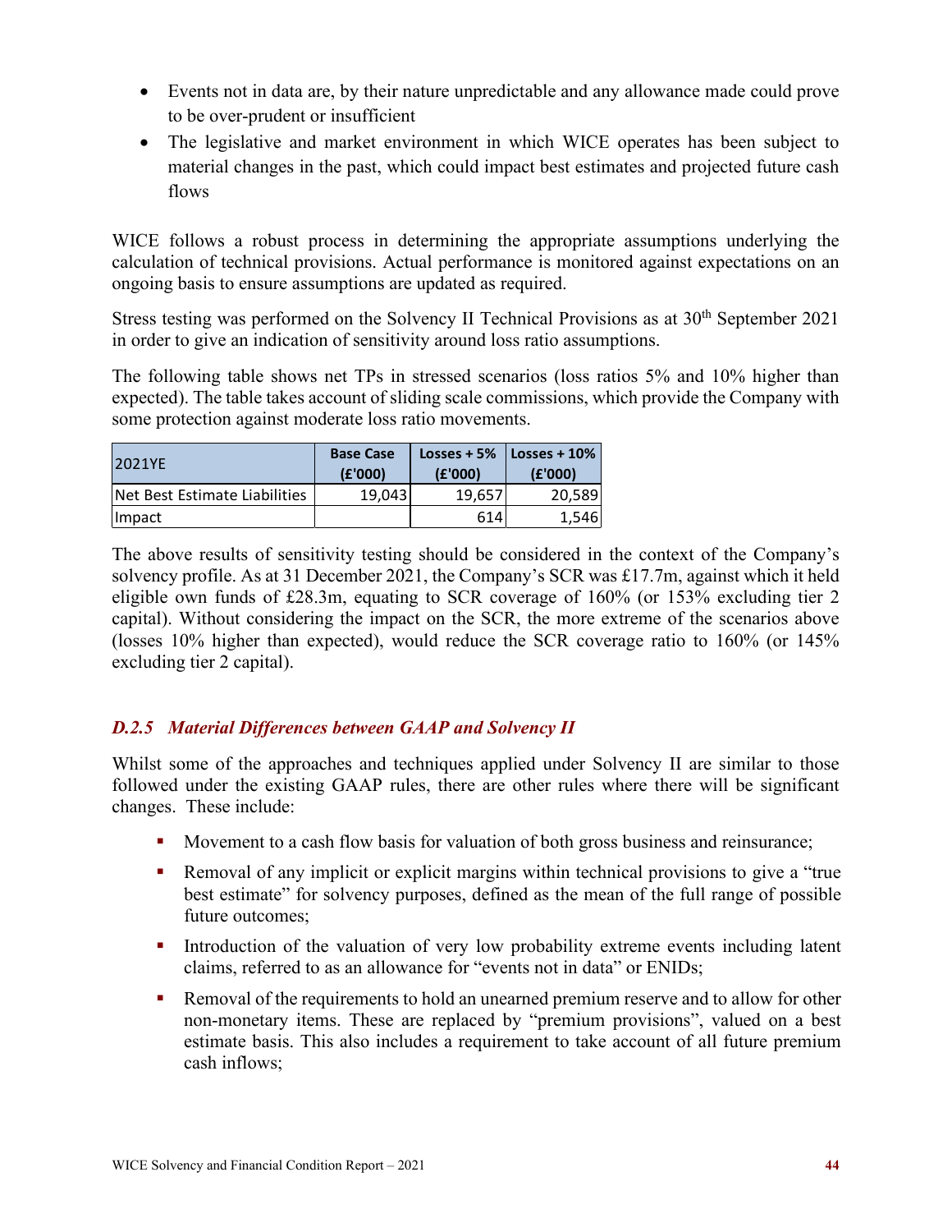- Events not in data are, by their nature unpredictable and any allowance made could prove to be over-prudent or insufficient
- The legislative and market environment in which WICE operates has been subject to material changes in the past, which could impact best estimates and projected future cash flows

WICE follows a robust process in determining the appropriate assumptions underlying the calculation of technical provisions. Actual performance is monitored against expectations on an ongoing basis to ensure assumptions are updated as required.

Stress testing was performed on the Solvency II Technical Provisions as at 30th September 2021 in order to give an indication of sensitivity around loss ratio assumptions.

The following table shows net TPs in stressed scenarios (loss ratios 5% and 10% higher than expected). The table takes account of sliding scale commissions, which provide the Company with some protection against moderate loss ratio movements.

| 2021YE | Base Case (£'000) | Losses + 5% (£'000) | Losses + 10% (£'000) |
|---|---|---|---|
| Net Best Estimate Liabilities | 19,043 | 19,657 | 20,589 |
| Impact | | 614 | 1,546 |

The above results of sensitivity testing should be considered in the context of the Company's solvency profile. As at 31 December 2021, the Company's SCR was £17.7m, against which it held eligible own funds of £28.3m, equating to SCR coverage of 160% (or 153% excluding tier 2 capital). Without considering the impact on the SCR, the more extreme of the scenarios above (losses 10% higher than expected), would reduce the SCR coverage ratio to 160% (or 145% excluding tier 2 capital).

### *D.2.5 Material Differences between GAAP and Solvency II*

Whilst some of the approaches and techniques applied under Solvency II are similar to those followed under the existing GAAP rules, there are other rules where there will be significant changes. These include:

- Movement to a cash flow basis for valuation of both gross business and reinsurance;
- Removal of any implicit or explicit margins within technical provisions to give a "true best estimate" for solvency purposes, defined as the mean of the full range of possible future outcomes;
- Introduction of the valuation of very low probability extreme events including latent claims, referred to as an allowance for "events not in data" or ENIDs;
- Removal of the requirements to hold an unearned premium reserve and to allow for other non-monetary items. These are replaced by "premium provisions", valued on a best estimate basis. This also includes a requirement to take account of all future premium cash inflows;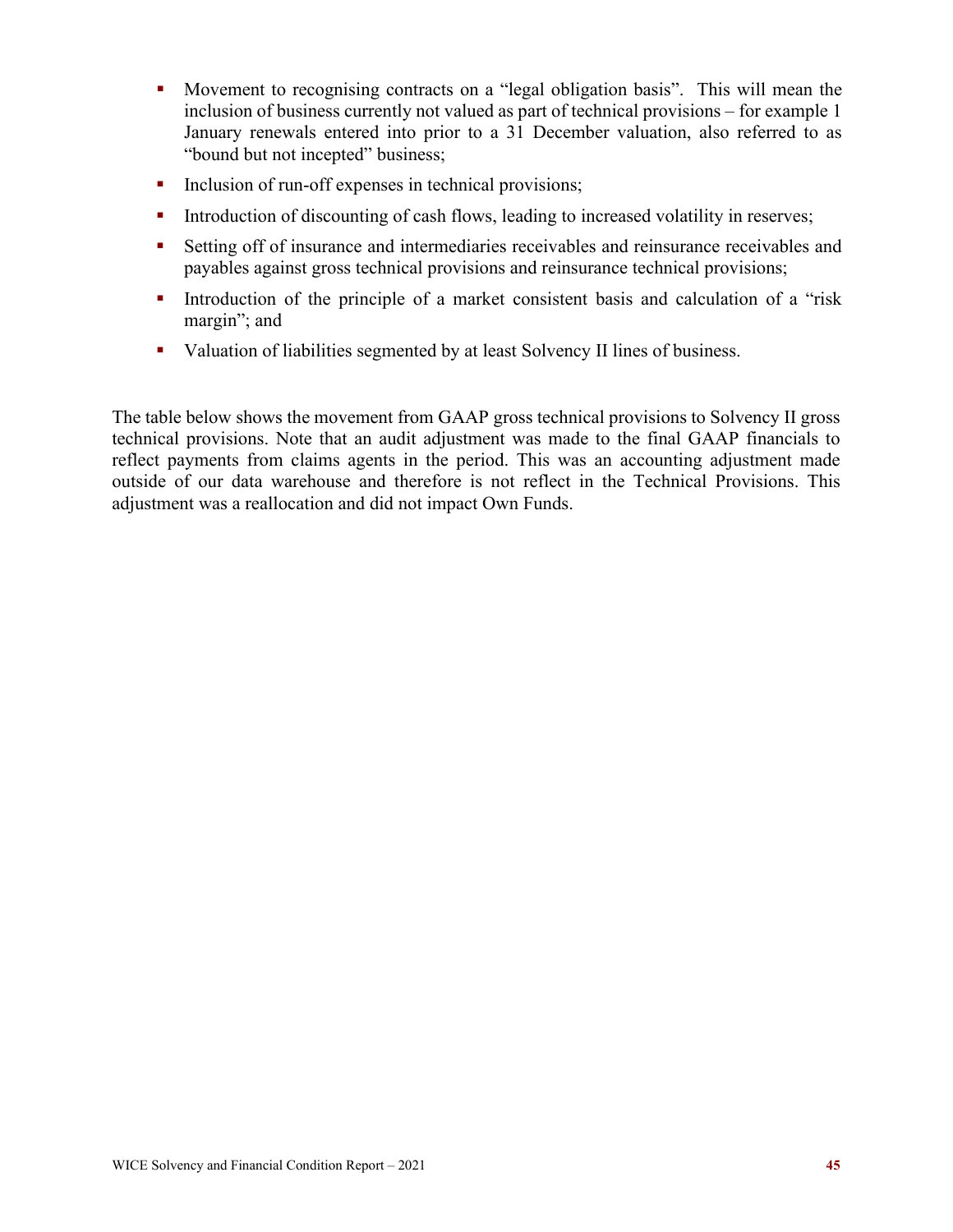- Movement to recognising contracts on a "legal obligation basis". This will mean the inclusion of business currently not valued as part of technical provisions – for example 1 January renewals entered into prior to a 31 December valuation, also referred to as "bound but not incepted" business;
- Inclusion of run-off expenses in technical provisions;
- Introduction of discounting of cash flows, leading to increased volatility in reserves;
- Setting off of insurance and intermediaries receivables and reinsurance receivables and payables against gross technical provisions and reinsurance technical provisions;
- Introduction of the principle of a market consistent basis and calculation of a "risk margin"; and
- Valuation of liabilities segmented by at least Solvency II lines of business.

The table below shows the movement from GAAP gross technical provisions to Solvency II gross technical provisions. Note that an audit adjustment was made to the final GAAP financials to reflect payments from claims agents in the period. This was an accounting adjustment made outside of our data warehouse and therefore is not reflect in the Technical Provisions. This adjustment was a reallocation and did not impact Own Funds.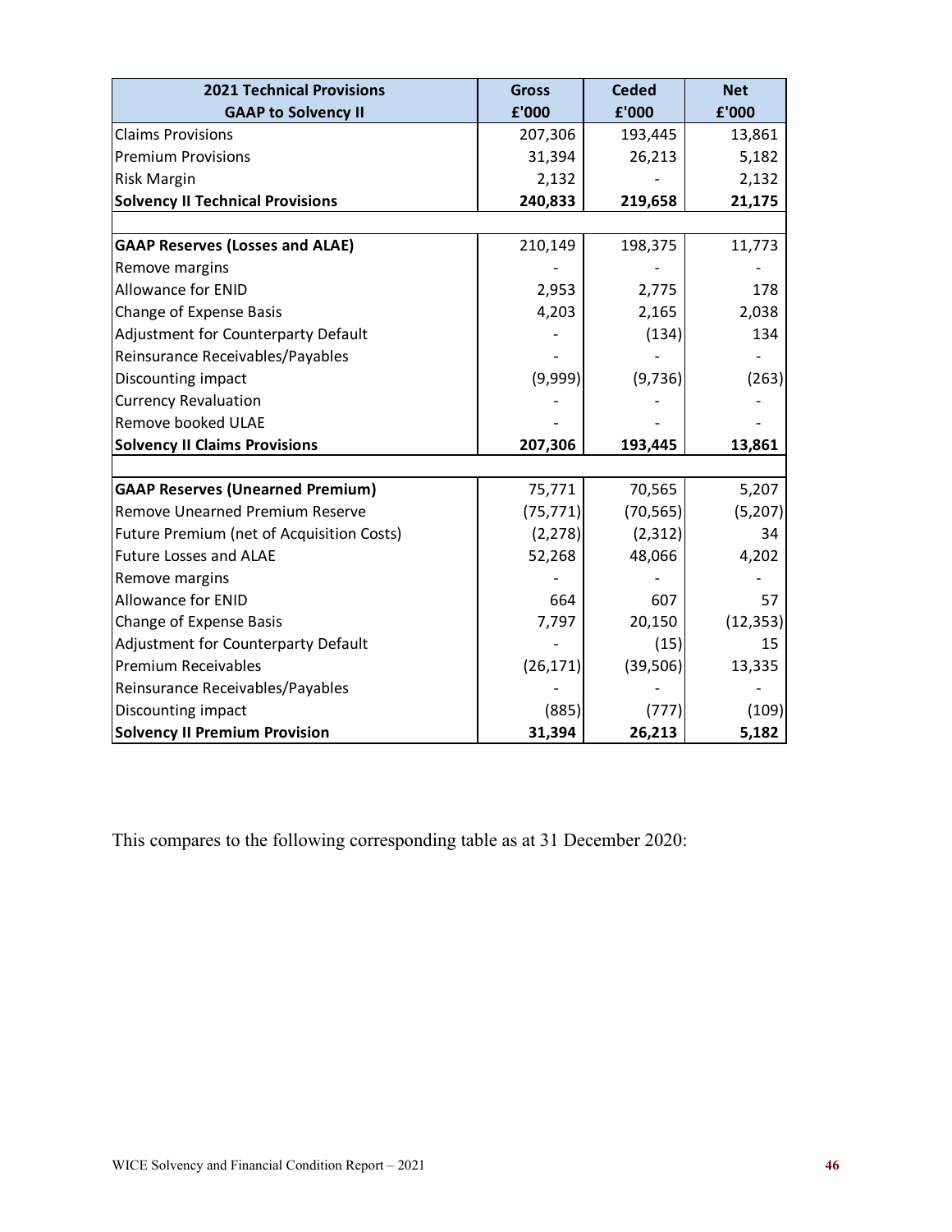| 2021 Technical Provisions GAAP to Solvency II | Gross £'000 | Ceded £'000 | Net £'000 |
|---|---|---|---|
| Claims Provisions | 207,306 | 193,445 | 13,861 |
| Premium Provisions | 31,394 | 26,213 | 5,182 |
| Risk Margin | 2,132 | - | 2,132 |
| **Solvency II Technical Provisions** | **240,833** | **219,658** | **21,175** |
| | | | |
| **GAAP Reserves (Losses and ALAE)** | 210,149 | 198,375 | 11,773 |
| Remove margins | - | - | - |
| Allowance for ENID | 2,953 | 2,775 | 178 |
| Change of Expense Basis | 4,203 | 2,165 | 2,038 |
| Adjustment for Counterparty Default | - | (134) | 134 |
| Reinsurance Receivables/Payables | - | - | - |
| Discounting impact | (9,999) | (9,736) | (263) |
| Currency Revaluation | - | - | - |
| Remove booked ULAE | - | - | - |
| **Solvency II Claims Provisions** | **207,306** | **193,445** | **13,861** |
| | | | |
| **GAAP Reserves (Unearned Premium)** | 75,771 | 70,565 | 5,207 |
| Remove Unearned Premium Reserve | (75,771) | (70,565) | (5,207) |
| Future Premium (net of Acquisition Costs) | (2,278) | (2,312) | 34 |
| Future Losses and ALAE | 52,268 | 48,066 | 4,202 |
| Remove margins | - | - | - |
| Allowance for ENID | 664 | 607 | 57 |
| Change of Expense Basis | 7,797 | 20,150 | (12,353) |
| Adjustment for Counterparty Default | - | (15) | 15 |
| Premium Receivables | (26,171) | (39,506) | 13,335 |
| Reinsurance Receivables/Payables | - | - | - |
| Discounting impact | (885) | (777) | (109) |
| **Solvency II Premium Provision** | **31,394** | **26,213** | **5,182** |

This compares to the following corresponding table as at 31 December 2020: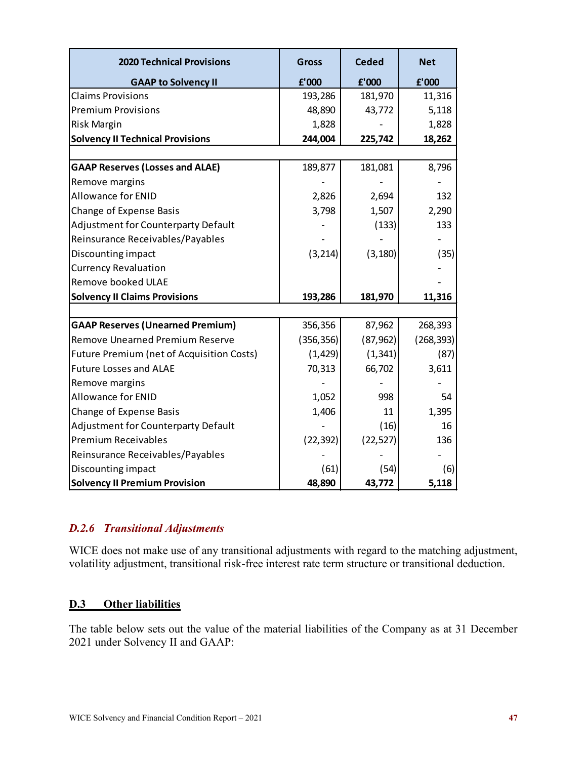| 2020 Technical Provisions<br>GAAP to Solvency II | Gross<br>£'000 | Ceded<br>£'000 | Net<br>£'000 |
|---|---|---|---|
| Claims Provisions | 193,286 | 181,970 | 11,316 |
| Premium Provisions | 48,890 | 43,772 | 5,118 |
| Risk Margin | 1,828 | - | 1,828 |
| **Solvency II Technical Provisions** | **244,004** | **225,742** | **18,262** |
| | | | |
| **GAAP Reserves (Losses and ALAE)** | 189,877 | 181,081 | 8,796 |
| Remove margins | - | - | - |
| Allowance for ENID | 2,826 | 2,694 | 132 |
| Change of Expense Basis | 3,798 | 1,507 | 2,290 |
| Adjustment for Counterparty Default | - | (133) | 133 |
| Reinsurance Receivables/Payables | - | - | - |
| Discounting impact | (3,214) | (3,180) | (35) |
| Currency Revaluation | | | - |
| Remove booked ULAE | | | - |
| **Solvency II Claims Provisions** | **193,286** | **181,970** | **11,316** |
| | | | |
| **GAAP Reserves (Unearned Premium)** | 356,356 | 87,962 | 268,393 |
| Remove Unearned Premium Reserve | (356,356) | (87,962) | (268,393) |
| Future Premium (net of Acquisition Costs) | (1,429) | (1,341) | (87) |
| Future Losses and ALAE | 70,313 | 66,702 | 3,611 |
| Remove margins | - | - | - |
| Allowance for ENID | 1,052 | 998 | 54 |
| Change of Expense Basis | 1,406 | 11 | 1,395 |
| Adjustment for Counterparty Default | - | (16) | 16 |
| Premium Receivables | (22,392) | (22,527) | 136 |
| Reinsurance Receivables/Payables | - | - | - |
| Discounting impact | (61) | (54) | (6) |
| **Solvency II Premium Provision** | **48,890** | **43,772** | **5,118** |

### *D.2.6 Transitional Adjustments*

WICE does not make use of any transitional adjustments with regard to the matching adjustment, volatility adjustment, transitional risk-free interest rate term structure or transitional deduction.

## D.3 Other liabilities

The table below sets out the value of the material liabilities of the Company as at 31 December 2021 under Solvency II and GAAP: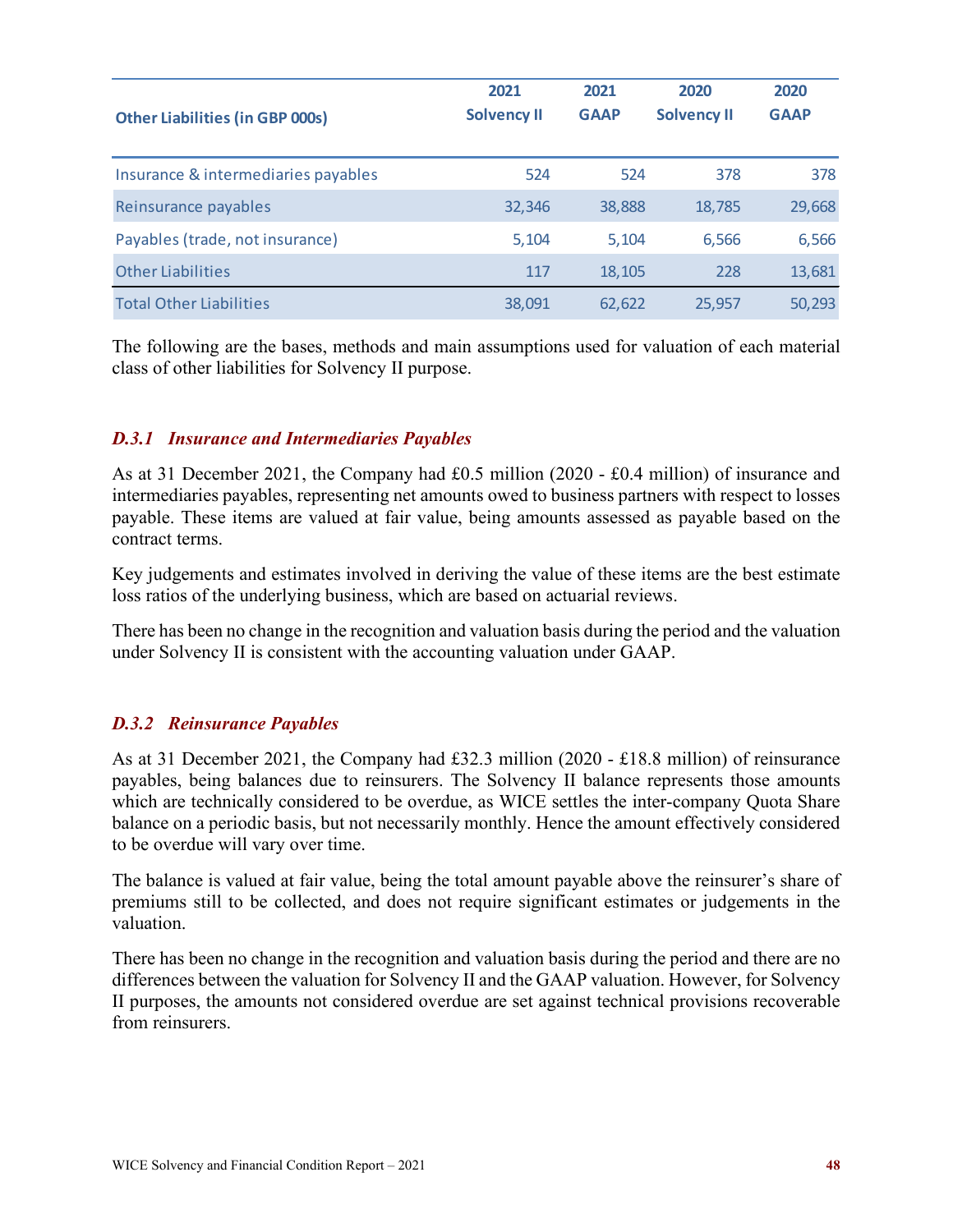| Other Liabilities (in GBP 000s) | 2021 Solvency II | 2021 GAAP | 2020 Solvency II | 2020 GAAP |
|---|---|---|---|---|
| Insurance & intermediaries payables | 524 | 524 | 378 | 378 |
| Reinsurance payables | 32,346 | 38,888 | 18,785 | 29,668 |
| Payables (trade, not insurance) | 5,104 | 5,104 | 6,566 | 6,566 |
| Other Liabilities | 117 | 18,105 | 228 | 13,681 |
| Total Other Liabilities | 38,091 | 62,622 | 25,957 | 50,293 |

The following are the bases, methods and main assumptions used for valuation of each material class of other liabilities for Solvency II purpose.

### *D.3.1 Insurance and Intermediaries Payables*

As at 31 December 2021, the Company had £0.5 million (2020 - £0.4 million) of insurance and intermediaries payables, representing net amounts owed to business partners with respect to losses payable. These items are valued at fair value, being amounts assessed as payable based on the contract terms.

Key judgements and estimates involved in deriving the value of these items are the best estimate loss ratios of the underlying business, which are based on actuarial reviews.

There has been no change in the recognition and valuation basis during the period and the valuation under Solvency II is consistent with the accounting valuation under GAAP.

### *D.3.2 Reinsurance Payables*

As at 31 December 2021, the Company had £32.3 million (2020 - £18.8 million) of reinsurance payables, being balances due to reinsurers. The Solvency II balance represents those amounts which are technically considered to be overdue, as WICE settles the inter-company Quota Share balance on a periodic basis, but not necessarily monthly. Hence the amount effectively considered to be overdue will vary over time.

The balance is valued at fair value, being the total amount payable above the reinsurer's share of premiums still to be collected, and does not require significant estimates or judgements in the valuation.

There has been no change in the recognition and valuation basis during the period and there are no differences between the valuation for Solvency II and the GAAP valuation. However, for Solvency II purposes, the amounts not considered overdue are set against technical provisions recoverable from reinsurers.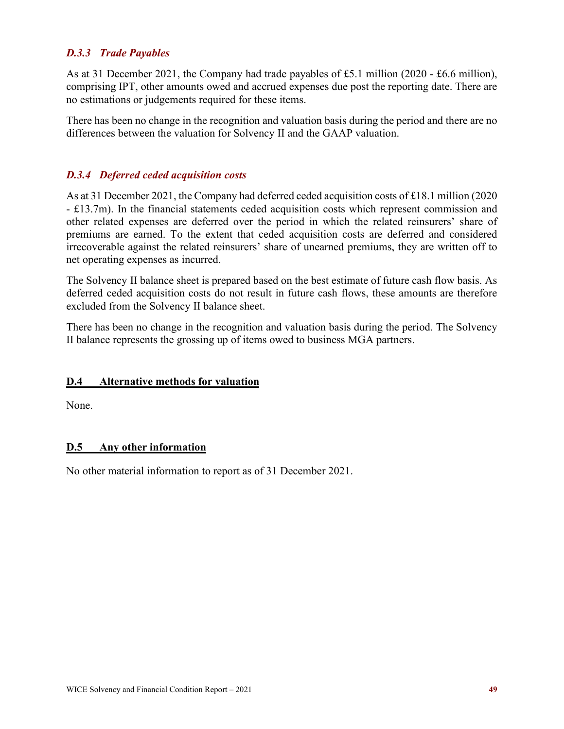### *D.3.3 Trade Payables*

As at 31 December 2021, the Company had trade payables of £5.1 million (2020 - £6.6 million), comprising IPT, other amounts owed and accrued expenses due post the reporting date. There are no estimations or judgements required for these items.

There has been no change in the recognition and valuation basis during the period and there are no differences between the valuation for Solvency II and the GAAP valuation.

### *D.3.4 Deferred ceded acquisition costs*

As at 31 December 2021, the Company had deferred ceded acquisition costs of £18.1 million (2020 - £13.7m). In the financial statements ceded acquisition costs which represent commission and other related expenses are deferred over the period in which the related reinsurers' share of premiums are earned. To the extent that ceded acquisition costs are deferred and considered irrecoverable against the related reinsurers' share of unearned premiums, they are written off to net operating expenses as incurred.

The Solvency II balance sheet is prepared based on the best estimate of future cash flow basis. As deferred ceded acquisition costs do not result in future cash flows, these amounts are therefore excluded from the Solvency II balance sheet.

There has been no change in the recognition and valuation basis during the period. The Solvency II balance represents the grossing up of items owed to business MGA partners.

## D.4 Alternative methods for valuation

None.

## D.5 Any other information

No other material information to report as of 31 December 2021.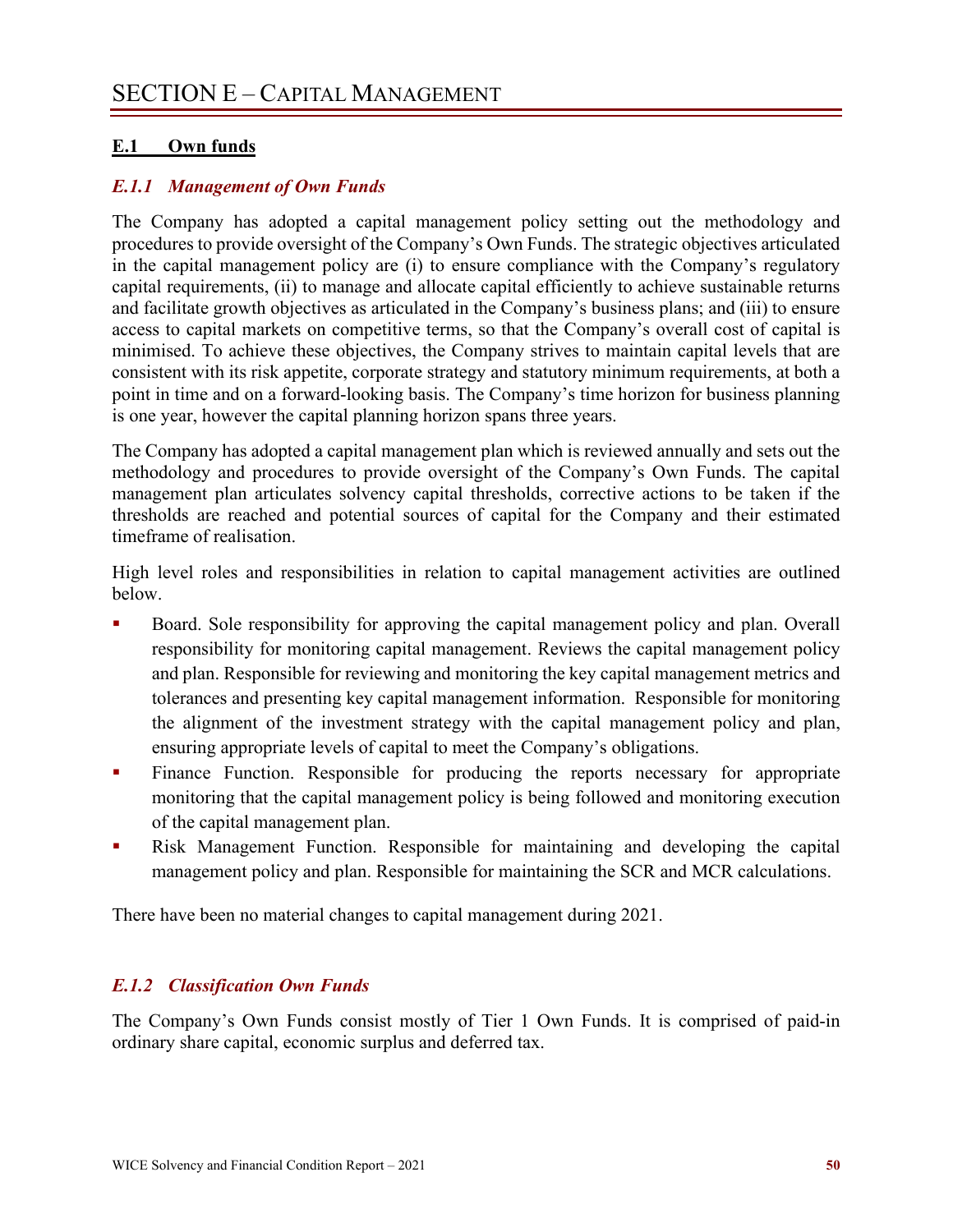# SECTION E – CAPITAL MANAGEMENT

## E.1 Own funds

### *E.1.1 Management of Own Funds*

The Company has adopted a capital management policy setting out the methodology and procedures to provide oversight of the Company's Own Funds. The strategic objectives articulated in the capital management policy are (i) to ensure compliance with the Company's regulatory capital requirements, (ii) to manage and allocate capital efficiently to achieve sustainable returns and facilitate growth objectives as articulated in the Company's business plans; and (iii) to ensure access to capital markets on competitive terms, so that the Company's overall cost of capital is minimised. To achieve these objectives, the Company strives to maintain capital levels that are consistent with its risk appetite, corporate strategy and statutory minimum requirements, at both a point in time and on a forward-looking basis. The Company's time horizon for business planning is one year, however the capital planning horizon spans three years.

The Company has adopted a capital management plan which is reviewed annually and sets out the methodology and procedures to provide oversight of the Company's Own Funds. The capital management plan articulates solvency capital thresholds, corrective actions to be taken if the thresholds are reached and potential sources of capital for the Company and their estimated timeframe of realisation.

High level roles and responsibilities in relation to capital management activities are outlined below.

- Board. Sole responsibility for approving the capital management policy and plan. Overall responsibility for monitoring capital management. Reviews the capital management policy and plan. Responsible for reviewing and monitoring the key capital management metrics and tolerances and presenting key capital management information. Responsible for monitoring the alignment of the investment strategy with the capital management policy and plan, ensuring appropriate levels of capital to meet the Company's obligations.
- Finance Function. Responsible for producing the reports necessary for appropriate monitoring that the capital management policy is being followed and monitoring execution of the capital management plan.
- Risk Management Function. Responsible for maintaining and developing the capital management policy and plan. Responsible for maintaining the SCR and MCR calculations.

There have been no material changes to capital management during 2021.

### *E.1.2 Classification Own Funds*

The Company's Own Funds consist mostly of Tier 1 Own Funds. It is comprised of paid-in ordinary share capital, economic surplus and deferred tax.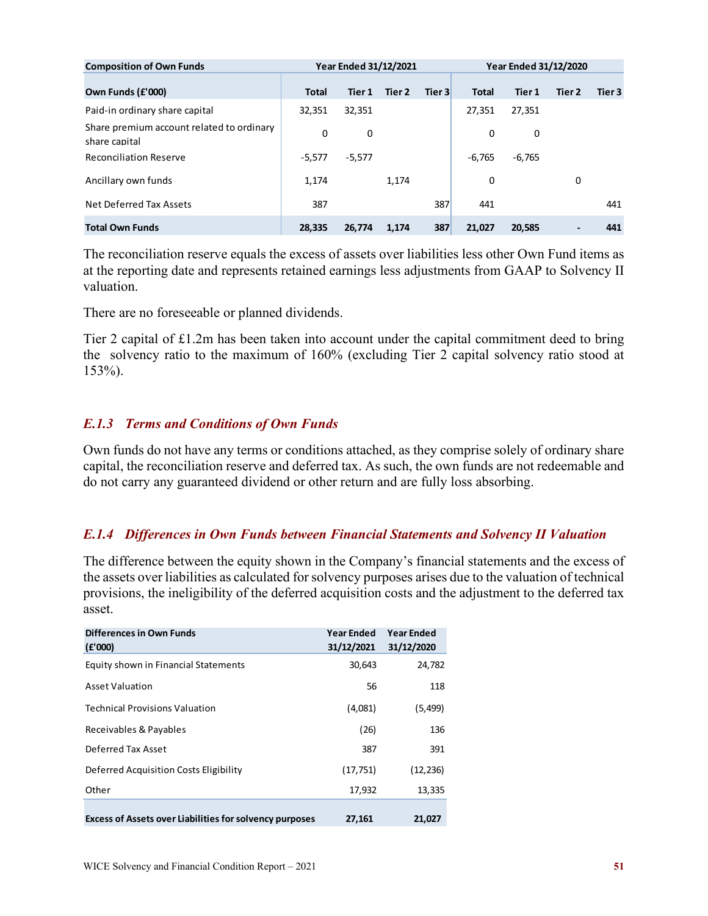| Composition of Own Funds | Year Ended 31/12/2021 | | | | Year Ended 31/12/2020 | | | |
|---|---|---|---|---|---|---|---|---|
| Own Funds (£'000) | Total | Tier 1 | Tier 2 | Tier 3 | Total | Tier 1 | Tier 2 | Tier 3 |
| Paid-in ordinary share capital | 32,351 | 32,351 | | | 27,351 | 27,351 | | |
| Share premium account related to ordinary share capital | 0 | 0 | | | 0 | 0 | | |
| Reconciliation Reserve | -5,577 | -5,577 | | | -6,765 | -6,765 | | |
| Ancillary own funds | 1,174 | | 1,174 | | 0 | | 0 | |
| Net Deferred Tax Assets | 387 | | | 387 | 441 | | | 441 |
| **Total Own Funds** | **28,335** | **26,774** | **1,174** | **387** | **21,027** | **20,585** | **-** | **441** |

The reconciliation reserve equals the excess of assets over liabilities less other Own Fund items as at the reporting date and represents retained earnings less adjustments from GAAP to Solvency II valuation.

There are no foreseeable or planned dividends.

Tier 2 capital of £1.2m has been taken into account under the capital commitment deed to bring the solvency ratio to the maximum of 160% (excluding Tier 2 capital solvency ratio stood at 153%).

### *E.1.3 Terms and Conditions of Own Funds*

Own funds do not have any terms or conditions attached, as they comprise solely of ordinary share capital, the reconciliation reserve and deferred tax. As such, the own funds are not redeemable and do not carry any guaranteed dividend or other return and are fully loss absorbing.

### *E.1.4 Differences in Own Funds between Financial Statements and Solvency II Valuation*

The difference between the equity shown in the Company's financial statements and the excess of the assets over liabilities as calculated for solvency purposes arises due to the valuation of technical provisions, the ineligibility of the deferred acquisition costs and the adjustment to the deferred tax asset.

| Differences in Own Funds (£'000) | Year Ended 31/12/2021 | Year Ended 31/12/2020 |
|---|---|---|
| Equity shown in Financial Statements | 30,643 | 24,782 |
| Asset Valuation | 56 | 118 |
| Technical Provisions Valuation | (4,081) | (5,499) |
| Receivables & Payables | (26) | 136 |
| Deferred Tax Asset | 387 | 391 |
| Deferred Acquisition Costs Eligibility | (17,751) | (12,236) |
| Other | 17,932 | 13,335 |
| **Excess of Assets over Liabilities for solvency purposes** | **27,161** | **21,027** |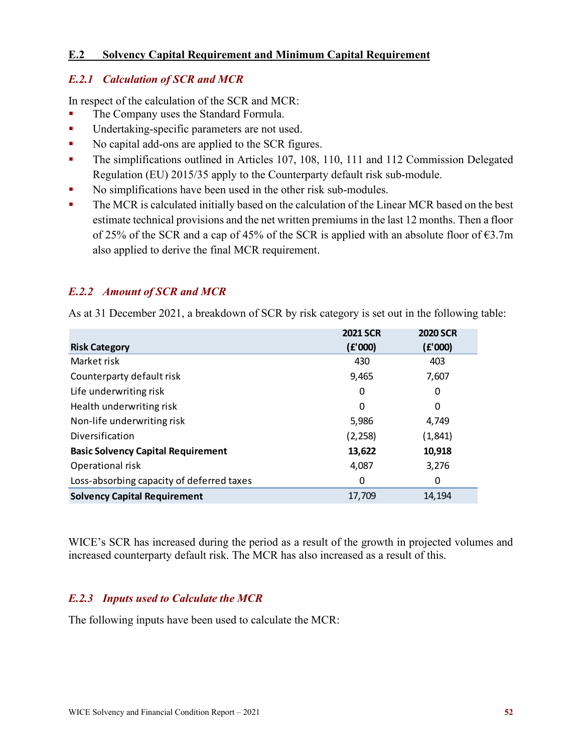## E.2 Solvency Capital Requirement and Minimum Capital Requirement

### *E.2.1 Calculation of SCR and MCR*

In respect of the calculation of the SCR and MCR:

- The Company uses the Standard Formula.
- Undertaking-specific parameters are not used.
- No capital add-ons are applied to the SCR figures.
- The simplifications outlined in Articles 107, 108, 110, 111 and 112 Commission Delegated Regulation (EU) 2015/35 apply to the Counterparty default risk sub-module.
- No simplifications have been used in the other risk sub-modules.
- The MCR is calculated initially based on the calculation of the Linear MCR based on the best estimate technical provisions and the net written premiums in the last 12 months. Then a floor of 25% of the SCR and a cap of 45% of the SCR is applied with an absolute floor of €3.7m also applied to derive the final MCR requirement.

### *E.2.2 Amount of SCR and MCR*

As at 31 December 2021, a breakdown of SCR by risk category is set out in the following table:

| Risk Category | 2021 SCR (£'000) | 2020 SCR (£'000) |
|---|---|---|
| Market risk | 430 | 403 |
| Counterparty default risk | 9,465 | 7,607 |
| Life underwriting risk | 0 | 0 |
| Health underwriting risk | 0 | 0 |
| Non-life underwriting risk | 5,986 | 4,749 |
| Diversification | (2,258) | (1,841) |
| **Basic Solvency Capital Requirement** | **13,622** | **10,918** |
| Operational risk | 4,087 | 3,276 |
| Loss-absorbing capacity of deferred taxes | 0 | 0 |
| **Solvency Capital Requirement** | 17,709 | 14,194 |

WICE's SCR has increased during the period as a result of the growth in projected volumes and increased counterparty default risk. The MCR has also increased as a result of this.

### *E.2.3 Inputs used to Calculate the MCR*

The following inputs have been used to calculate the MCR: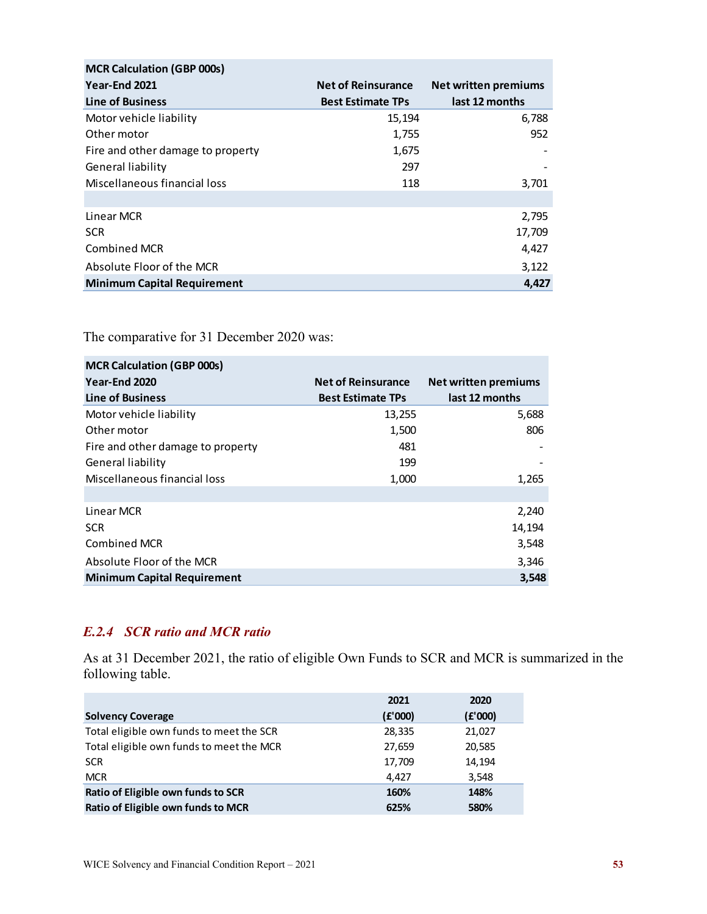| MCR Calculation (GBP 000s) | | |
| --- | --- | --- |
| **Year-End 2021** | **Net of Reinsurance** | **Net written premiums** |
| **Line of Business** | **Best Estimate TPs** | **last 12 months** |
| Motor vehicle liability | 15,194 | 6,788 |
| Other motor | 1,755 | 952 |
| Fire and other damage to property | 1,675 | - |
| General liability | 297 | - |
| Miscellaneous financial loss | 118 | 3,701 |
| | | |
| Linear MCR | | 2,795 |
| SCR | | 17,709 |
| Combined MCR | | 4,427 |
| Absolute Floor of the MCR | | 3,122 |
| **Minimum Capital Requirement** | | **4,427** |

The comparative for 31 December 2020 was:

| MCR Calculation (GBP 000s) | | |
| --- | --- | --- |
| **Year-End 2020** | **Net of Reinsurance** | **Net written premiums** |
| **Line of Business** | **Best Estimate TPs** | **last 12 months** |
| Motor vehicle liability | 13,255 | 5,688 |
| Other motor | 1,500 | 806 |
| Fire and other damage to property | 481 | - |
| General liability | 199 | - |
| Miscellaneous financial loss | 1,000 | 1,265 |
| | | |
| Linear MCR | | 2,240 |
| SCR | | 14,194 |
| Combined MCR | | 3,548 |
| Absolute Floor of the MCR | | 3,346 |
| **Minimum Capital Requirement** | | **3,548** |

### *E.2.4 SCR ratio and MCR ratio*

As at 31 December 2021, the ratio of eligible Own Funds to SCR and MCR is summarized in the following table.

| Solvency Coverage | 2021 (£'000) | 2020 (£'000) |
| --- | --- | --- |
| Total eligible own funds to meet the SCR | 28,335 | 21,027 |
| Total eligible own funds to meet the MCR | 27,659 | 20,585 |
| SCR | 17,709 | 14,194 |
| MCR | 4,427 | 3,548 |
| **Ratio of Eligible own funds to SCR** | **160%** | **148%** |
| **Ratio of Eligible own funds to MCR** | **625%** | **580%** |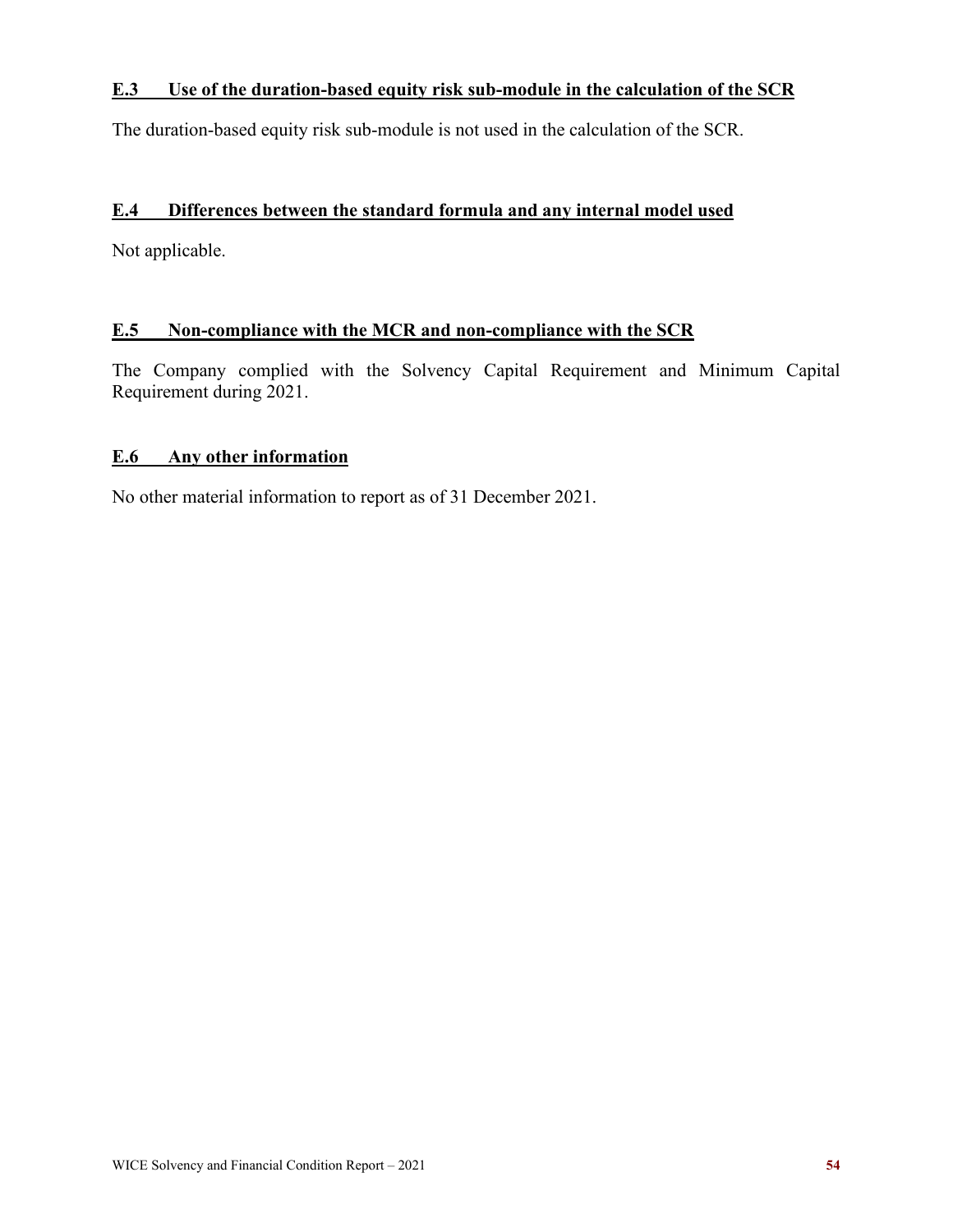## E.3 Use of the duration-based equity risk sub-module in the calculation of the SCR

The duration-based equity risk sub-module is not used in the calculation of the SCR.

## E.4 Differences between the standard formula and any internal model used

Not applicable.

## E.5 Non-compliance with the MCR and non-compliance with the SCR

The Company complied with the Solvency Capital Requirement and Minimum Capital Requirement during 2021.

## E.6 Any other information

No other material information to report as of 31 December 2021.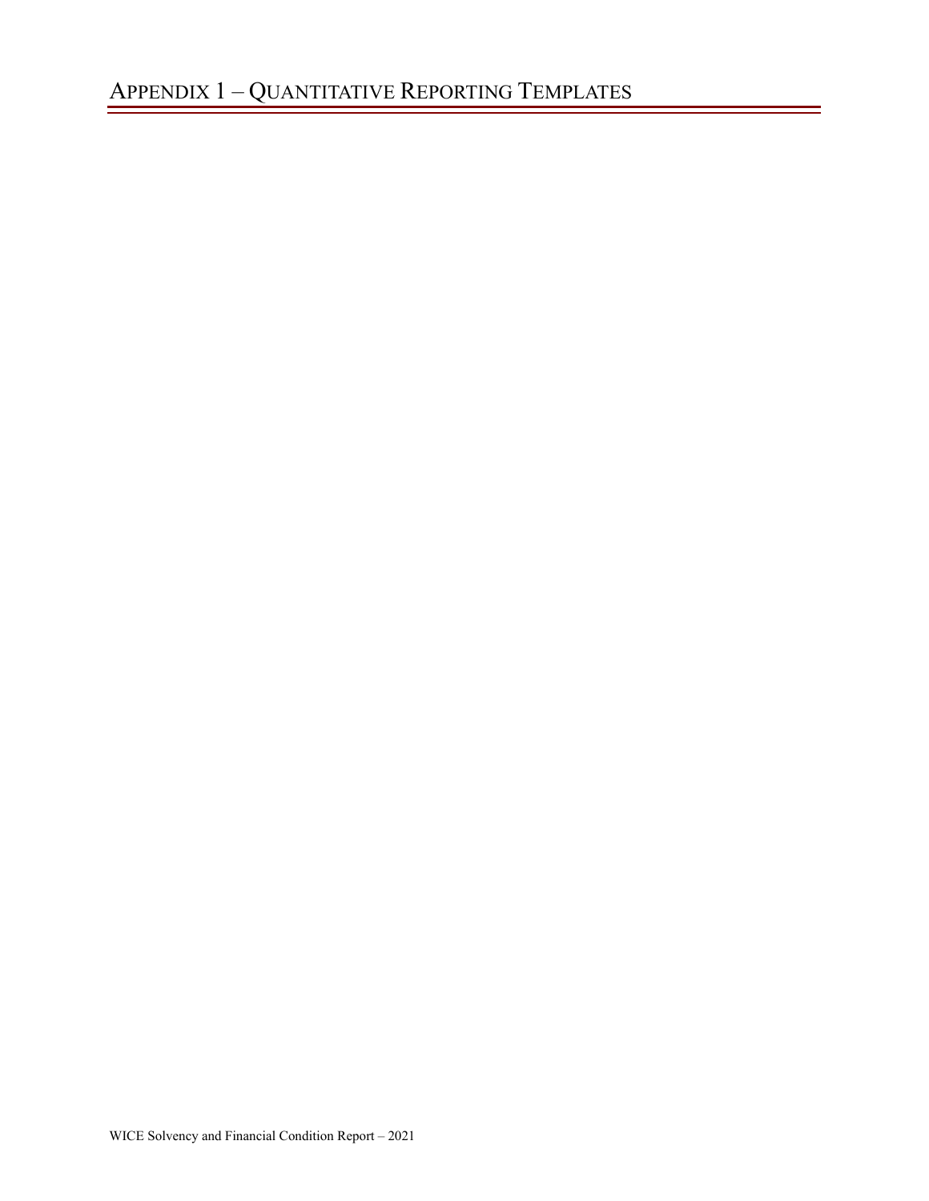# Appendix 1 – Quantitative Reporting Templates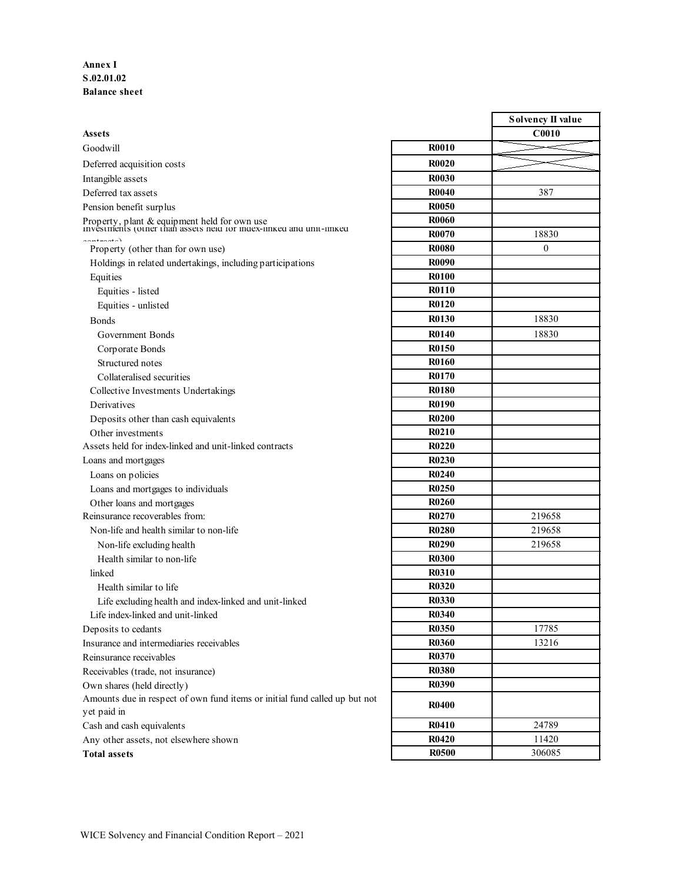**Annex I**
**S.02.01.02**
**Balance sheet**

| | | Solvency II value |
|---|---|---|
| **Assets** | | **C0010** |
| Goodwill | **R0010** | |
| Deferred acquisition costs | **R0020** | |
| Intangible assets | **R0030** | |
| Deferred tax assets | **R0040** | 387 |
| Pension benefit surplus | **R0050** | |
| Property, plant & equipment held for own use | **R0060** | |
| Investments (other than assets held for index-linked and unit-linked contracts) | **R0070** | 18830 |
| Property (other than for own use) | **R0080** | 0 |
| Holdings in related undertakings, including participations | **R0090** | |
| Equities | **R0100** | |
| Equities - listed | **R0110** | |
| Equities - unlisted | **R0120** | |
| Bonds | **R0130** | 18830 |
| Government Bonds | **R0140** | 18830 |
| Corporate Bonds | **R0150** | |
| Structured notes | **R0160** | |
| Collateralised securities | **R0170** | |
| Collective Investments Undertakings | **R0180** | |
| Derivatives | **R0190** | |
| Deposits other than cash equivalents | **R0200** | |
| Other investments | **R0210** | |
| Assets held for index-linked and unit-linked contracts | **R0220** | |
| Loans and mortgages | **R0230** | |
| Loans on policies | **R0240** | |
| Loans and mortgages to individuals | **R0250** | |
| Other loans and mortgages | **R0260** | |
| Reinsurance recoverables from: | **R0270** | 219658 |
| Non-life and health similar to non-life | **R0280** | 219658 |
| Non-life excluding health | **R0290** | 219658 |
| Health similar to non-life | **R0300** | |
| linked | **R0310** | |
| Health similar to life | **R0320** | |
| Life excluding health and index-linked and unit-linked | **R0330** | |
| Life index-linked and unit-linked | **R0340** | |
| Deposits to cedants | **R0350** | 17785 |
| Insurance and intermediaries receivables | **R0360** | 13216 |
| Reinsurance receivables | **R0370** | |
| Receivables (trade, not insurance) | **R0380** | |
| Own shares (held directly) | **R0390** | |
| Amounts due in respect of own fund items or initial fund called up but not yet paid in | **R0400** | |
| Cash and cash equivalents | **R0410** | 24789 |
| Any other assets, not elsewhere shown | **R0420** | 11420 |
| **Total assets** | **R0500** | 306085 |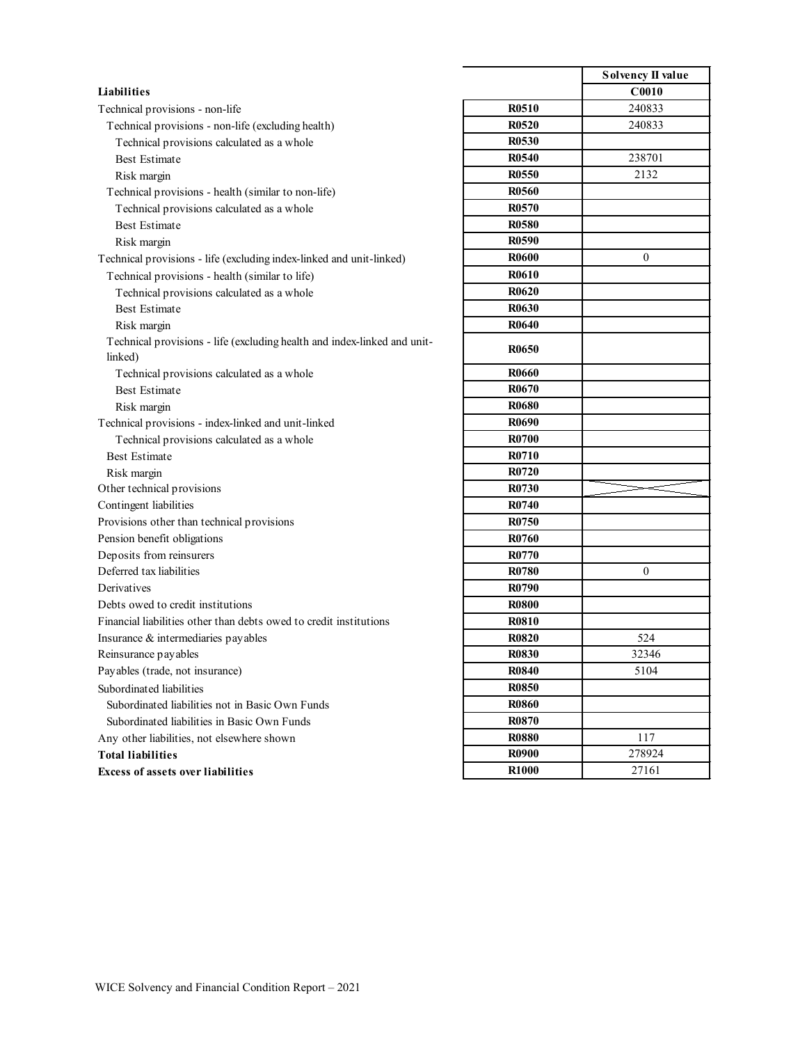| | | Solvency II value |
|---|---|---|
| **Liabilities** | | **C0010** |
| Technical provisions - non-life | **R0510** | 240833 |
| Technical provisions - non-life (excluding health) | **R0520** | 240833 |
| Technical provisions calculated as a whole | **R0530** | |
| Best Estimate | **R0540** | 238701 |
| Risk margin | **R0550** | 2132 |
| Technical provisions - health (similar to non-life) | **R0560** | |
| Technical provisions calculated as a whole | **R0570** | |
| Best Estimate | **R0580** | |
| Risk margin | **R0590** | |
| Technical provisions - life (excluding index-linked and unit-linked) | **R0600** | 0 |
| Technical provisions - health (similar to life) | **R0610** | |
| Technical provisions calculated as a whole | **R0620** | |
| Best Estimate | **R0630** | |
| Risk margin | **R0640** | |
| Technical provisions - life (excluding health and index-linked and unit-linked) | **R0650** | |
| Technical provisions calculated as a whole | **R0660** | |
| Best Estimate | **R0670** | |
| Risk margin | **R0680** | |
| Technical provisions - index-linked and unit-linked | **R0690** | |
| Technical provisions calculated as a whole | **R0700** | |
| Best Estimate | **R0710** | |
| Risk margin | **R0720** | |
| Other technical provisions | **R0730** | |
| Contingent liabilities | **R0740** | |
| Provisions other than technical provisions | **R0750** | |
| Pension benefit obligations | **R0760** | |
| Deposits from reinsurers | **R0770** | |
| Deferred tax liabilities | **R0780** | 0 |
| Derivatives | **R0790** | |
| Debts owed to credit institutions | **R0800** | |
| Financial liabilities other than debts owed to credit institutions | **R0810** | |
| Insurance & intermediaries payables | **R0820** | 524 |
| Reinsurance payables | **R0830** | 32346 |
| Payables (trade, not insurance) | **R0840** | 5104 |
| Subordinated liabilities | **R0850** | |
| Subordinated liabilities not in Basic Own Funds | **R0860** | |
| Subordinated liabilities in Basic Own Funds | **R0870** | |
| Any other liabilities, not elsewhere shown | **R0880** | 117 |
| **Total liabilities** | **R0900** | 278924 |
| **Excess of assets over liabilities** | **R1000** | 27161 |

WICE Solvency and Financial Condition Report – 2021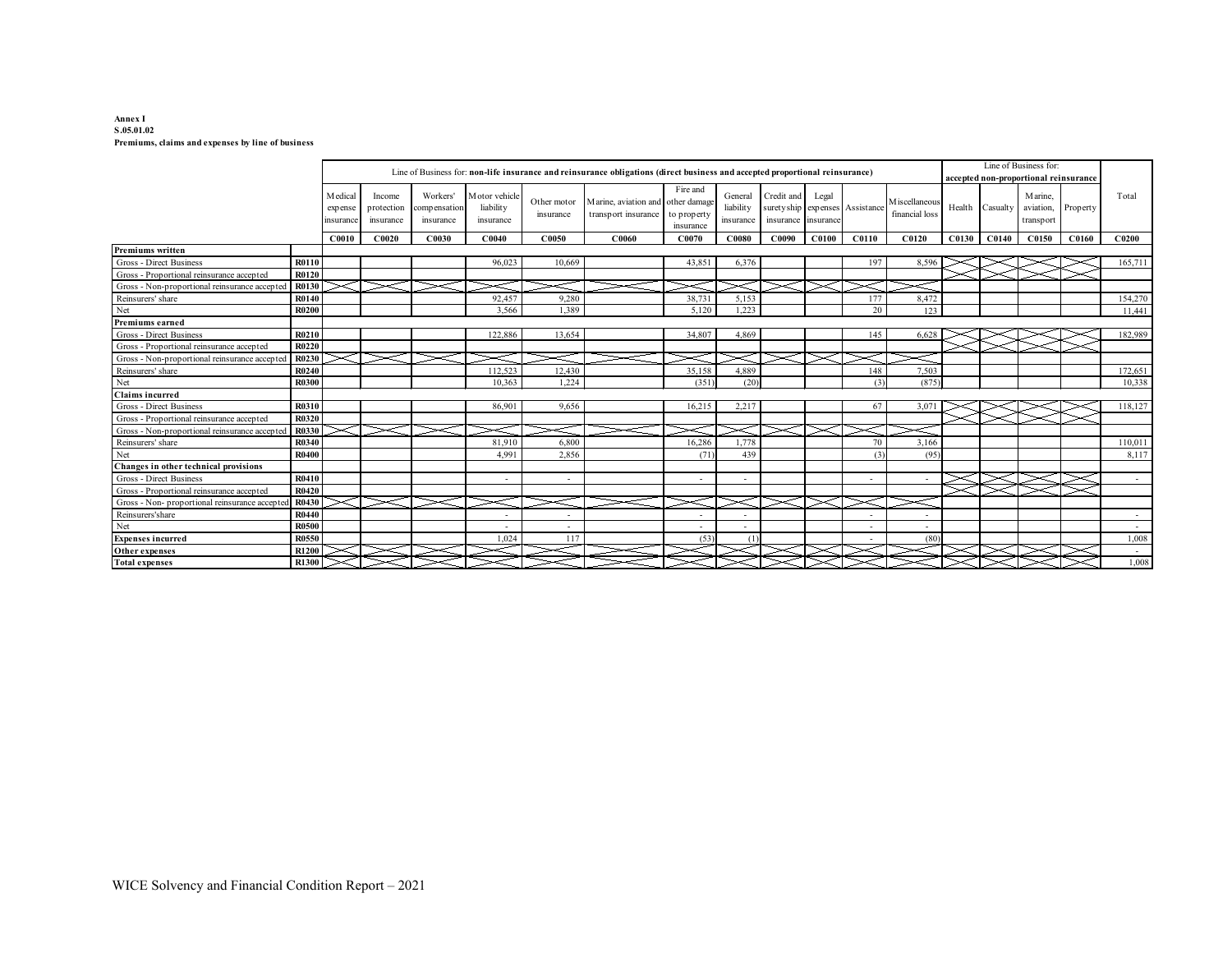**Annex I**
**S.05.01.02**
**Premiums, claims and expenses by line of business**

| | | Line of Business for: **non-life insurance and reinsurance obligations (direct business and accepted proportional reinsurance)** | | | | | | | | | | | | Line of Business for: **accepted non-proportional reinsurance** | | | | |
|---|---|---|---|---|---|---|---|---|---|---|---|---|---|---|---|---|---|---|
| | | Medical expense insurance | Income protection insurance | Workers' compensation insurance | Motor vehicle liability insurance | Other motor insurance | Marine, aviation and transport insurance | Fire and other damage to property insurance | General liability insurance | Credit and suretyship insurance | Legal expenses insurance | Assistance | Miscellaneous financial loss | Health | Casualty | Marine, aviation, transport | Property | Total |
| | | **C0010** | **C0020** | **C0030** | **C0040** | **C0050** | **C0060** | **C0070** | **C0080** | **C0090** | **C0100** | **C0110** | **C0120** | **C0130** | **C0140** | **C0150** | **C0160** | **C0200** |
| **Premiums written** | | | | | | | | | | | | | | | | | | |
| Gross - Direct Business | **R0110** | | | | 96,023 | 10,669 | | 43,851 | 6,376 | | | 197 | 8,596 | | | | | 165,711 |
| Gross - Proportional reinsurance accepted | **R0120** | | | | | | | | | | | | | | | | | |
| Gross - Non-proportional reinsurance accepted | **R0130** | | | | | | | | | | | | | | | | | |
| Reinsurers' share | **R0140** | | | | 92,457 | 9,280 | | 38,731 | 5,153 | | | 177 | 8,472 | | | | | 154,270 |
| Net | **R0200** | | | | 3,566 | 1,389 | | 5,120 | 1,223 | | | 20 | 123 | | | | | 11,441 |
| **Premiums earned** | | | | | | | | | | | | | | | | | | |
| Gross - Direct Business | **R0210** | | | | 122,886 | 13,654 | | 34,807 | 4,869 | | | 145 | 6,628 | | | | | 182,989 |
| Gross - Proportional reinsurance accepted | **R0220** | | | | | | | | | | | | | | | | | |
| Gross - Non-proportional reinsurance accepted | **R0230** | | | | | | | | | | | | | | | | | |
| Reinsurers' share | **R0240** | | | | 112,523 | 12,430 | | 35,158 | 4,889 | | | 148 | 7,503 | | | | | 172,651 |
| Net | **R0300** | | | | 10,363 | 1,224 | | (351) | (20) | | | (3) | (875) | | | | | 10,338 |
| **Claims incurred** | | | | | | | | | | | | | | | | | | |
| Gross - Direct Business | **R0310** | | | | 86,901 | 9,656 | | 16,215 | 2,217 | | | 67 | 3,071 | | | | | 118,127 |
| Gross - Proportional reinsurance accepted | **R0320** | | | | | | | | | | | | | | | | | |
| Gross - Non-proportional reinsurance accepted | **R0330** | | | | | | | | | | | | | | | | | |
| Reinsurers' share | **R0340** | | | | 81,910 | 6,800 | | 16,286 | 1,778 | | | 70 | 3,166 | | | | | 110,011 |
| Net | **R0400** | | | | 4,991 | 2,856 | | (71) | 439 | | | (3) | (95) | | | | | 8,117 |
| **Changes in other technical provisions** | | | | | | | | | | | | | | | | | | |
| Gross - Direct Business | **R0410** | | | | - | - | | - | - | | | - | - | | | | | - |
| Gross - Proportional reinsurance accepted | **R0420** | | | | | | | | | | | | | | | | | |
| Gross - Non- proportional reinsurance accepted | **R0430** | | | | | | | | | | | | | | | | | |
| Reinsurers'share | **R0440** | | | | - | - | | - | - | | | - | - | | | | | - |
| Net | **R0500** | | | | - | - | | - | - | | | - | - | | | | | - |
| **Expenses incurred** | **R0550** | | | | 1,024 | 117 | | (53) | (1) | | | - | (80) | | | | | 1,008 |
| **Other expenses** | **R1200** | | | | | | | | | | | | | | | | | - |
| **Total expenses** | **R1300** | | | | | | | | | | | | | | | | | 1,008 |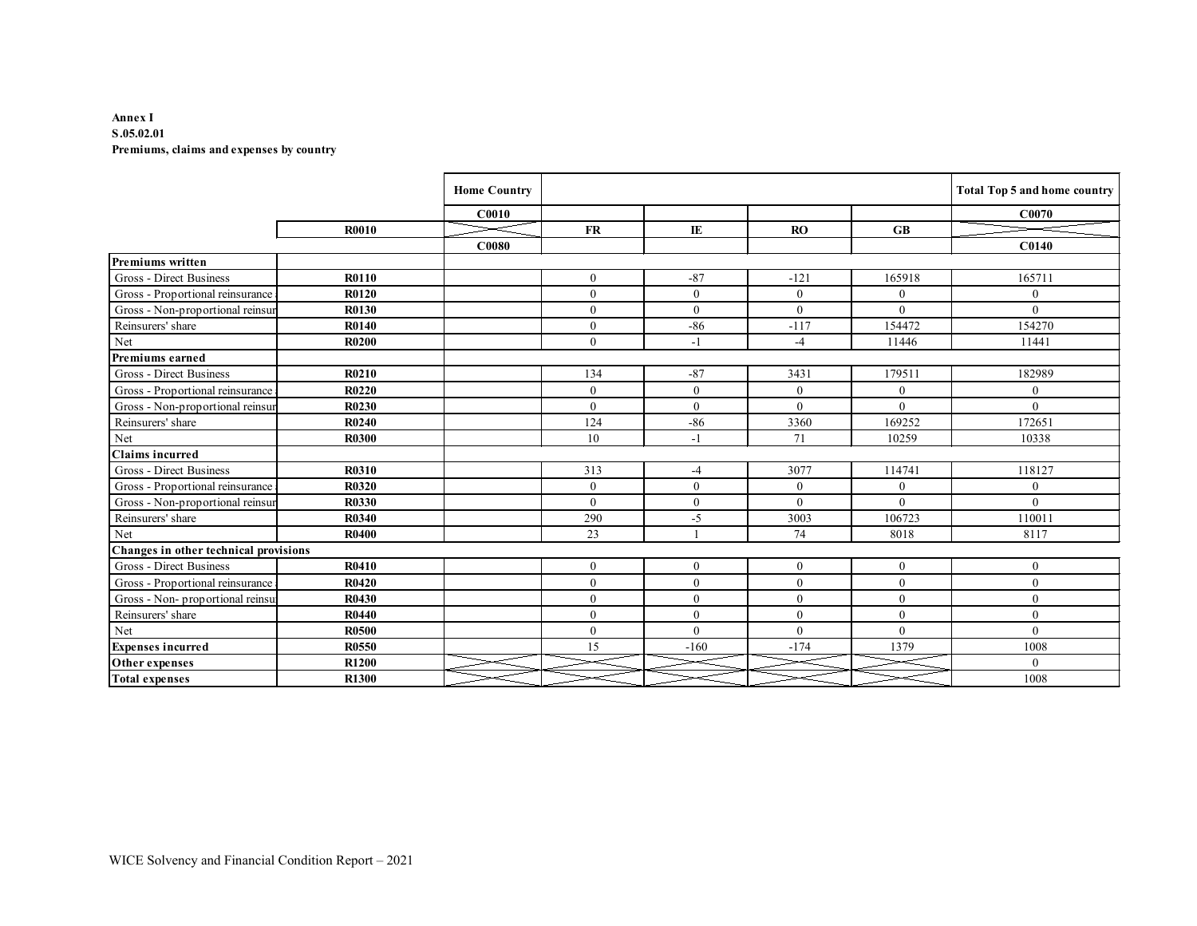**Annex I**
**S.05.02.01**
**Premiums, claims and expenses by country**

| | | Home Country | | | | | Total Top 5 and home country |
|---|---|---|---|---|---|---|---|
| | | C0010 | | | | | C0070 |
| | R0010 | | FR | IE | RO | GB | |
| | | C0080 | | | | | C0140 |
| **Premiums written** | | | | | | | |
| Gross - Direct Business | R0110 | | 0 | -87 | -121 | 165918 | 165711 |
| Gross - Proportional reinsurance | R0120 | | 0 | 0 | 0 | 0 | 0 |
| Gross - Non-proportional reinsur | R0130 | | 0 | 0 | 0 | 0 | 0 |
| Reinsurers' share | R0140 | | 0 | -86 | -117 | 154472 | 154270 |
| Net | R0200 | | 0 | -1 | -4 | 11446 | 11441 |
| **Premiums earned** | | | | | | | |
| Gross - Direct Business | R0210 | | 134 | -87 | 3431 | 179511 | 182989 |
| Gross - Proportional reinsurance | R0220 | | 0 | 0 | 0 | 0 | 0 |
| Gross - Non-proportional reinsur | R0230 | | 0 | 0 | 0 | 0 | 0 |
| Reinsurers' share | R0240 | | 124 | -86 | 3360 | 169252 | 172651 |
| Net | R0300 | | 10 | -1 | 71 | 10259 | 10338 |
| **Claims incurred** | | | | | | | |
| Gross - Direct Business | R0310 | | 313 | -4 | 3077 | 114741 | 118127 |
| Gross - Proportional reinsurance | R0320 | | 0 | 0 | 0 | 0 | 0 |
| Gross - Non-proportional reinsur | R0330 | | 0 | 0 | 0 | 0 | 0 |
| Reinsurers' share | R0340 | | 290 | -5 | 3003 | 106723 | 110011 |
| Net | R0400 | | 23 | 1 | 74 | 8018 | 8117 |
| **Changes in other technical provisions** | | | | | | | |
| Gross - Direct Business | R0410 | | 0 | 0 | 0 | 0 | 0 |
| Gross - Proportional reinsurance | R0420 | | 0 | 0 | 0 | 0 | 0 |
| Gross - Non- proportional reinsu | R0430 | | 0 | 0 | 0 | 0 | 0 |
| Reinsurers' share | R0440 | | 0 | 0 | 0 | 0 | 0 |
| Net | R0500 | | 0 | 0 | 0 | 0 | 0 |
| **Expenses incurred** | R0550 | | 15 | -160 | -174 | 1379 | 1008 |
| **Other expenses** | R1200 | | | | | | 0 |
| **Total expenses** | R1300 | | | | | | 1008 |

WICE Solvency and Financial Condition Report – 2021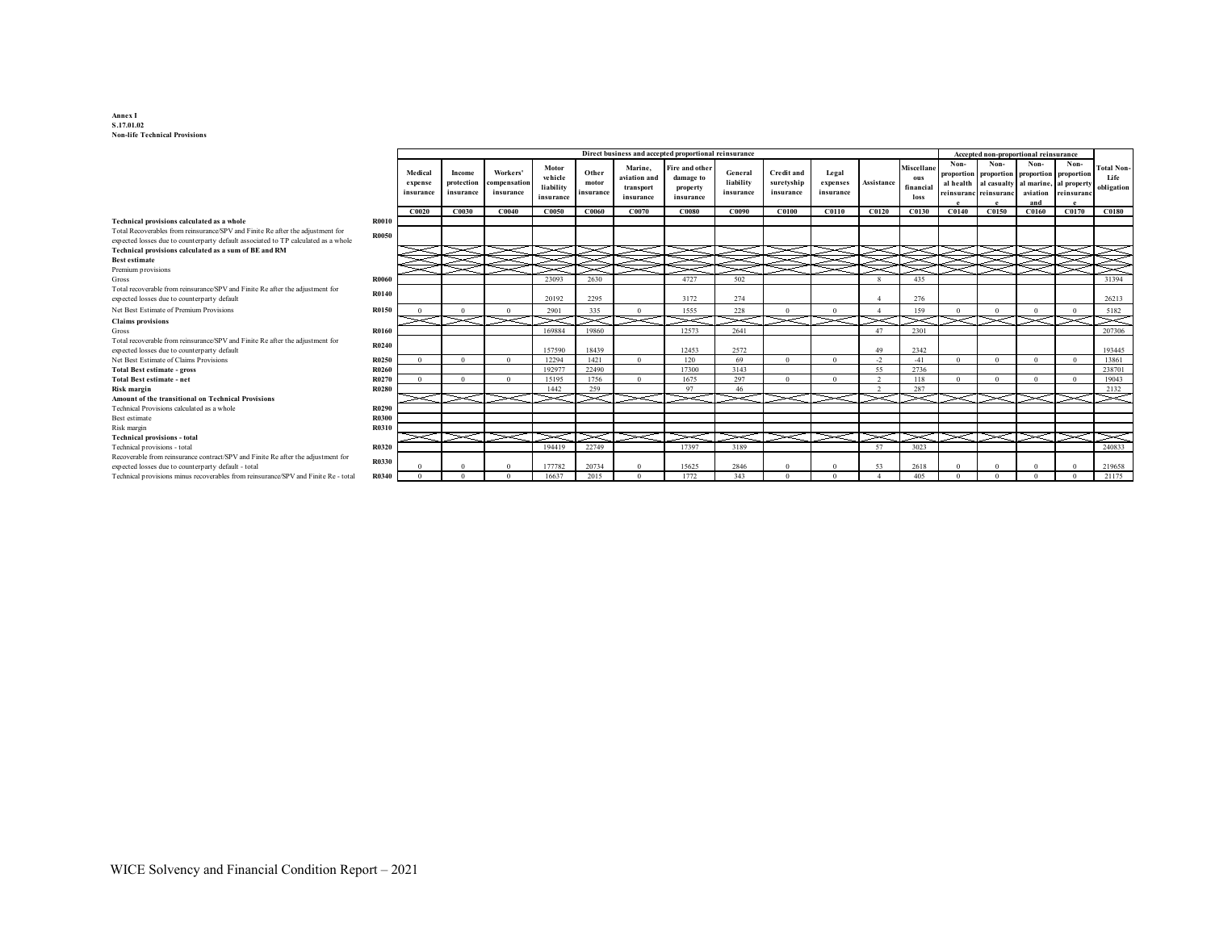**Annex I**
**S.17.01.02**
**Non-life Technical Provisions**

| | | Direct business and accepted proportional reinsurance | | | | | | | | | | | | Accepted non-proportional reinsurance | | | | |
|---|---|---|---|---|---|---|---|---|---|---|---|---|---|---|---|---|---|---|
| | | Medical expense insurance | Income protection insurance | Workers' compensation insurance | Motor vehicle liability insurance | Other motor insurance | Marine, aviation and transport insurance | Fire and other damage to property insurance | General liability insurance | Credit and suretyship insurance | Legal expenses insurance | Assistance | Miscellaneous financial loss | Non-proportional health reinsurance | Non-proportional casualty reinsurance | Non-proportional marine, aviation and transport reinsurance | Non-proportional property reinsurance | Total Non-Life obligation |
| | | C0020 | C0030 | C0040 | C0050 | C0060 | C0070 | C0080 | C0090 | C0100 | C0110 | C0120 | C0130 | C0140 | C0150 | C0160 | C0170 | C0180 |
| **Technical provisions calculated as a whole** | R0010 | | | | | | | | | | | | | | | | | |
| Total Recoverables from reinsurance/SPV and Finite Re after the adjustment for expected losses due to counterparty default associated to TP calculated as a whole | R0050 | | | | | | | | | | | | | | | | | |
| **Technical provisions calculated as a sum of BE and RM** | | | | | | | | | | | | | | | | | | |
| **Best estimate** | | | | | | | | | | | | | | | | | | |
| Premium provisions | | | | | | | | | | | | | | | | | | |
| Gross | R0060 | | | | 23093 | 2630 | | 4727 | 502 | | | 8 | 435 | | | | | 31394 |
| Total recoverable from reinsurance/SPV and Finite Re after the adjustment for expected losses due to counterparty default | R0140 | | | | 20192 | 2295 | | 3172 | 274 | | | 4 | 276 | | | | | 26213 |
| Net Best Estimate of Premium Provisions | R0150 | 0 | 0 | 0 | 2901 | 335 | 0 | 1555 | 228 | 0 | 0 | 4 | 159 | 0 | 0 | 0 | 0 | 5182 |
| **Claims provisions** | | | | | | | | | | | | | | | | | | |
| Gross | R0160 | | | | 169884 | 19860 | | 12573 | 2641 | | | 47 | 2301 | | | | | 207306 |
| Total recoverable from reinsurance/SPV and Finite Re after the adjustment for expected losses due to counterparty default | R0240 | | | | 157590 | 18439 | | 12453 | 2572 | | | 49 | 2342 | | | | | 193445 |
| Net Best Estimate of Claims Provisions | R0250 | 0 | 0 | 0 | 12294 | 1421 | 0 | 120 | 69 | 0 | 0 | -2 | -41 | 0 | 0 | 0 | 0 | 13861 |
| **Total Best estimate - gross** | R0260 | | | | 192977 | 22490 | | 17300 | 3143 | | | 55 | 2736 | | | | | 238701 |
| **Total Best estimate - net** | R0270 | 0 | 0 | 0 | 15195 | 1756 | 0 | 1675 | 297 | 0 | 0 | 2 | 118 | 0 | 0 | 0 | 0 | 19043 |
| **Risk margin** | R0280 | | | | 1442 | 259 | | 97 | 46 | | | 2 | 287 | | | | | 2132 |
| **Amount of the transitional on Technical Provisions** | | | | | | | | | | | | | | | | | | |
| Technical Provisions calculated as a whole | R0290 | | | | | | | | | | | | | | | | | |
| Best estimate | R0300 | | | | | | | | | | | | | | | | | |
| Risk margin | R0310 | | | | | | | | | | | | | | | | | |
| **Technical provisions - total** | | | | | | | | | | | | | | | | | | |
| Technical provisions - total | R0320 | | | | 194419 | 22749 | | 17397 | 3189 | | | 57 | 3023 | | | | | 240833 |
| Recoverable from reinsurance contract/SPV and Finite Re after the adjustment for expected losses due to counterparty default - total | R0330 | 0 | 0 | 0 | 177782 | 20734 | 0 | 15625 | 2846 | 0 | 0 | 53 | 2618 | 0 | 0 | 0 | 0 | 219658 |
| Technical provisions minus recoverables from reinsurance/SPV and Finite Re - total | R0340 | 0 | 0 | 0 | 16637 | 2015 | 0 | 1772 | 343 | 0 | 0 | 4 | 405 | 0 | 0 | 0 | 0 | 21175 |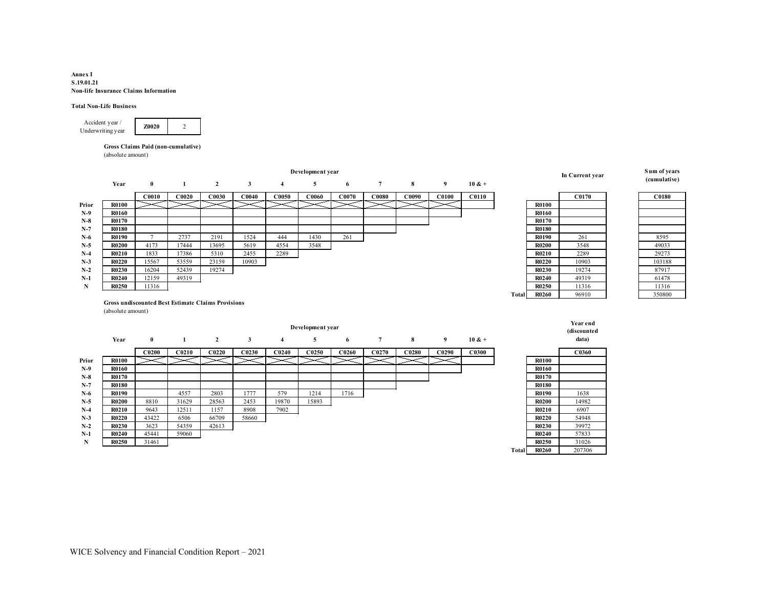**Annex I**
**S.19.01.21**
**Non-life Insurance Claims Information**

**Total Non-Life Business**

| Accident year / Underwriting year | Z0020 | 2 |
|---|---|---|

**Gross Claims Paid (non-cumulative)**
(absolute amount)

| | Year | 0 | 1 | 2 | 3 | 4 | 5 | 6 | 7 | 8 | 9 | 10 & + | | In Current year | Sum of years (cumulative) |
|---|---|---|---|---|---|---|---|---|---|---|---|---|---|---|---|
| | | C0010 | C0020 | C0030 | C0040 | C0050 | C0060 | C0070 | C0080 | C0090 | C0100 | C0110 | | C0170 | C0180 |
| Prior | R0100 | | | | | | | | | | | | R0100 | | |
| N-9 | R0160 | | | | | | | | | | | | R0160 | | |
| N-8 | R0170 | | | | | | | | | | | | R0170 | | |
| N-7 | R0180 | | | | | | | | | | | | R0180 | | |
| N-6 | R0190 | 7 | 2737 | 2191 | 1524 | 444 | 1430 | 261 | | | | | R0190 | 261 | 8595 |
| N-5 | R0200 | 4173 | 17444 | 13695 | 5619 | 4554 | 3548 | | | | | | R0200 | 3548 | 49033 |
| N-4 | R0210 | 1833 | 17386 | 5310 | 2455 | 2289 | | | | | | | R0210 | 2289 | 29273 |
| N-3 | R0220 | 15567 | 53559 | 23159 | 10903 | | | | | | | | R0220 | 10903 | 103188 |
| N-2 | R0230 | 16204 | 52439 | 19274 | | | | | | | | | R0230 | 19274 | 87917 |
| N-1 | R0240 | 12159 | 49319 | | | | | | | | | | R0240 | 49319 | 61478 |
| N | R0250 | 11316 | | | | | | | | | | | R0250 | 11316 | 11316 |
| | | | | | | | | | | | | Total | R0260 | 96910 | 350800 |

**Gross undiscounted Best Estimate Claims Provisions**
(absolute amount)

| | Year | 0 | 1 | 2 | 3 | 4 | 5 | 6 | 7 | 8 | 9 | 10 & + | | Year end (discounted data) |
|---|---|---|---|---|---|---|---|---|---|---|---|---|---|---|
| | | C0200 | C0210 | C0220 | C0230 | C0240 | C0250 | C0260 | C0270 | C0280 | C0290 | C0300 | | C0360 |
| Prior | R0100 | | | | | | | | | | | | R0100 | |
| N-9 | R0160 | | | | | | | | | | | | R0160 | |
| N-8 | R0170 | | | | | | | | | | | | R0170 | |
| N-7 | R0180 | | | | | | | | | | | | R0180 | |
| N-6 | R0190 | | 4557 | 2803 | 1777 | 579 | 1214 | 1716 | | | | | R0190 | 1638 |
| N-5 | R0200 | 8810 | 31629 | 28563 | 2453 | 19870 | 15893 | | | | | | R0200 | 14982 |
| N-4 | R0210 | 9643 | 12511 | 1157 | 8908 | 7902 | | | | | | | R0210 | 6907 |
| N-3 | R0220 | 43422 | 6506 | 66709 | 58660 | | | | | | | | R0220 | 54948 |
| N-2 | R0230 | 3623 | 54359 | 42613 | | | | | | | | | R0230 | 39972 |
| N-1 | R0240 | 45441 | 59060 | | | | | | | | | | R0240 | 57833 |
| N | R0250 | 31461 | | | | | | | | | | | R0250 | 31026 |
| | | | | | | | | | | | | Total | R0260 | 207306 |

WICE Solvency and Financial Condition Report – 2021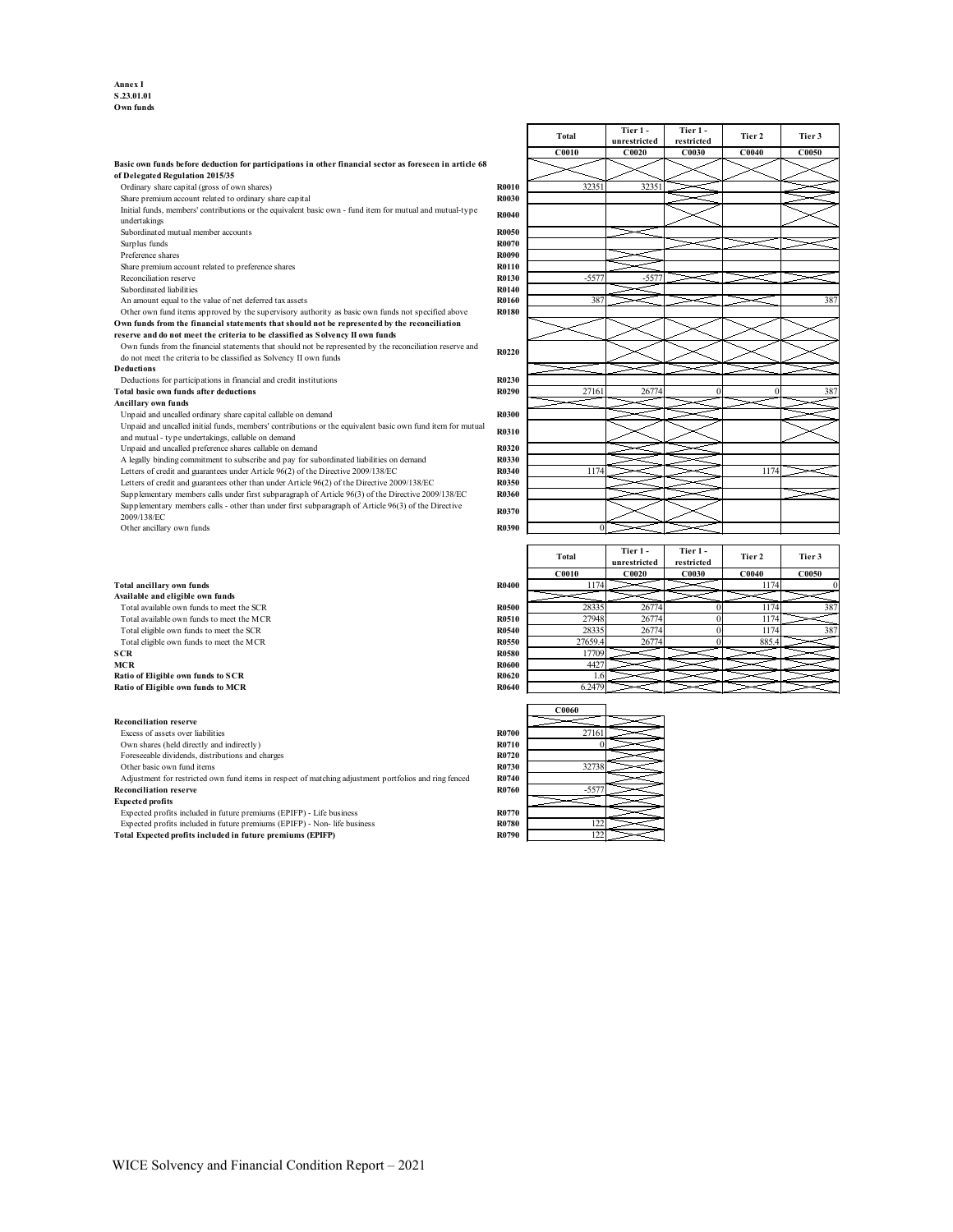**Annex I**
**S.23.01.01**
**Own funds**

| | | Total | Tier 1 - unrestricted | Tier 1 - restricted | Tier 2 | Tier 3 |
|---|---|---|---|---|---|---|
| | | C0010 | C0020 | C0030 | C0040 | C0050 |
| **Basic own funds before deduction for participations in other financial sector as foreseen in article 68 of Delegated Regulation 2015/35** | | | | | | |
| Ordinary share capital (gross of own shares) | R0010 | 32351 | 32351 | | | |
| Share premium account related to ordinary share capital | R0030 | | | | | |
| Initial funds, members' contributions or the equivalent basic own - fund item for mutual and mutual-type undertakings | R0040 | | | | | |
| Subordinated mutual member accounts | R0050 | | | | | |
| Surplus funds | R0070 | | | | | |
| Preference shares | R0090 | | | | | |
| Share premium account related to preference shares | R0110 | | | | | |
| Reconciliation reserve | R0130 | -5577 | -5577 | | | |
| Subordinated liabilities | R0140 | | | | | |
| An amount equal to the value of net deferred tax assets | R0160 | 387 | | | | 387 |
| Other own fund items approved by the supervisory authority as basic own funds not specified above | R0180 | | | | | |
| **Own funds from the financial statements that should not be represented by the reconciliation reserve and do not meet the criteria to be classified as Solvency II own funds** | | | | | | |
| Own funds from the financial statements that should not be represented by the reconciliation reserve and do not meet the criteria to be classified as Solvency II own funds | R0220 | | | | | |
| **Deductions** | | | | | | |
| Deductions for participations in financial and credit institutions | R0230 | | | | | |
| **Total basic own funds after deductions** | R0290 | 27161 | 26774 | 0 | 0 | 387 |
| **Ancillary own funds** | | | | | | |
| Unpaid and uncalled ordinary share capital callable on demand | R0300 | | | | | |
| Unpaid and uncalled initial funds, members' contributions or the equivalent basic own fund item for mutual and mutual - type undertakings, callable on demand | R0310 | | | | | |
| Unpaid and uncalled preference shares callable on demand | R0320 | | | | | |
| A legally binding commitment to subscribe and pay for subordinated liabilities on demand | R0330 | | | | | |
| Letters of credit and guarantees under Article 96(2) of the Directive 2009/138/EC | R0340 | 1174 | | | 1174 | |
| Letters of credit and guarantees other than under Article 96(2) of the Directive 2009/138/EC | R0350 | | | | | |
| Supplementary members calls under first subparagraph of Article 96(3) of the Directive 2009/138/EC | R0360 | | | | | |
| Supplementary members calls - other than under first subparagraph of Article 96(3) of the Directive 2009/138/EC | R0370 | | | | | |
| Other ancillary own funds | R0390 | 0 | | | | |

| | | Total | Tier 1 - unrestricted | Tier 1 - restricted | Tier 2 | Tier 3 |
|---|---|---|---|---|---|---|
| | | C0010 | C0020 | C0030 | C0040 | C0050 |
| **Total ancillary own funds** | R0400 | 1174 | | | 1174 | 0 |
| **Available and eligible own funds** | | | | | | |
| Total available own funds to meet the SCR | R0500 | 28335 | 26774 | 0 | 1174 | 387 |
| Total available own funds to meet the MCR | R0510 | 27948 | 26774 | 0 | 1174 | |
| Total eligible own funds to meet the SCR | R0540 | 28335 | 26774 | 0 | 1174 | 387 |
| Total eligible own funds to meet the MCR | R0550 | 27659.4 | 26774 | 0 | 885.4 | |
| **SCR** | R0580 | 17709 | | | | |
| **MCR** | R0600 | 4427 | | | | |
| **Ratio of Eligible own funds to SCR** | R0620 | 1.6 | | | | |
| **Ratio of Eligible own funds to MCR** | R0640 | 6.2479 | | | | |

| | | C0060 |
|---|---|---|
| **Reconciliation reserve** | | |
| Excess of assets over liabilities | R0700 | 27161 |
| Own shares (held directly and indirectly) | R0710 | 0 |
| Foreseeable dividends, distributions and charges | R0720 | |
| Other basic own fund items | R0730 | 32738 |
| Adjustment for restricted own fund items in respect of matching adjustment portfolios and ring fenced | R0740 | |
| **Reconciliation reserve** | R0760 | -5577 |
| **Expected profits** | | |
| Expected profits included in future premiums (EPIFP) - Life business | R0770 | |
| Expected profits included in future premiums (EPIFP) - Non- life business | R0780 | 122 |
| **Total Expected profits included in future premiums (EPIFP)** | R0790 | 122 |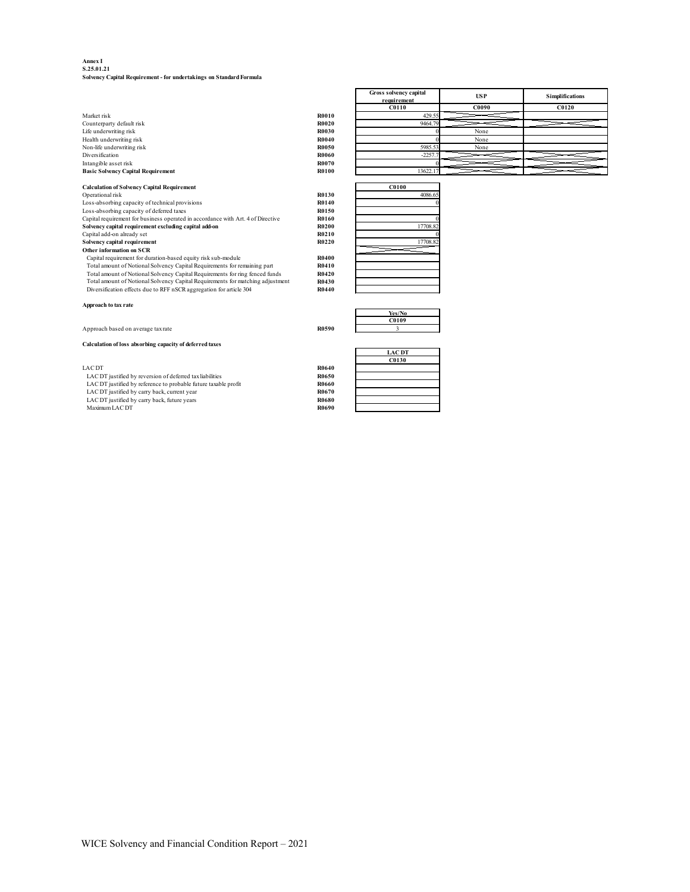**Annex I**
**S.25.01.21**
**Solvency Capital Requirement - for undertakings on Standard Formula**

| | | Gross solvency capital requirement | USP | Simplifications |
|---|---|---|---|---|
| | | C0110 | C0090 | C0120 |
| Market risk | R0010 | 429.55 | | |
| Counterparty default risk | R0020 | 9464.79 | | |
| Life underwriting risk | R0030 | 0 | None | |
| Health underwriting risk | R0040 | 0 | None | |
| Non-life underwriting risk | R0050 | 5985.53 | None | |
| Diversification | R0060 | -2257.7 | | |
| Intangible asset risk | R0070 | 0 | | |
| **Basic Solvency Capital Requirement** | R0100 | 13622.17 | | |

| **Calculation of Solvency Capital Requirement** | | C0100 |
|---|---|---|
| Operational risk | R0130 | 4086.65 |
| Loss-absorbing capacity of technical provisions | R0140 | 0 |
| Loss-absorbing capacity of deferred taxes | R0150 | |
| Capital requirement for business operated in accordance with Art. 4 of Directive | R0160 | 0 |
| **Solvency capital requirement excluding capital add-on** | R0200 | 17708.82 |
| Capital add-on already set | R0210 | 0 |
| **Solvency capital requirement** | R0220 | 17708.82 |
| **Other information on SCR** | | |
| Capital requirement for duration-based equity risk sub-module | R0400 | |
| Total amount of Notional Solvency Capital Requirements for remaining part | R0410 | |
| Total amount of Notional Solvency Capital Requirements for ring fenced funds | R0420 | |
| Total amount of Notional Solvency Capital Requirements for matching adjustment | R0430 | |
| Diversification effects due to RFF nSCR aggregation for article 304 | R0440 | |

**Approach to tax rate**

| | | Yes/No |
|---|---|---|
| | | C0109 |
| Approach based on average tax rate | R0590 | 3 |

**Calculation of loss absorbing capacity of deferred taxes**

| | | LAC DT |
|---|---|---|
| | | C0130 |
| LAC DT | R0640 | |
| LAC DT justified by reversion of deferred tax liabilities | R0650 | |
| LAC DT justified by reference to probable future taxable profit | R0660 | |
| LAC DT justified by carry back, current year | R0670 | |
| LAC DT justified by carry back, future years | R0680 | |
| Maximum LAC DT | R0690 | |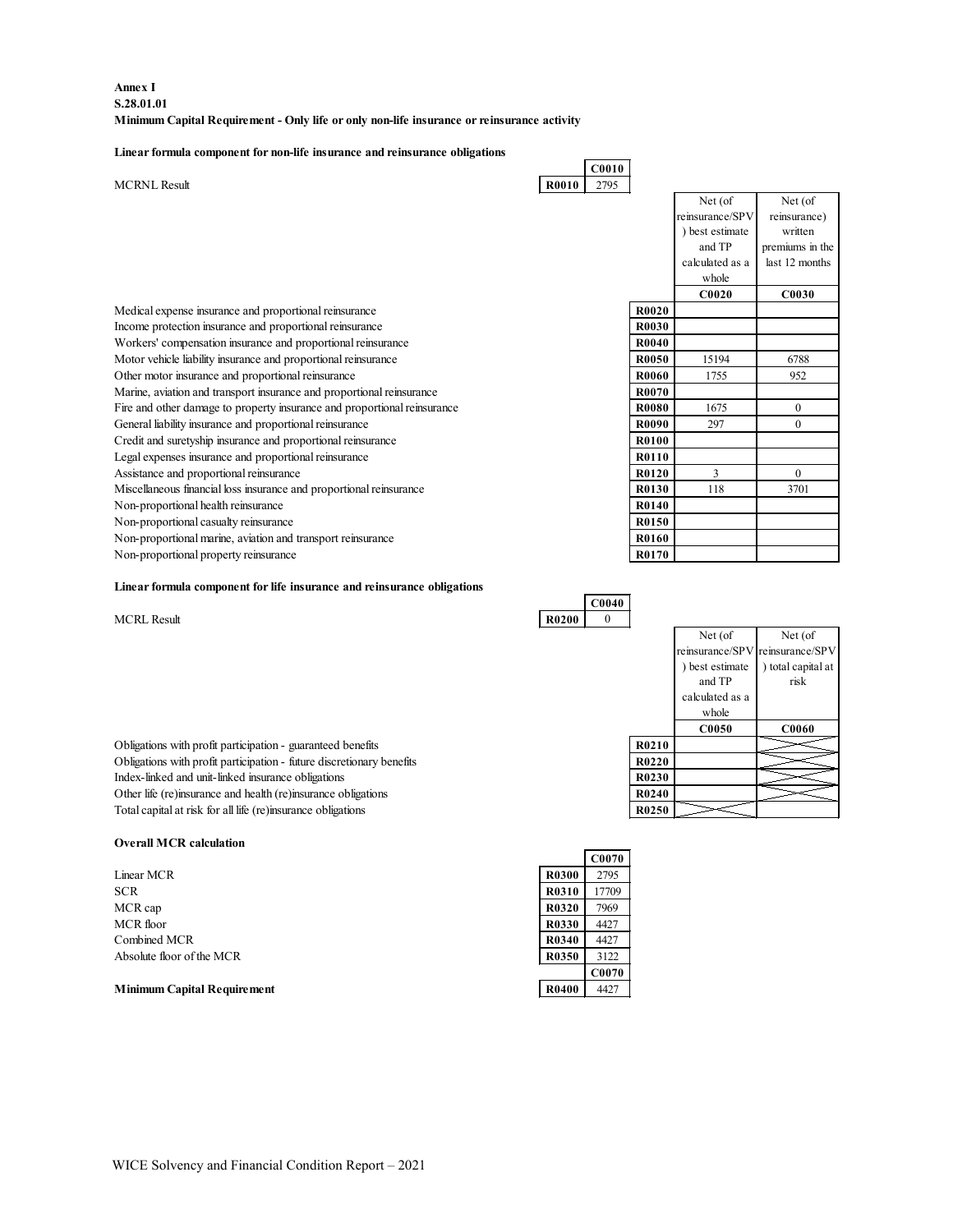**Annex I**

**S.28.01.01**

**Minimum Capital Requirement - Only life or only non-life insurance or reinsurance activity**

**Linear formula component for non-life insurance and reinsurance obligations**

| | | C0010 |
|---|---|---|
| MCRNL Result | R0010 | 2795 |

| | | Net (of reinsurance/SPV) best estimate and TP calculated as a whole | Net (of reinsurance) written premiums in the last 12 months |
|---|---|---|---|
| | | C0020 | C0030 |
| Medical expense insurance and proportional reinsurance | R0020 | | |
| Income protection insurance and proportional reinsurance | R0030 | | |
| Workers' compensation insurance and proportional reinsurance | R0040 | | |
| Motor vehicle liability insurance and proportional reinsurance | R0050 | 15194 | 6788 |
| Other motor insurance and proportional reinsurance | R0060 | 1755 | 952 |
| Marine, aviation and transport insurance and proportional reinsurance | R0070 | | |
| Fire and other damage to property insurance and proportional reinsurance | R0080 | 1675 | 0 |
| General liability insurance and proportional reinsurance | R0090 | 297 | 0 |
| Credit and suretyship insurance and proportional reinsurance | R0100 | | |
| Legal expenses insurance and proportional reinsurance | R0110 | | |
| Assistance and proportional reinsurance | R0120 | 3 | 0 |
| Miscellaneous financial loss insurance and proportional reinsurance | R0130 | 118 | 3701 |
| Non-proportional health reinsurance | R0140 | | |
| Non-proportional casualty reinsurance | R0150 | | |
| Non-proportional marine, aviation and transport reinsurance | R0160 | | |
| Non-proportional property reinsurance | R0170 | | |

**Linear formula component for life insurance and reinsurance obligations**

| | | C0040 |
|---|---|---|
| MCRL Result | R0200 | 0 |

| | | Net (of reinsurance/SPV) best estimate and TP calculated as a whole | Net (of reinsurance/SPV) total capital at risk |
|---|---|---|---|
| | | C0050 | C0060 |
| Obligations with profit participation - guaranteed benefits | R0210 | | |
| Obligations with profit participation - future discretionary benefits | R0220 | | |
| Index-linked and unit-linked insurance obligations | R0230 | | |
| Other life (re)insurance and health (re)insurance obligations | R0240 | | |
| Total capital at risk for all life (re)insurance obligations | R0250 | | |

**Overall MCR calculation**

| | | C0070 |
|---|---|---|
| Linear MCR | R0300 | 2795 |
| SCR | R0310 | 17709 |
| MCR cap | R0320 | 7969 |
| MCR floor | R0330 | 4427 |
| Combined MCR | R0340 | 4427 |
| Absolute floor of the MCR | R0350 | 3122 |
| | | C0070 |
| **Minimum Capital Requirement** | R0400 | 4427 |